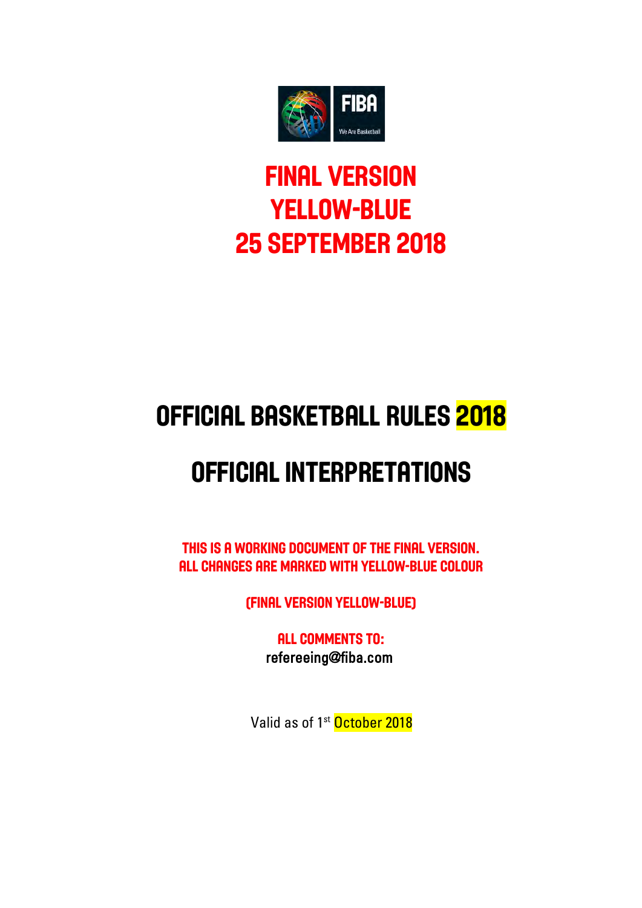# FINAL VERSION YELLOW-BLUE 25 SEPTEMBER 2018

# OFFICIAL BASKETBALL RULES 2018

# OFFICIAL INTERPRETATIONS

**THIS IS A WORKING DOCUMENT OF THE FINAL VERSION.**
**ALL CHANGES ARE MARKED WITH YELLOW-BLUE COLOUR**

**(FINAL VERSION YELLOW-BLUE)**

**ALL COMMENTS TO:**
refereeing@fiba.com

Valid as of 1st October 2018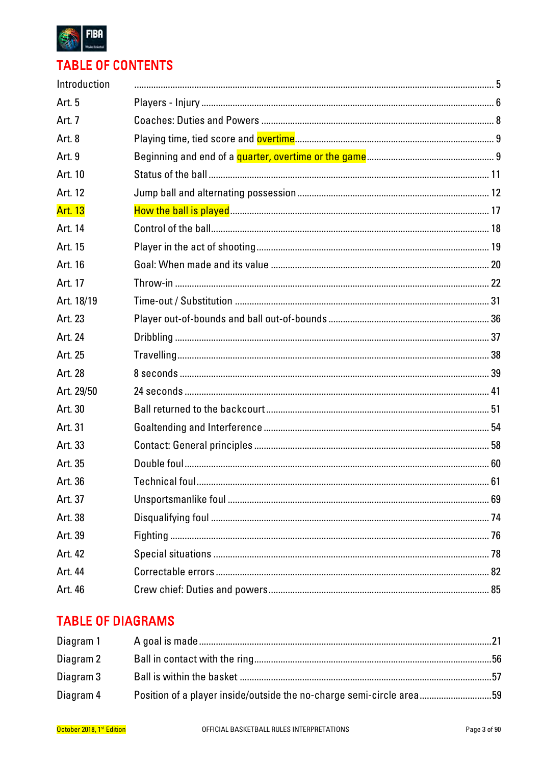## TABLE OF CONTENTS

| | | |
|---|---|---|
| Introduction | | 5 |
| Art. 5 | Players - Injury | 6 |
| Art. 7 | Coaches: Duties and Powers | 8 |
| Art. 8 | Playing time, tied score and overtime | 9 |
| Art. 9 | Beginning and end of a quarter, overtime or the game | 9 |
| Art. 10 | Status of the ball | 11 |
| Art. 12 | Jump ball and alternating possession | 12 |
| Art. 13 | How the ball is played | 17 |
| Art. 14 | Control of the ball | 18 |
| Art. 15 | Player in the act of shooting | 19 |
| Art. 16 | Goal: When made and its value | 20 |
| Art. 17 | Throw-in | 22 |
| Art. 18/19 | Time-out / Substitution | 31 |
| Art. 23 | Player out-of-bounds and ball out-of-bounds | 36 |
| Art. 24 | Dribbling | 37 |
| Art. 25 | Travelling | 38 |
| Art. 28 | 8 seconds | 39 |
| Art. 29/50 | 24 seconds | 41 |
| Art. 30 | Ball returned to the backcourt | 51 |
| Art. 31 | Goaltending and Interference | 54 |
| Art. 33 | Contact: General principles | 58 |
| Art. 35 | Double foul | 60 |
| Art. 36 | Technical foul | 61 |
| Art. 37 | Unsportsmanlike foul | 69 |
| Art. 38 | Disqualifying foul | 74 |
| Art. 39 | Fighting | 76 |
| Art. 42 | Special situations | 78 |
| Art. 44 | Correctable errors | 82 |
| Art. 46 | Crew chief: Duties and powers | 85 |

## TABLE OF DIAGRAMS

| | | |
|---|---|---|
| Diagram 1 | A goal is made | 21 |
| Diagram 2 | Ball in contact with the ring | 56 |
| Diagram 3 | Ball is within the basket | 57 |
| Diagram 4 | Position of a player inside/outside the no-charge semi-circle area | 59 |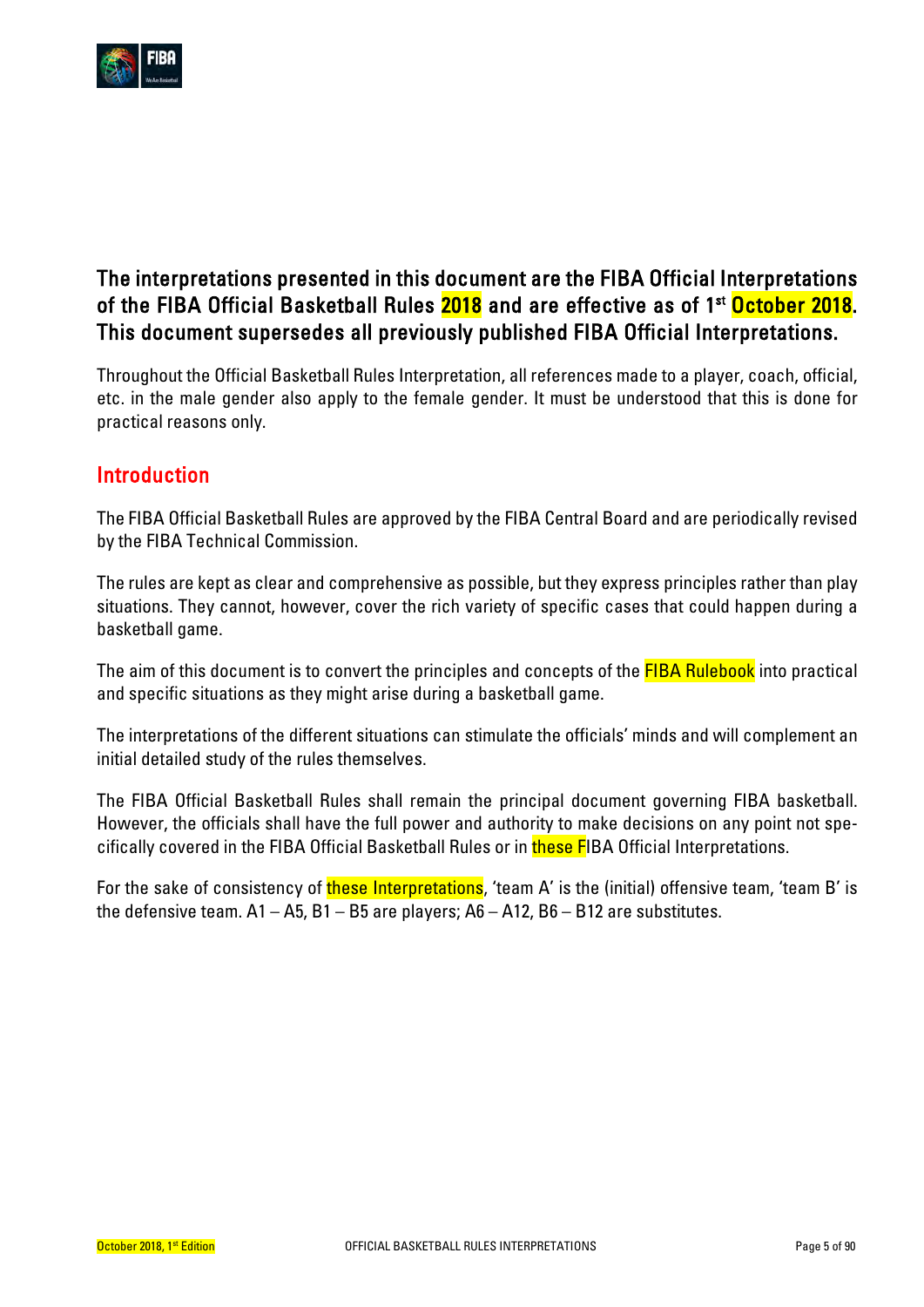**The interpretations presented in this document are the FIBA Official Interpretations of the FIBA Official Basketball Rules 2018 and are effective as of 1st October 2018. This document supersedes all previously published FIBA Official Interpretations.**

Throughout the Official Basketball Rules Interpretation, all references made to a player, coach, official, etc. in the male gender also apply to the female gender. It must be understood that this is done for practical reasons only.

## Introduction

The FIBA Official Basketball Rules are approved by the FIBA Central Board and are periodically revised by the FIBA Technical Commission.

The rules are kept as clear and comprehensive as possible, but they express principles rather than play situations. They cannot, however, cover the rich variety of specific cases that could happen during a basketball game.

The aim of this document is to convert the principles and concepts of the FIBA Rulebook into practical and specific situations as they might arise during a basketball game.

The interpretations of the different situations can stimulate the officials' minds and will complement an initial detailed study of the rules themselves.

The FIBA Official Basketball Rules shall remain the principal document governing FIBA basketball. However, the officials shall have the full power and authority to make decisions on any point not specifically covered in the FIBA Official Basketball Rules or in these FIBA Official Interpretations.

For the sake of consistency of these Interpretations, 'team A' is the (initial) offensive team, 'team B' is the defensive team. A1 – A5, B1 – B5 are players; A6 – A12, B6 – B12 are substitutes.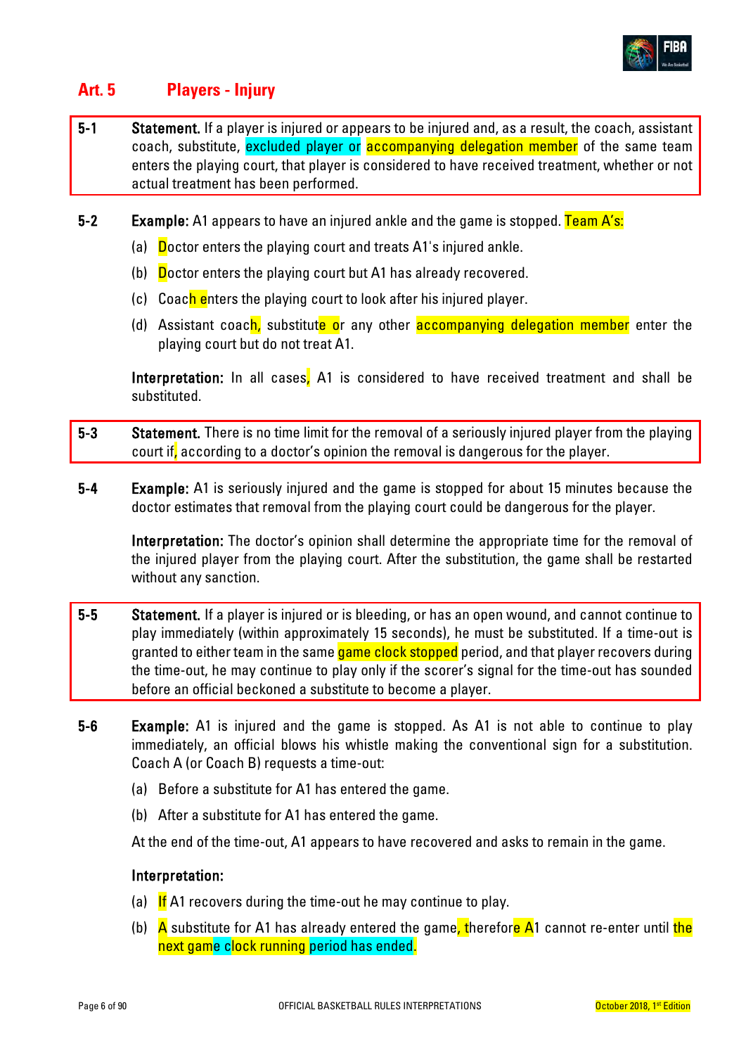## Art. 5 Players - Injury

**5-1 Statement.** If a player is injured or appears to be injured and, as a result, the coach, assistant coach, substitute, excluded player or accompanying delegation member of the same team enters the playing court, that player is considered to have received treatment, whether or not actual treatment has been performed.

**5-2 Example:** A1 appears to have an injured ankle and the game is stopped. Team A's:

(a) Doctor enters the playing court and treats A1's injured ankle.

(b) Doctor enters the playing court but A1 has already recovered.

(c) Coach enters the playing court to look after his injured player.

(d) Assistant coach, substitute or any other accompanying delegation member enter the playing court but do not treat A1.

**Interpretation:** In all cases, A1 is considered to have received treatment and shall be substituted.

**5-3 Statement.** There is no time limit for the removal of a seriously injured player from the playing court if, according to a doctor's opinion the removal is dangerous for the player.

**5-4 Example:** A1 is seriously injured and the game is stopped for about 15 minutes because the doctor estimates that removal from the playing court could be dangerous for the player.

**Interpretation:** The doctor's opinion shall determine the appropriate time for the removal of the injured player from the playing court. After the substitution, the game shall be restarted without any sanction.

**5-5 Statement.** If a player is injured or is bleeding, or has an open wound, and cannot continue to play immediately (within approximately 15 seconds), he must be substituted. If a time-out is granted to either team in the same game clock stopped period, and that player recovers during the time-out, he may continue to play only if the scorer's signal for the time-out has sounded before an official beckoned a substitute to become a player.

**5-6 Example:** A1 is injured and the game is stopped. As A1 is not able to continue to play immediately, an official blows his whistle making the conventional sign for a substitution. Coach A (or Coach B) requests a time-out:

(a) Before a substitute for A1 has entered the game.

(b) After a substitute for A1 has entered the game.

At the end of the time-out, A1 appears to have recovered and asks to remain in the game.

**Interpretation:**

(a) If A1 recovers during the time-out he may continue to play.

(b) A substitute for A1 has already entered the game, therefore A1 cannot re-enter until the next game clock running period has ended.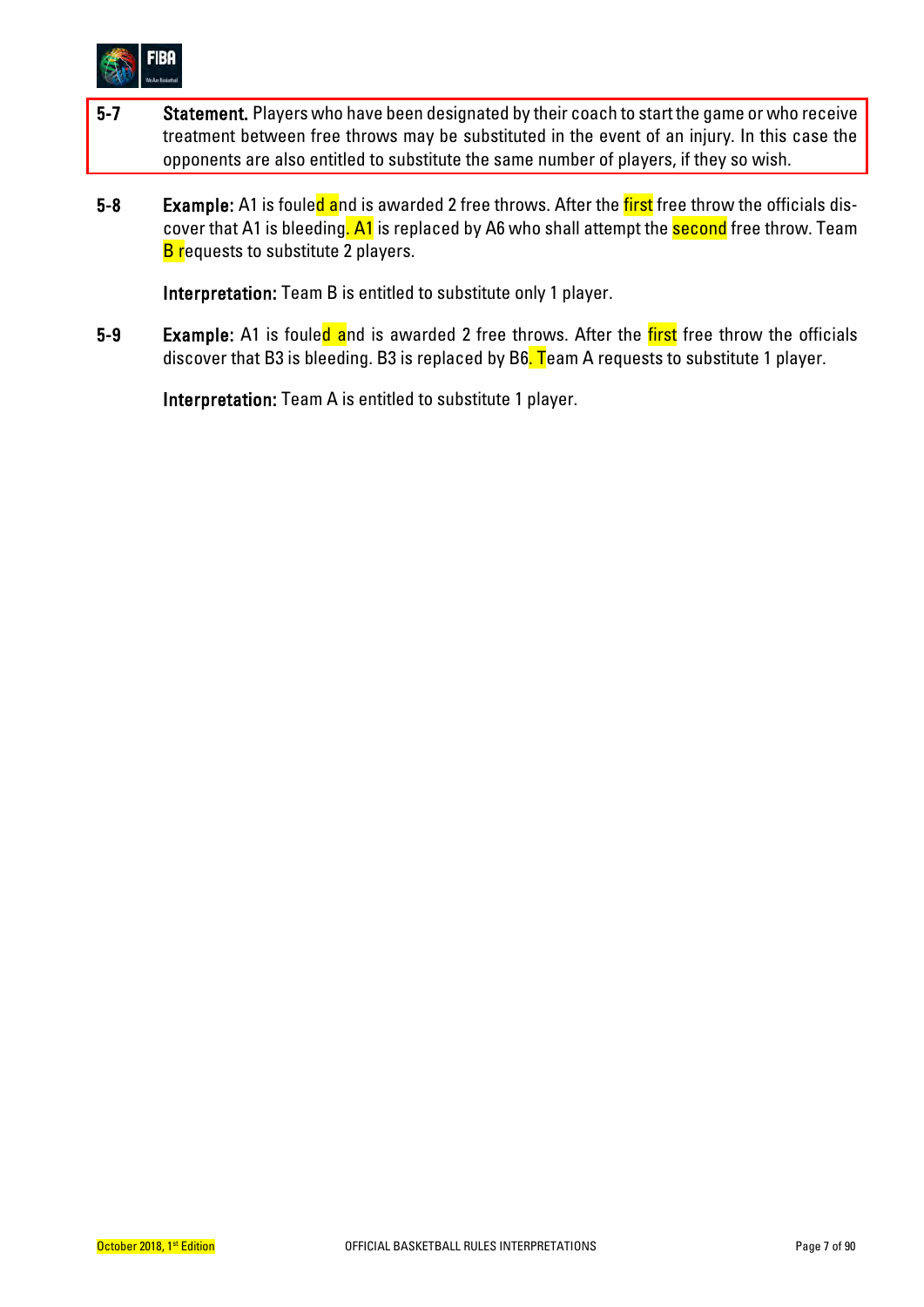**5-7** **Statement.** Players who have been designated by their coach to start the game or who receive treatment between free throws may be substituted in the event of an injury. In this case the opponents are also entitled to substitute the same number of players, if they so wish.

**5-8** **Example:** A1 is fouled and is awarded 2 free throws. After the first free throw the officials discover that A1 is bleeding. A1 is replaced by A6 who shall attempt the second free throw. Team B requests to substitute 2 players.

**Interpretation:** Team B is entitled to substitute only 1 player.

**5-9** **Example:** A1 is fouled and is awarded 2 free throws. After the first free throw the officials discover that B3 is bleeding. B3 is replaced by B6. Team A requests to substitute 1 player.

**Interpretation:** Team A is entitled to substitute 1 player.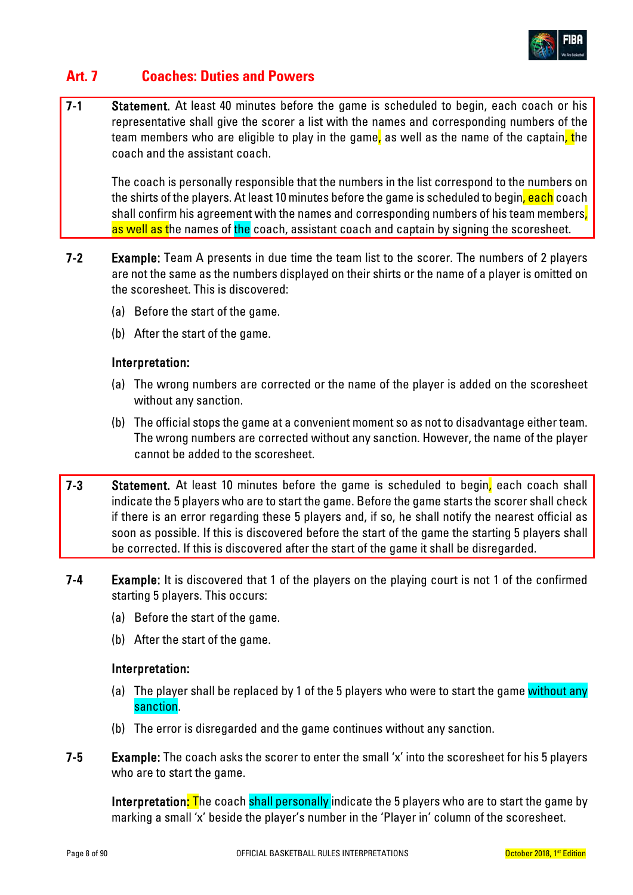## Art. 7 Coaches: Duties and Powers

**7-1 Statement.** At least 40 minutes before the game is scheduled to begin, each coach or his representative shall give the scorer a list with the names and corresponding numbers of the team members who are eligible to play in the game, as well as the name of the captain, the coach and the assistant coach.

The coach is personally responsible that the numbers in the list correspond to the numbers on the shirts of the players. At least 10 minutes before the game is scheduled to begin, each coach shall confirm his agreement with the names and corresponding numbers of his team members, as well as the names of the coach, assistant coach and captain by signing the scoresheet.

**7-2 Example:** Team A presents in due time the team list to the scorer. The numbers of 2 players are not the same as the numbers displayed on their shirts or the name of a player is omitted on the scoresheet. This is discovered:

(a) Before the start of the game.

(b) After the start of the game.

**Interpretation:**

(a) The wrong numbers are corrected or the name of the player is added on the scoresheet without any sanction.

(b) The official stops the game at a convenient moment so as not to disadvantage either team. The wrong numbers are corrected without any sanction. However, the name of the player cannot be added to the scoresheet.

**7-3 Statement.** At least 10 minutes before the game is scheduled to begin, each coach shall indicate the 5 players who are to start the game. Before the game starts the scorer shall check if there is an error regarding these 5 players and, if so, he shall notify the nearest official as soon as possible. If this is discovered before the start of the game the starting 5 players shall be corrected. If this is discovered after the start of the game it shall be disregarded.

**7-4 Example:** It is discovered that 1 of the players on the playing court is not 1 of the confirmed starting 5 players. This occurs:

(a) Before the start of the game.

(b) After the start of the game.

**Interpretation:**

(a) The player shall be replaced by 1 of the 5 players who were to start the game without any sanction.

(b) The error is disregarded and the game continues without any sanction.

**7-5 Example:** The coach asks the scorer to enter the small 'x' into the scoresheet for his 5 players who are to start the game.

**Interpretation:** The coach shall personally indicate the 5 players who are to start the game by marking a small 'x' beside the player's number in the 'Player in' column of the scoresheet.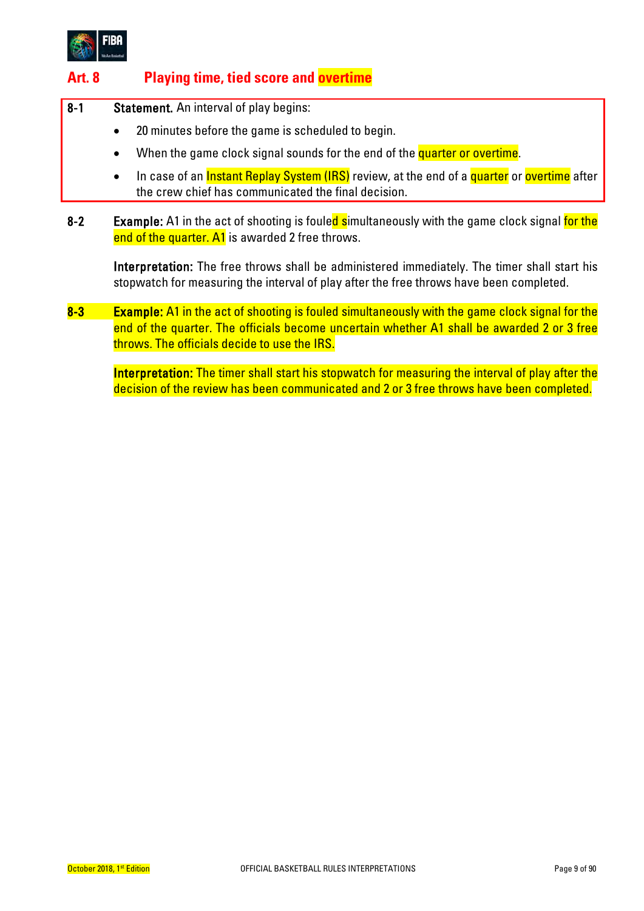## Art. 8 Playing time, tied score and overtime

**8-1 Statement.** An interval of play begins:

- 20 minutes before the game is scheduled to begin.
- When the game clock signal sounds for the end of the quarter or overtime.
- In case of an Instant Replay System (IRS) review, at the end of a quarter or overtime after the crew chief has communicated the final decision.

**8-2 Example:** A1 in the act of shooting is fouled simultaneously with the game clock signal for the end of the quarter. A1 is awarded 2 free throws.

**Interpretation:** The free throws shall be administered immediately. The timer shall start his stopwatch for measuring the interval of play after the free throws have been completed.

**8-3 Example:** A1 in the act of shooting is fouled simultaneously with the game clock signal for the end of the quarter. The officials become uncertain whether A1 shall be awarded 2 or 3 free throws. The officials decide to use the IRS.

**Interpretation:** The timer shall start his stopwatch for measuring the interval of play after the decision of the review has been communicated and 2 or 3 free throws have been completed.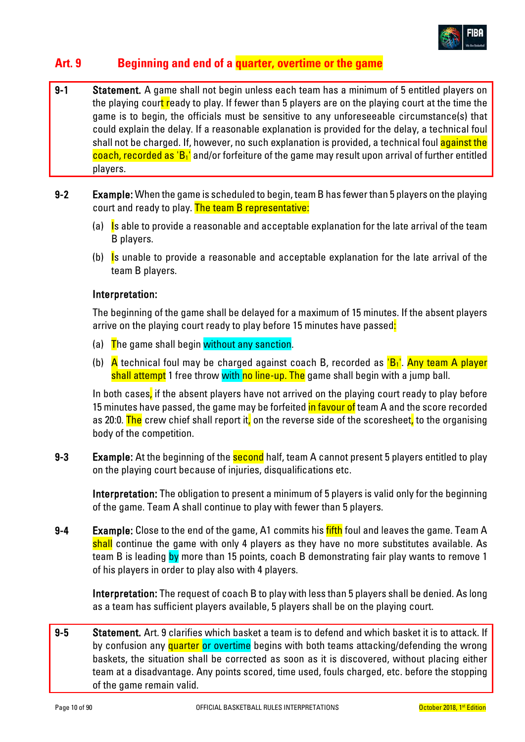# Art. 9 Beginning and end of a quarter, overtime or the game

**9-1** **Statement.** A game shall not begin unless each team has a minimum of 5 entitled players on the playing court ready to play. If fewer than 5 players are on the playing court at the time the game is to begin, the officials must be sensitive to any unforeseeable circumstance(s) that could explain the delay. If a reasonable explanation is provided for the delay, a technical foul shall not be charged. If, however, no such explanation is provided, a technical foul against the coach, recorded as '$B_1$' and/or forfeiture of the game may result upon arrival of further entitled players.

**9-2** **Example:** When the game is scheduled to begin, team B has fewer than 5 players on the playing court and ready to play. The team B representative:

(a) Is able to provide a reasonable and acceptable explanation for the late arrival of the team B players.

(b) Is unable to provide a reasonable and acceptable explanation for the late arrival of the team B players.

**Interpretation:**

The beginning of the game shall be delayed for a maximum of 15 minutes. If the absent players arrive on the playing court ready to play before 15 minutes have passed:

(a) The game shall begin without any sanction.

(b) A technical foul may be charged against coach B, recorded as '$B_1$'. Any team A player shall attempt 1 free throw with no line-up. The game shall begin with a jump ball.

In both cases, if the absent players have not arrived on the playing court ready to play before 15 minutes have passed, the game may be forfeited in favour of team A and the score recorded as 20:0. The crew chief shall report it, on the reverse side of the scoresheet, to the organising body of the competition.

**9-3** **Example:** At the beginning of the second half, team A cannot present 5 players entitled to play on the playing court because of injuries, disqualifications etc.

**Interpretation:** The obligation to present a minimum of 5 players is valid only for the beginning of the game. Team A shall continue to play with fewer than 5 players.

**9-4** **Example:** Close to the end of the game, A1 commits his fifth foul and leaves the game. Team A shall continue the game with only 4 players as they have no more substitutes available. As team B is leading by more than 15 points, coach B demonstrating fair play wants to remove 1 of his players in order to play also with 4 players.

**Interpretation:** The request of coach B to play with less than 5 players shall be denied. As long as a team has sufficient players available, 5 players shall be on the playing court.

**9-5** **Statement.** Art. 9 clarifies which basket a team is to defend and which basket it is to attack. If by confusion any quarter or overtime begins with both teams attacking/defending the wrong baskets, the situation shall be corrected as soon as it is discovered, without placing either team at a disadvantage. Any points scored, time used, fouls charged, etc. before the stopping of the game remain valid.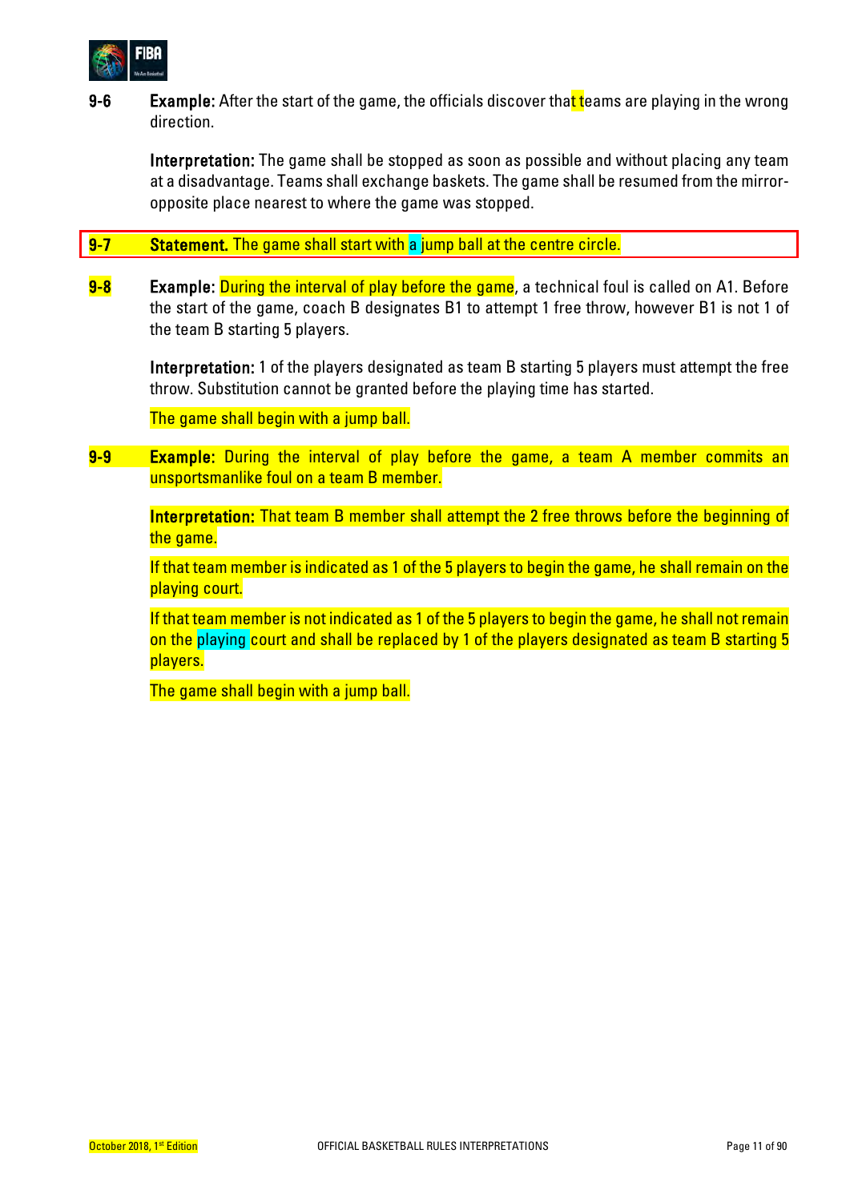**9-6** **Example:** After the start of the game, the officials discover that teams are playing in the wrong direction.

**Interpretation:** The game shall be stopped as soon as possible and without placing any team at a disadvantage. Teams shall exchange baskets. The game shall be resumed from the mirror-opposite place nearest to where the game was stopped.

**9-7** **Statement.** The game shall start with a jump ball at the centre circle.

**9-8** **Example:** During the interval of play before the game, a technical foul is called on A1. Before the start of the game, coach B designates B1 to attempt 1 free throw, however B1 is not 1 of the team B starting 5 players.

**Interpretation:** 1 of the players designated as team B starting 5 players must attempt the free throw. Substitution cannot be granted before the playing time has started.

The game shall begin with a jump ball.

**9-9** **Example:** During the interval of play before the game, a team A member commits an unsportsmanlike foul on a team B member.

**Interpretation:** That team B member shall attempt the 2 free throws before the beginning of the game.

If that team member is indicated as 1 of the 5 players to begin the game, he shall remain on the playing court.

If that team member is not indicated as 1 of the 5 players to begin the game, he shall not remain on the playing court and shall be replaced by 1 of the players designated as team B starting 5 players.

The game shall begin with a jump ball.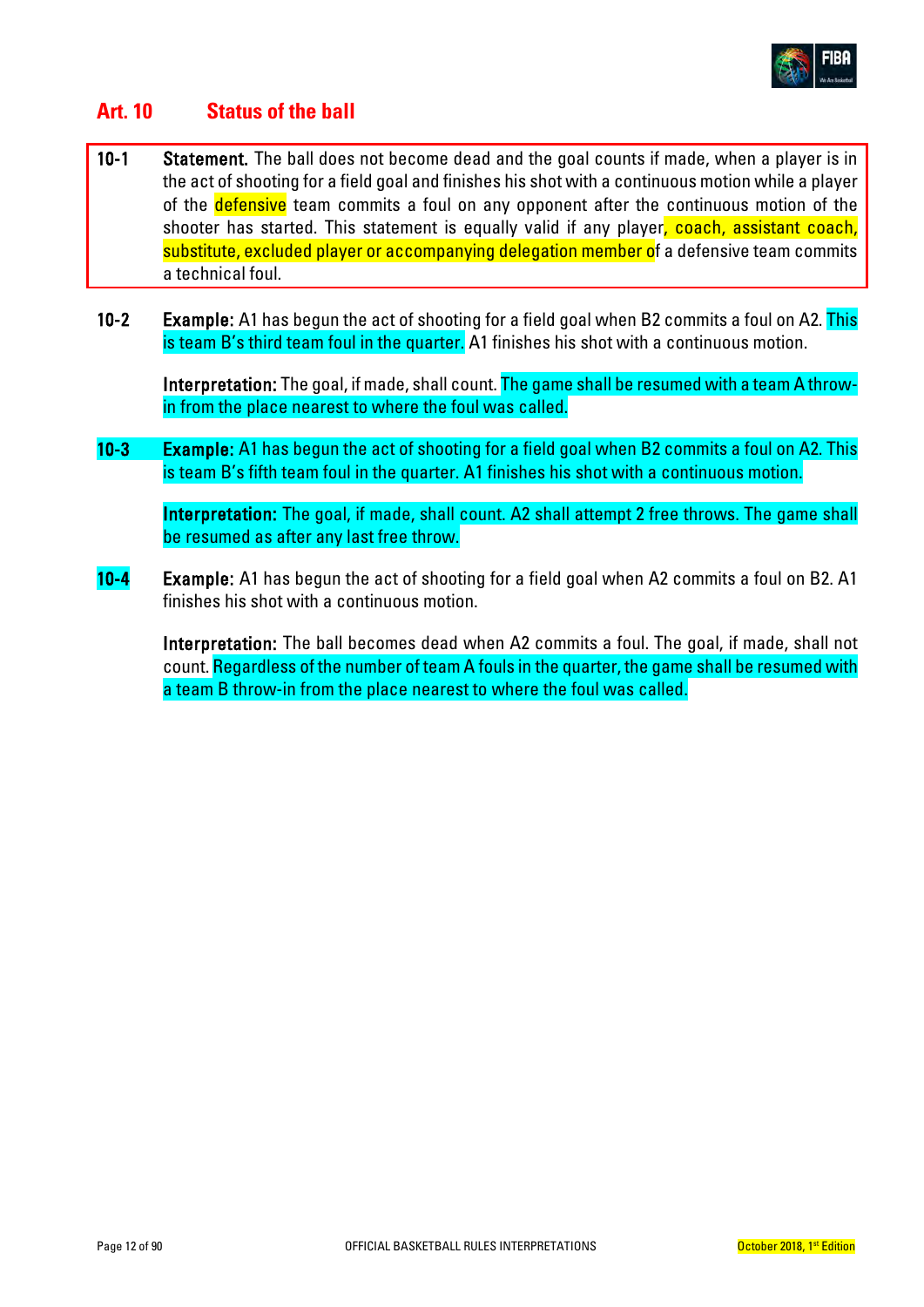## Art. 10 Status of the ball

**10-1 Statement.** The ball does not become dead and the goal counts if made, when a player is in the act of shooting for a field goal and finishes his shot with a continuous motion while a player of the defensive team commits a foul on any opponent after the continuous motion of the shooter has started. This statement is equally valid if any player, coach, assistant coach, substitute, excluded player or accompanying delegation member of a defensive team commits a technical foul.

**10-2 Example:** A1 has begun the act of shooting for a field goal when B2 commits a foul on A2. This is team B's third team foul in the quarter. A1 finishes his shot with a continuous motion.

**Interpretation:** The goal, if made, shall count. The game shall be resumed with a team A throw-in from the place nearest to where the foul was called.

**10-3 Example:** A1 has begun the act of shooting for a field goal when B2 commits a foul on A2. This is team B's fifth team foul in the quarter. A1 finishes his shot with a continuous motion.

**Interpretation:** The goal, if made, shall count. A2 shall attempt 2 free throws. The game shall be resumed as after any last free throw.

**10-4 Example:** A1 has begun the act of shooting for a field goal when A2 commits a foul on B2. A1 finishes his shot with a continuous motion.

**Interpretation:** The ball becomes dead when A2 commits a foul. The goal, if made, shall not count. Regardless of the number of team A fouls in the quarter, the game shall be resumed with a team B throw-in from the place nearest to where the foul was called.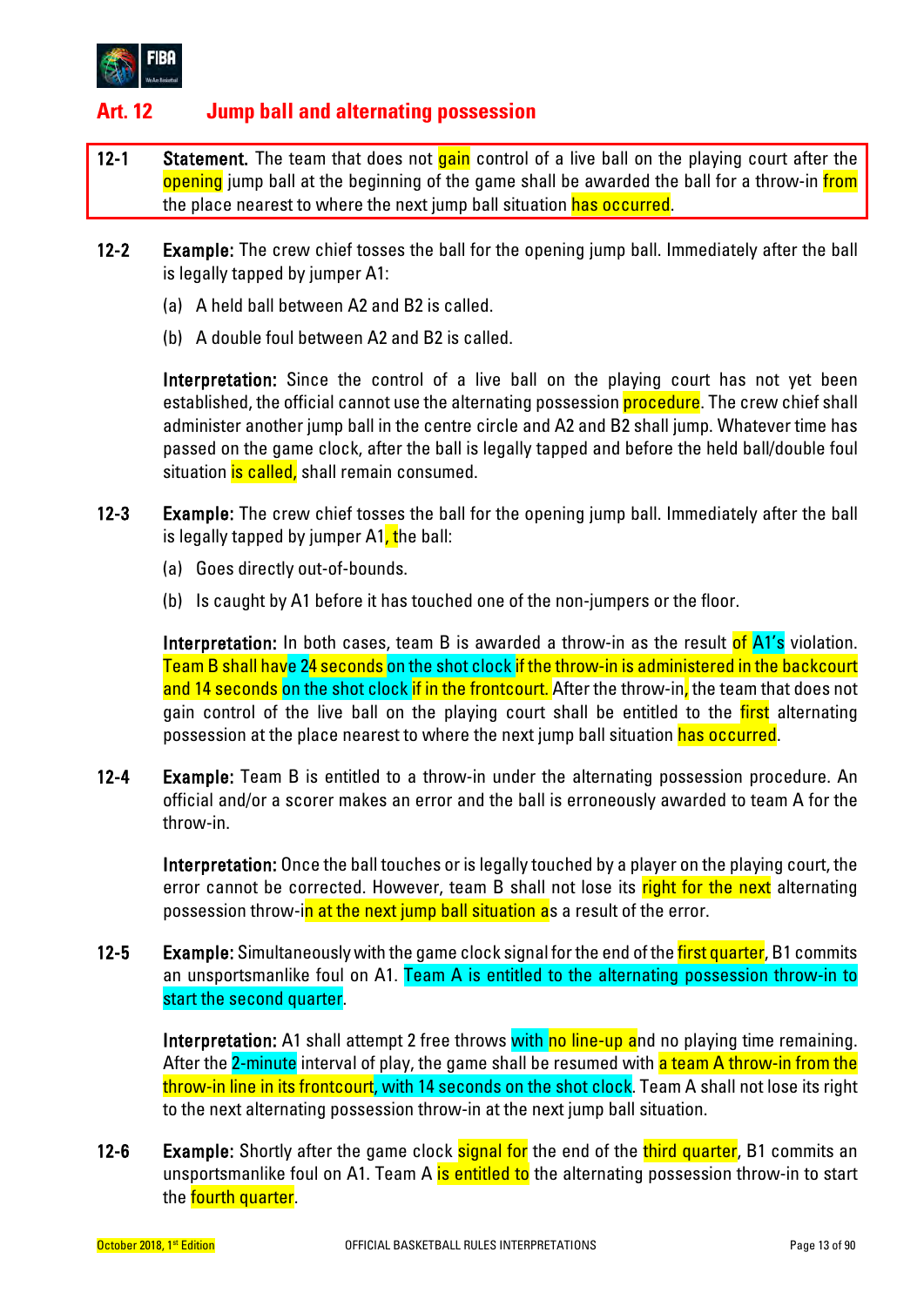## Art. 12 Jump ball and alternating possession

**12-1 Statement.** The team that does not gain control of a live ball on the playing court after the opening jump ball at the beginning of the game shall be awarded the ball for a throw-in from the place nearest to where the next jump ball situation has occurred.

**12-2 Example:** The crew chief tosses the ball for the opening jump ball. Immediately after the ball is legally tapped by jumper A1:

(a) A held ball between A2 and B2 is called.

(b) A double foul between A2 and B2 is called.

**Interpretation:** Since the control of a live ball on the playing court has not yet been established, the official cannot use the alternating possession procedure. The crew chief shall administer another jump ball in the centre circle and A2 and B2 shall jump. Whatever time has passed on the game clock, after the ball is legally tapped and before the held ball/double foul situation is called, shall remain consumed.

**12-3 Example:** The crew chief tosses the ball for the opening jump ball. Immediately after the ball is legally tapped by jumper A1, the ball:

(a) Goes directly out-of-bounds.

(b) Is caught by A1 before it has touched one of the non-jumpers or the floor.

**Interpretation:** In both cases, team B is awarded a throw-in as the result of A1's violation. Team B shall have 24 seconds on the shot clock if the throw-in is administered in the backcourt and 14 seconds on the shot clock if in the frontcourt. After the throw-in, the team that does not gain control of the live ball on the playing court shall be entitled to the first alternating possession at the place nearest to where the next jump ball situation has occurred.

**12-4 Example:** Team B is entitled to a throw-in under the alternating possession procedure. An official and/or a scorer makes an error and the ball is erroneously awarded to team A for the throw-in.

**Interpretation:** Once the ball touches or is legally touched by a player on the playing court, the error cannot be corrected. However, team B shall not lose its right for the next alternating possession throw-in at the next jump ball situation as a result of the error.

**12-5 Example:** Simultaneously with the game clock signal for the end of the first quarter, B1 commits an unsportsmanlike foul on A1. Team A is entitled to the alternating possession throw-in to start the second quarter.

**Interpretation:** A1 shall attempt 2 free throws with no line-up and no playing time remaining. After the 2-minute interval of play, the game shall be resumed with a team A throw-in from the throw-in line in its frontcourt, with 14 seconds on the shot clock. Team A shall not lose its right to the next alternating possession throw-in at the next jump ball situation.

**12-6 Example:** Shortly after the game clock signal for the end of the third quarter, B1 commits an unsportsmanlike foul on A1. Team A is entitled to the alternating possession throw-in to start the fourth quarter.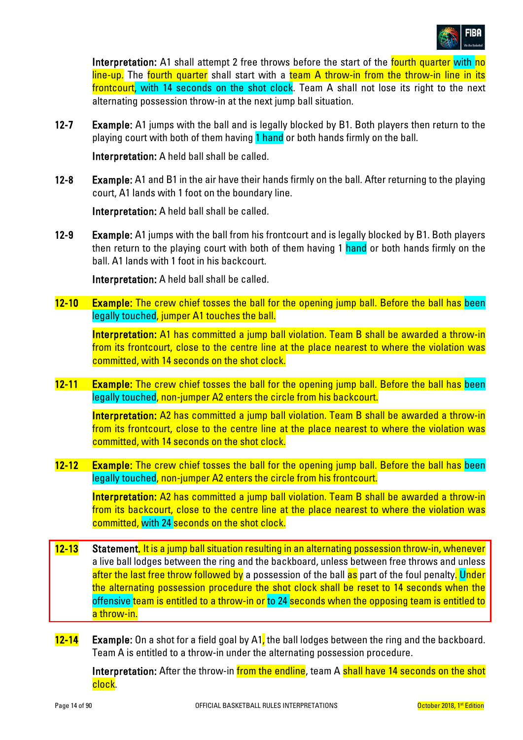**Interpretation:** A1 shall attempt 2 free throws before the start of the fourth quarter with no line-up. The fourth quarter shall start with a team A throw-in from the throw-in line in its frontcourt, with 14 seconds on the shot clock. Team A shall not lose its right to the next alternating possession throw-in at the next jump ball situation.

**12-7** **Example:** A1 jumps with the ball and is legally blocked by B1. Both players then return to the playing court with both of them having 1 hand or both hands firmly on the ball.

**Interpretation:** A held ball shall be called.

**12-8** **Example:** A1 and B1 in the air have their hands firmly on the ball. After returning to the playing court, A1 lands with 1 foot on the boundary line.

**Interpretation:** A held ball shall be called.

**12-9** **Example:** A1 jumps with the ball from his frontcourt and is legally blocked by B1. Both players then return to the playing court with both of them having 1 hand or both hands firmly on the ball. A1 lands with 1 foot in his backcourt.

**Interpretation:** A held ball shall be called.

**12-10** **Example:** The crew chief tosses the ball for the opening jump ball. Before the ball has been legally touched, jumper A1 touches the ball.

**Interpretation:** A1 has committed a jump ball violation. Team B shall be awarded a throw-in from its frontcourt, close to the centre line at the place nearest to where the violation was committed, with 14 seconds on the shot clock.

**12-11** **Example:** The crew chief tosses the ball for the opening jump ball. Before the ball has been legally touched, non-jumper A2 enters the circle from his backcourt.

**Interpretation:** A2 has committed a jump ball violation. Team B shall be awarded a throw-in from its frontcourt, close to the centre line at the place nearest to where the violation was committed, with 14 seconds on the shot clock.

**12-12** **Example:** The crew chief tosses the ball for the opening jump ball. Before the ball has been legally touched, non-jumper A2 enters the circle from his frontcourt.

**Interpretation:** A2 has committed a jump ball violation. Team B shall be awarded a throw-in from its backcourt, close to the centre line at the place nearest to where the violation was committed, with 24 seconds on the shot clock.

**12-13** **Statement.** It is a jump ball situation resulting in an alternating possession throw-in, whenever a live ball lodges between the ring and the backboard, unless between free throws and unless after the last free throw followed by a possession of the ball as part of the foul penalty. Under the alternating possession procedure the shot clock shall be reset to 14 seconds when the offensive team is entitled to a throw-in or to 24 seconds when the opposing team is entitled to a throw-in.

**12-14** **Example:** On a shot for a field goal by A1, the ball lodges between the ring and the backboard. Team A is entitled to a throw-in under the alternating possession procedure.

**Interpretation:** After the throw-in from the endline, team A shall have 14 seconds on the shot clock.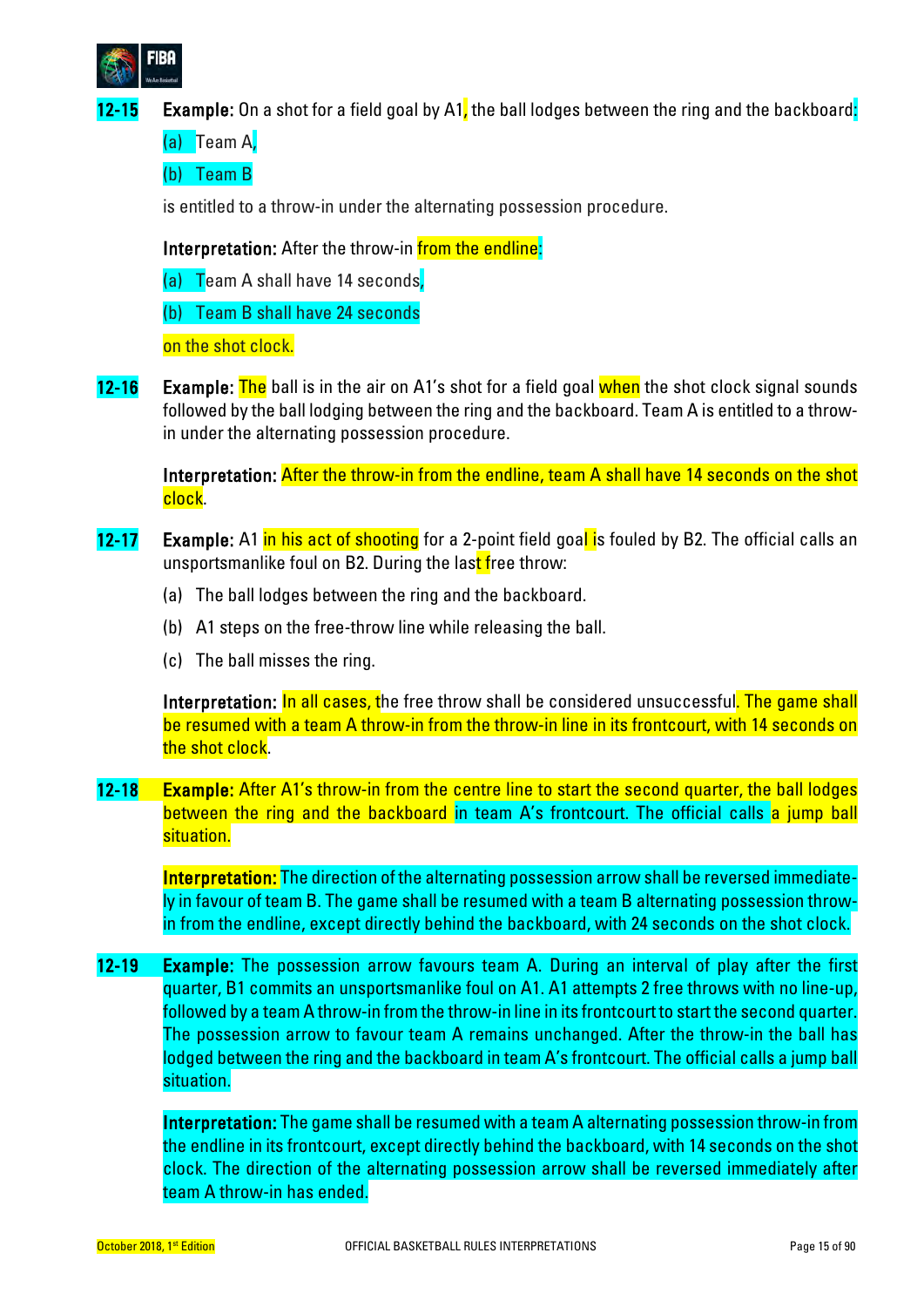**12-15** **Example:** On a shot for a field goal by A1, the ball lodges between the ring and the backboard:

(a) Team A,

(b) Team B

is entitled to a throw-in under the alternating possession procedure.

**Interpretation:** After the throw-in from the endline:

(a) Team A shall have 14 seconds,

(b) Team B shall have 24 seconds

on the shot clock.

**12-16** **Example:** The ball is in the air on A1's shot for a field goal when the shot clock signal sounds followed by the ball lodging between the ring and the backboard. Team A is entitled to a throw-in under the alternating possession procedure.

**Interpretation:** After the throw-in from the endline, team A shall have 14 seconds on the shot clock.

**12-17** **Example:** A1 in his act of shooting for a 2-point field goal is fouled by B2. The official calls an unsportsmanlike foul on B2. During the last free throw:

(a) The ball lodges between the ring and the backboard.

(b) A1 steps on the free-throw line while releasing the ball.

(c) The ball misses the ring.

**Interpretation:** In all cases, the free throw shall be considered unsuccessful. The game shall be resumed with a team A throw-in from the throw-in line in its frontcourt, with 14 seconds on the shot clock.

**12-18** **Example:** After A1's throw-in from the centre line to start the second quarter, the ball lodges between the ring and the backboard in team A's frontcourt. The official calls a jump ball situation.

**Interpretation:** The direction of the alternating possession arrow shall be reversed immediately in favour of team B. The game shall be resumed with a team B alternating possession throw-in from the endline, except directly behind the backboard, with 24 seconds on the shot clock.

**12-19** **Example:** The possession arrow favours team A. During an interval of play after the first quarter, B1 commits an unsportsmanlike foul on A1. A1 attempts 2 free throws with no line-up, followed by a team A throw-in from the throw-in line in its frontcourt to start the second quarter. The possession arrow to favour team A remains unchanged. After the throw-in the ball has lodged between the ring and the backboard in team A's frontcourt. The official calls a jump ball situation.

**Interpretation:** The game shall be resumed with a team A alternating possession throw-in from the endline in its frontcourt, except directly behind the backboard, with 14 seconds on the shot clock. The direction of the alternating possession arrow shall be reversed immediately after team A throw-in has ended.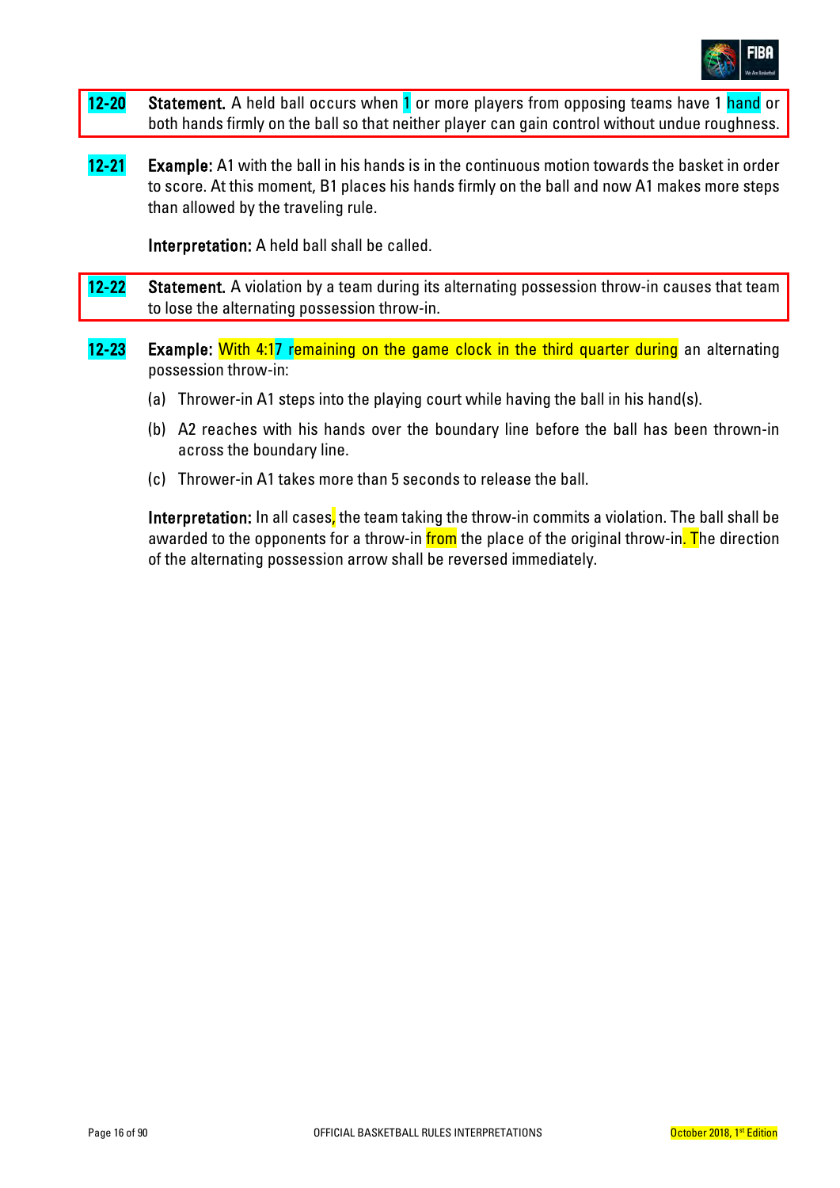**12-20** **Statement.** A held ball occurs when 1 or more players from opposing teams have 1 hand or both hands firmly on the ball so that neither player can gain control without undue roughness.

**12-21** **Example:** A1 with the ball in his hands is in the continuous motion towards the basket in order to score. At this moment, B1 places his hands firmly on the ball and now A1 makes more steps than allowed by the traveling rule.

**Interpretation:** A held ball shall be called.

**12-22** **Statement.** A violation by a team during its alternating possession throw-in causes that team to lose the alternating possession throw-in.

**12-23** **Example:** With 4:17 remaining on the game clock in the third quarter during an alternating possession throw-in:

(a) Thrower-in A1 steps into the playing court while having the ball in his hand(s).

(b) A2 reaches with his hands over the boundary line before the ball has been thrown-in across the boundary line.

(c) Thrower-in A1 takes more than 5 seconds to release the ball.

**Interpretation:** In all cases, the team taking the throw-in commits a violation. The ball shall be awarded to the opponents for a throw-in from the place of the original throw-in. The direction of the alternating possession arrow shall be reversed immediately.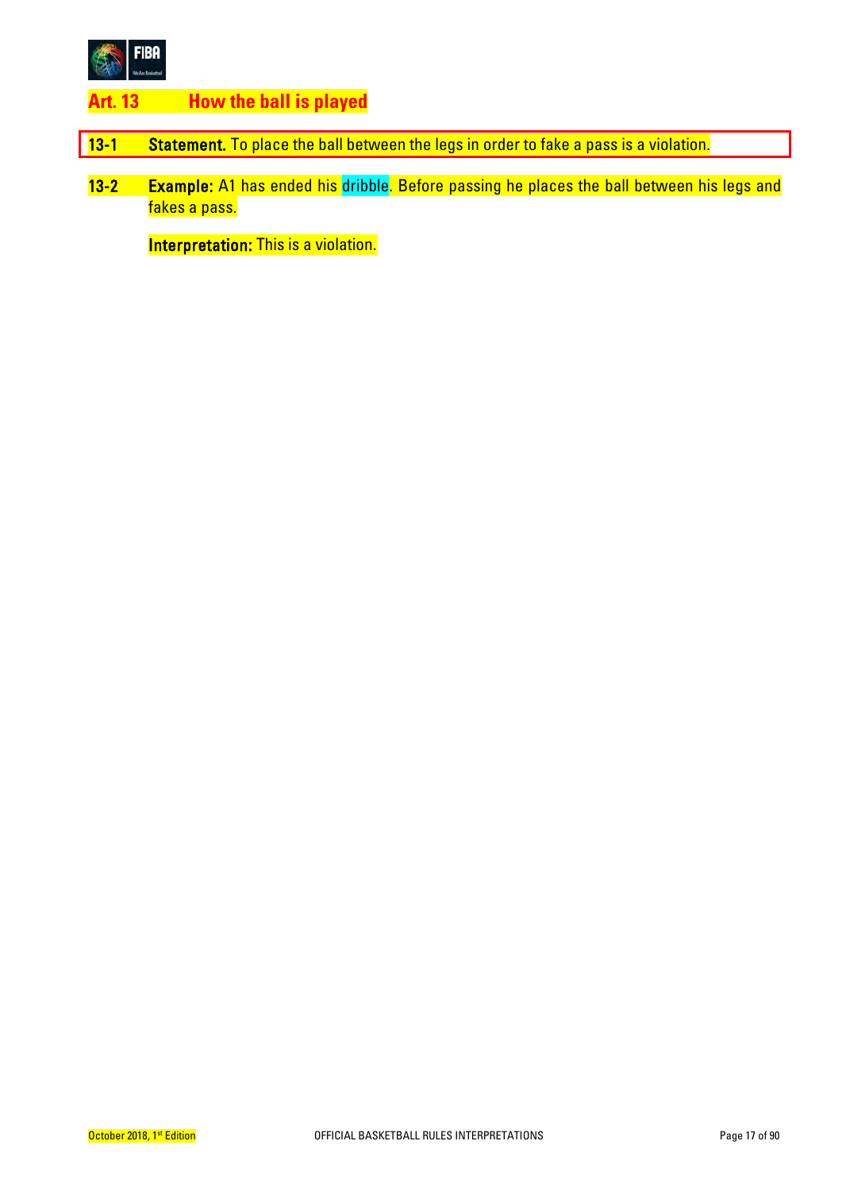## Art. 13 How the ball is played

**13-1 Statement.** To place the ball between the legs in order to fake a pass is a violation.

**13-2 Example:** A1 has ended his dribble. Before passing he places the ball between his legs and fakes a pass.

**Interpretation:** This is a violation.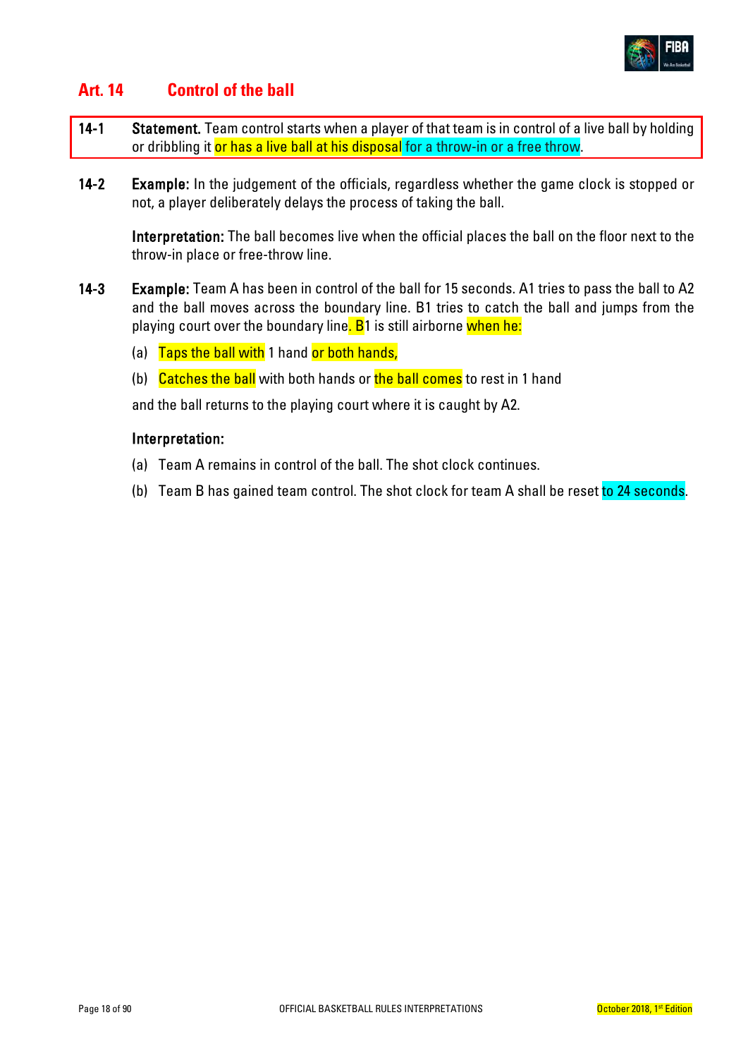## Art. 14 Control of the ball

**14-1 Statement.** Team control starts when a player of that team is in control of a live ball by holding or dribbling it or has a live ball at his disposal for a throw-in or a free throw.

**14-2 Example:** In the judgement of the officials, regardless whether the game clock is stopped or not, a player deliberately delays the process of taking the ball.

**Interpretation:** The ball becomes live when the official places the ball on the floor next to the throw-in place or free-throw line.

**14-3 Example:** Team A has been in control of the ball for 15 seconds. A1 tries to pass the ball to A2 and the ball moves across the boundary line. B1 tries to catch the ball and jumps from the playing court over the boundary line. B1 is still airborne when he:

(a) Taps the ball with 1 hand or both hands,

(b) Catches the ball with both hands or the ball comes to rest in 1 hand

and the ball returns to the playing court where it is caught by A2.

**Interpretation:**

(a) Team A remains in control of the ball. The shot clock continues.

(b) Team B has gained team control. The shot clock for team A shall be reset to 24 seconds.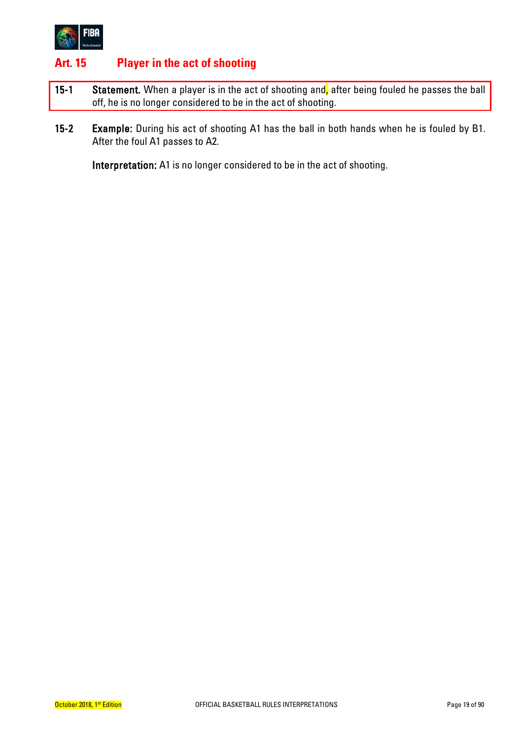## Art. 15 Player in the act of shooting

**15-1** **Statement.** When a player is in the act of shooting and, after being fouled he passes the ball off, he is no longer considered to be in the act of shooting.

**15-2** **Example:** During his act of shooting A1 has the ball in both hands when he is fouled by B1. After the foul A1 passes to A2.

**Interpretation:** A1 is no longer considered to be in the act of shooting.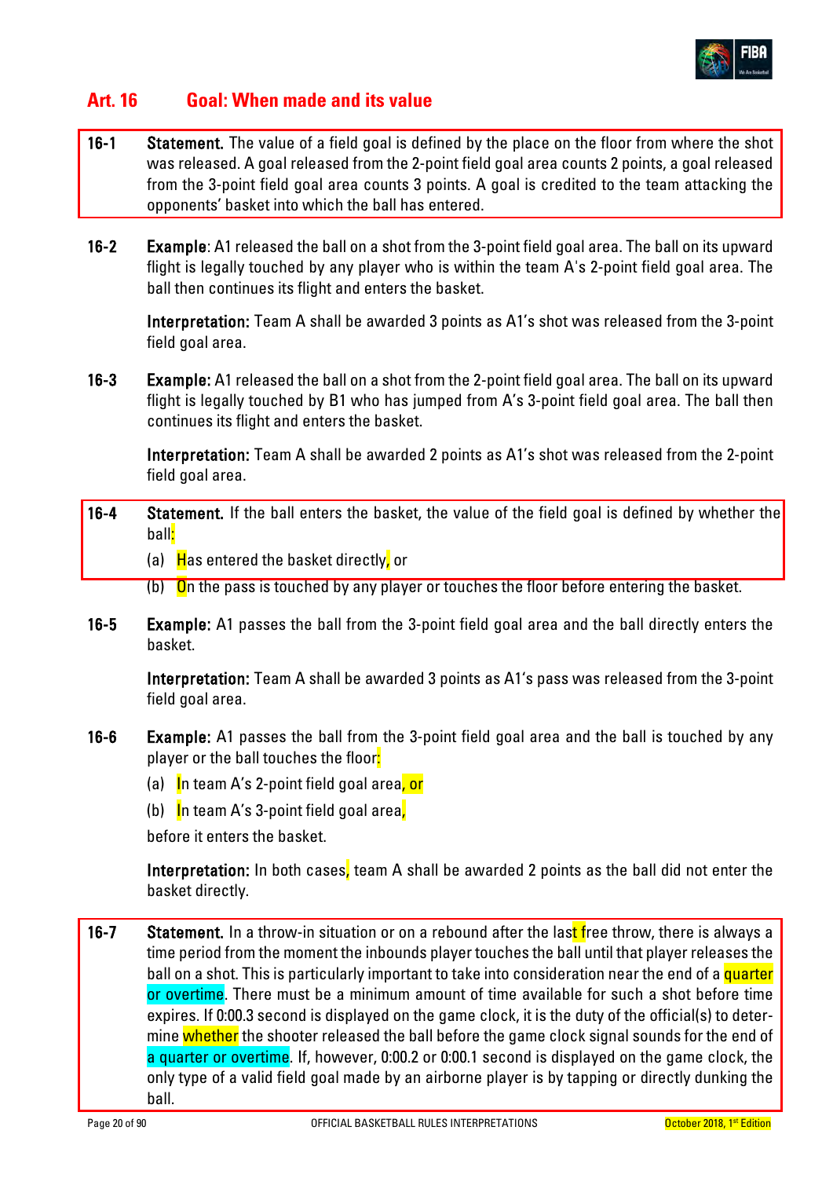## Art. 16 Goal: When made and its value

**16-1 Statement.** The value of a field goal is defined by the place on the floor from where the shot was released. A goal released from the 2-point field goal area counts 2 points, a goal released from the 3-point field goal area counts 3 points. A goal is credited to the team attacking the opponents' basket into which the ball has entered.

**16-2 Example**: A1 released the ball on a shot from the 3-point field goal area. The ball on its upward flight is legally touched by any player who is within the team A's 2-point field goal area. The ball then continues its flight and enters the basket.

**Interpretation:** Team A shall be awarded 3 points as A1's shot was released from the 3-point field goal area.

**16-3 Example:** A1 released the ball on a shot from the 2-point field goal area. The ball on its upward flight is legally touched by B1 who has jumped from A's 3-point field goal area. The ball then continues its flight and enters the basket.

**Interpretation:** Team A shall be awarded 2 points as A1's shot was released from the 2-point field goal area.

**16-4 Statement.** If the ball enters the basket, the value of the field goal is defined by whether the ball:

(a) Has entered the basket directly, or

(b) On the pass is touched by any player or touches the floor before entering the basket.

**16-5 Example:** A1 passes the ball from the 3-point field goal area and the ball directly enters the basket.

**Interpretation:** Team A shall be awarded 3 points as A1's pass was released from the 3-point field goal area.

**16-6 Example:** A1 passes the ball from the 3-point field goal area and the ball is touched by any player or the ball touches the floor:

(a) In team A's 2-point field goal area, or

(b) In team A's 3-point field goal area,

before it enters the basket.

**Interpretation:** In both cases, team A shall be awarded 2 points as the ball did not enter the basket directly.

**16-7 Statement.** In a throw-in situation or on a rebound after the last free throw, there is always a time period from the moment the inbounds player touches the ball until that player releases the ball on a shot. This is particularly important to take into consideration near the end of a quarter or overtime. There must be a minimum amount of time available for such a shot before time expires. If 0:00.3 second is displayed on the game clock, it is the duty of the official(s) to determine whether the shooter released the ball before the game clock signal sounds for the end of a quarter or overtime. If, however, 0:00.2 or 0:00.1 second is displayed on the game clock, the only type of a valid field goal made by an airborne player is by tapping or directly dunking the ball.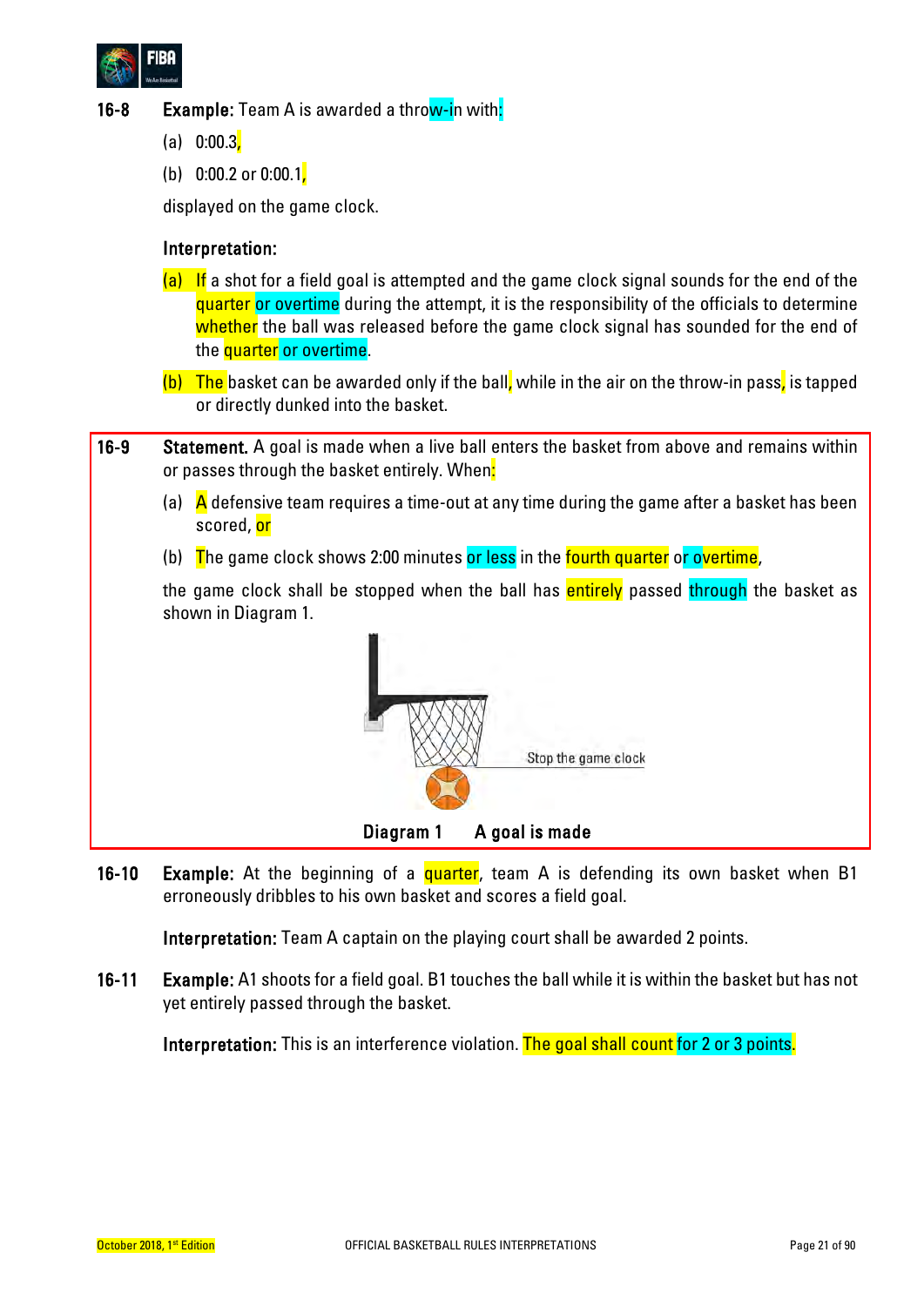**16-8** **Example:** Team A is awarded a throw-in with:

(a) 0:00.3,

(b) 0:00.2 or 0:00.1,

displayed on the game clock.

**Interpretation:**

(a) If a shot for a field goal is attempted and the game clock signal sounds for the end of the quarter or overtime during the attempt, it is the responsibility of the officials to determine whether the ball was released before the game clock signal has sounded for the end of the quarter or overtime.

(b) The basket can be awarded only if the ball, while in the air on the throw-in pass, is tapped or directly dunked into the basket.

**16-9** **Statement.** A goal is made when a live ball enters the basket from above and remains within or passes through the basket entirely. When:

(a) A defensive team requires a time-out at any time during the game after a basket has been scored, or

(b) The game clock shows 2:00 minutes or less in the fourth quarter or overtime,

the game clock shall be stopped when the ball has entirely passed through the basket as shown in Diagram 1.

Stop the game clock

**Diagram 1 A goal is made**

**16-10** **Example:** At the beginning of a quarter, team A is defending its own basket when B1 erroneously dribbles to his own basket and scores a field goal.

**Interpretation:** Team A captain on the playing court shall be awarded 2 points.

**16-11** **Example:** A1 shoots for a field goal. B1 touches the ball while it is within the basket but has not yet entirely passed through the basket.

**Interpretation:** This is an interference violation. The goal shall count for 2 or 3 points.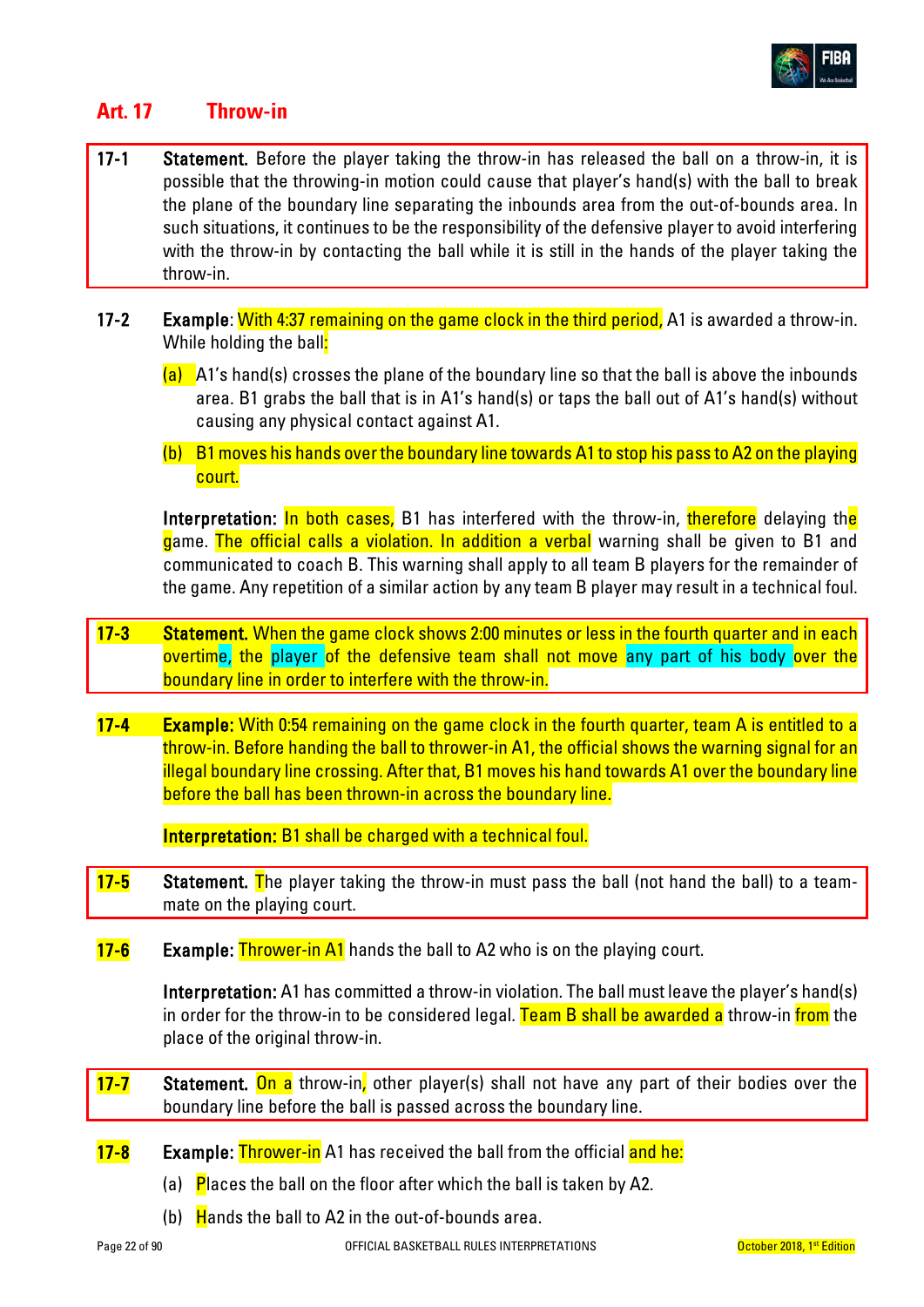## Art. 17 Throw-in

**17-1 Statement.** Before the player taking the throw-in has released the ball on a throw-in, it is possible that the throwing-in motion could cause that player's hand(s) with the ball to break the plane of the boundary line separating the inbounds area from the out-of-bounds area. In such situations, it continues to be the responsibility of the defensive player to avoid interfering with the throw-in by contacting the ball while it is still in the hands of the player taking the throw-in.

**17-2 Example**: With 4:37 remaining on the game clock in the third period, A1 is awarded a throw-in. While holding the ball:

(a) A1's hand(s) crosses the plane of the boundary line so that the ball is above the inbounds area. B1 grabs the ball that is in A1's hand(s) or taps the ball out of A1's hand(s) without causing any physical contact against A1.

(b) B1 moves his hands over the boundary line towards A1 to stop his pass to A2 on the playing court.

**Interpretation:** In both cases, B1 has interfered with the throw-in, therefore delaying the game. The official calls a violation. In addition a verbal warning shall be given to B1 and communicated to coach B. This warning shall apply to all team B players for the remainder of the game. Any repetition of a similar action by any team B player may result in a technical foul.

**17-3 Statement.** When the game clock shows 2:00 minutes or less in the fourth quarter and in each overtime, the player of the defensive team shall not move any part of his body over the boundary line in order to interfere with the throw-in.

**17-4 Example:** With 0:54 remaining on the game clock in the fourth quarter, team A is entitled to a throw-in. Before handing the ball to thrower-in A1, the official shows the warning signal for an illegal boundary line crossing. After that, B1 moves his hand towards A1 over the boundary line before the ball has been thrown-in across the boundary line.

**Interpretation:** B1 shall be charged with a technical foul.

**17-5 Statement.** The player taking the throw-in must pass the ball (not hand the ball) to a team-mate on the playing court.

**17-6 Example:** Thrower-in A1 hands the ball to A2 who is on the playing court.

**Interpretation:** A1 has committed a throw-in violation. The ball must leave the player's hand(s) in order for the throw-in to be considered legal. Team B shall be awarded a throw-in from the place of the original throw-in.

**17-7 Statement.** On a throw-in, other player(s) shall not have any part of their bodies over the boundary line before the ball is passed across the boundary line.

**17-8 Example:** Thrower-in A1 has received the ball from the official and he:

(a) Places the ball on the floor after which the ball is taken by A2.

(b) Hands the ball to A2 in the out-of-bounds area.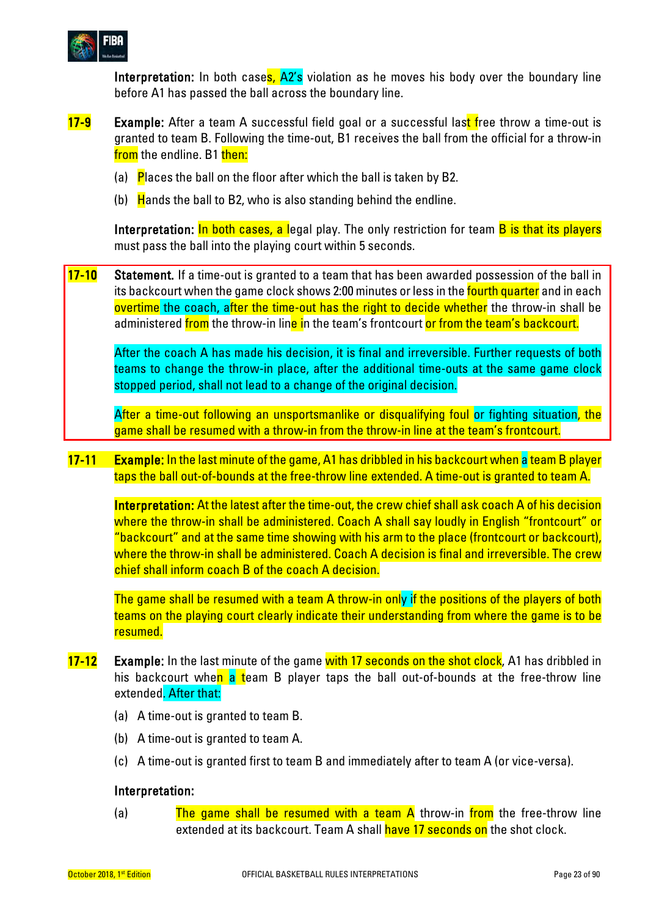**Interpretation:** In both cases, A2's violation as he moves his body over the boundary line before A1 has passed the ball across the boundary line.

**17-9** **Example:** After a team A successful field goal or a successful last free throw a time-out is granted to team B. Following the time-out, B1 receives the ball from the official for a throw-in from the endline. B1 then:

(a) Places the ball on the floor after which the ball is taken by B2.

(b) Hands the ball to B2, who is also standing behind the endline.

**Interpretation:** In both cases, a legal play. The only restriction for team B is that its players must pass the ball into the playing court within 5 seconds.

**17-10** **Statement.** If a time-out is granted to a team that has been awarded possession of the ball in its backcourt when the game clock shows 2:00 minutes or less in the fourth quarter and in each overtime the coach, after the time-out has the right to decide whether the throw-in shall be administered from the throw-in line in the team's frontcourt or from the team's backcourt.

After the coach A has made his decision, it is final and irreversible. Further requests of both teams to change the throw-in place, after the additional time-outs at the same game clock stopped period, shall not lead to a change of the original decision.

After a time-out following an unsportsmanlike or disqualifying foul or fighting situation, the game shall be resumed with a throw-in from the throw-in line at the team's frontcourt.

**17-11** **Example:** In the last minute of the game, A1 has dribbled in his backcourt when a team B player taps the ball out-of-bounds at the free-throw line extended. A time-out is granted to team A.

**Interpretation:** At the latest after the time-out, the crew chief shall ask coach A of his decision where the throw-in shall be administered. Coach A shall say loudly in English "frontcourt" or "backcourt" and at the same time showing with his arm to the place (frontcourt or backcourt), where the throw-in shall be administered. Coach A decision is final and irreversible. The crew chief shall inform coach B of the coach A decision.

The game shall be resumed with a team A throw-in only if the positions of the players of both teams on the playing court clearly indicate their understanding from where the game is to be resumed.

**17-12** **Example:** In the last minute of the game with 17 seconds on the shot clock, A1 has dribbled in his backcourt when a team B player taps the ball out-of-bounds at the free-throw line extended. After that:

(a) A time-out is granted to team B.

(b) A time-out is granted to team A.

(c) A time-out is granted first to team B and immediately after to team A (or vice-versa).

**Interpretation:**

(a) The game shall be resumed with a team A throw-in from the free-throw line extended at its backcourt. Team A shall have 17 seconds on the shot clock.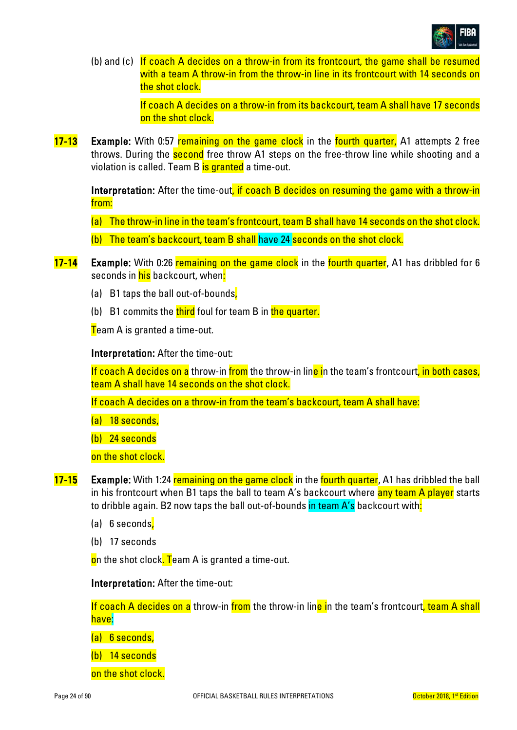(b) and (c) If coach A decides on a throw-in from its frontcourt, the game shall be resumed with a team A throw-in from the throw-in line in its frontcourt with 14 seconds on the shot clock.

If coach A decides on a throw-in from its backcourt, team A shall have 17 seconds on the shot clock.

**17-13** **Example:** With 0:57 remaining on the game clock in the fourth quarter, A1 attempts 2 free throws. During the second free throw A1 steps on the free-throw line while shooting and a violation is called. Team B is granted a time-out.

**Interpretation:** After the time-out, if coach B decides on resuming the game with a throw-in from:

(a) The throw-in line in the team's frontcourt, team B shall have 14 seconds on the shot clock.

(b) The team's backcourt, team B shall have 24 seconds on the shot clock.

**17-14** **Example:** With 0:26 remaining on the game clock in the fourth quarter, A1 has dribbled for 6 seconds in his backcourt, when:

(a) B1 taps the ball out-of-bounds,

(b) B1 commits the third foul for team B in the quarter.

Team A is granted a time-out.

**Interpretation:** After the time-out:

If coach A decides on a throw-in from the throw-in line in the team's frontcourt, in both cases, team A shall have 14 seconds on the shot clock.

If coach A decides on a throw-in from the team's backcourt, team A shall have:

(a) 18 seconds,

(b) 24 seconds

on the shot clock.

**17-15** **Example:** With 1:24 remaining on the game clock in the fourth quarter, A1 has dribbled the ball in his frontcourt when B1 taps the ball to team A's backcourt where any team A player starts to dribble again. B2 now taps the ball out-of-bounds in team A's backcourt with:

(a) 6 seconds,

(b) 17 seconds

on the shot clock. Team A is granted a time-out.

**Interpretation:** After the time-out:

If coach A decides on a throw-in from the throw-in line in the team's frontcourt, team A shall have:

(a) 6 seconds,

(b) 14 seconds

on the shot clock.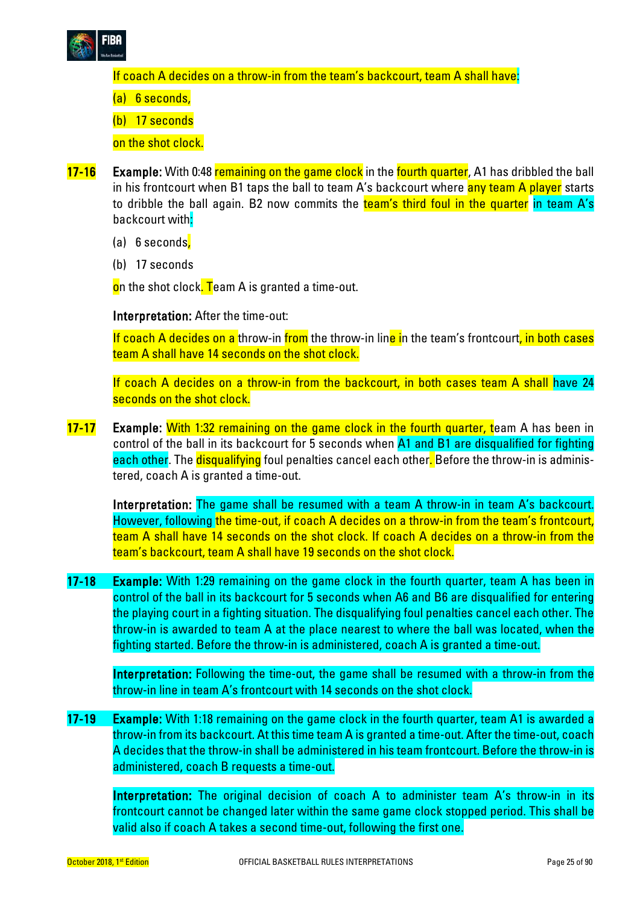If coach A decides on a throw-in from the team's backcourt, team A shall have:

(a) 6 seconds,

(b) 17 seconds

on the shot clock.

**17-16** **Example:** With 0:48 remaining on the game clock in the fourth quarter, A1 has dribbled the ball in his frontcourt when B1 taps the ball to team A's backcourt where any team A player starts to dribble the ball again. B2 now commits the team's third foul in the quarter in team A's backcourt with:

(a) 6 seconds,

(b) 17 seconds

on the shot clock. Team A is granted a time-out.

**Interpretation:** After the time-out:

If coach A decides on a throw-in from the throw-in line in the team's frontcourt, in both cases team A shall have 14 seconds on the shot clock.

If coach A decides on a throw-in from the backcourt, in both cases team A shall have 24 seconds on the shot clock.

**17-17** **Example:** With 1:32 remaining on the game clock in the fourth quarter, team A has been in control of the ball in its backcourt for 5 seconds when A1 and B1 are disqualified for fighting each other. The disqualifying foul penalties cancel each other. Before the throw-in is administered, coach A is granted a time-out.

**Interpretation:** The game shall be resumed with a team A throw-in in team A's backcourt. However, following the time-out, if coach A decides on a throw-in from the team's frontcourt, team A shall have 14 seconds on the shot clock. If coach A decides on a throw-in from the team's backcourt, team A shall have 19 seconds on the shot clock.

**17-18** **Example:** With 1:29 remaining on the game clock in the fourth quarter, team A has been in control of the ball in its backcourt for 5 seconds when A6 and B6 are disqualified for entering the playing court in a fighting situation. The disqualifying foul penalties cancel each other. The throw-in is awarded to team A at the place nearest to where the ball was located, when the fighting started. Before the throw-in is administered, coach A is granted a time-out.

**Interpretation:** Following the time-out, the game shall be resumed with a throw-in from the throw-in line in team A's frontcourt with 14 seconds on the shot clock.

**17-19** **Example:** With 1:18 remaining on the game clock in the fourth quarter, team A1 is awarded a throw-in from its backcourt. At this time team A is granted a time-out. After the time-out, coach A decides that the throw-in shall be administered in his team frontcourt. Before the throw-in is administered, coach B requests a time-out.

**Interpretation:** The original decision of coach A to administer team A's throw-in in its frontcourt cannot be changed later within the same game clock stopped period. This shall be valid also if coach A takes a second time-out, following the first one.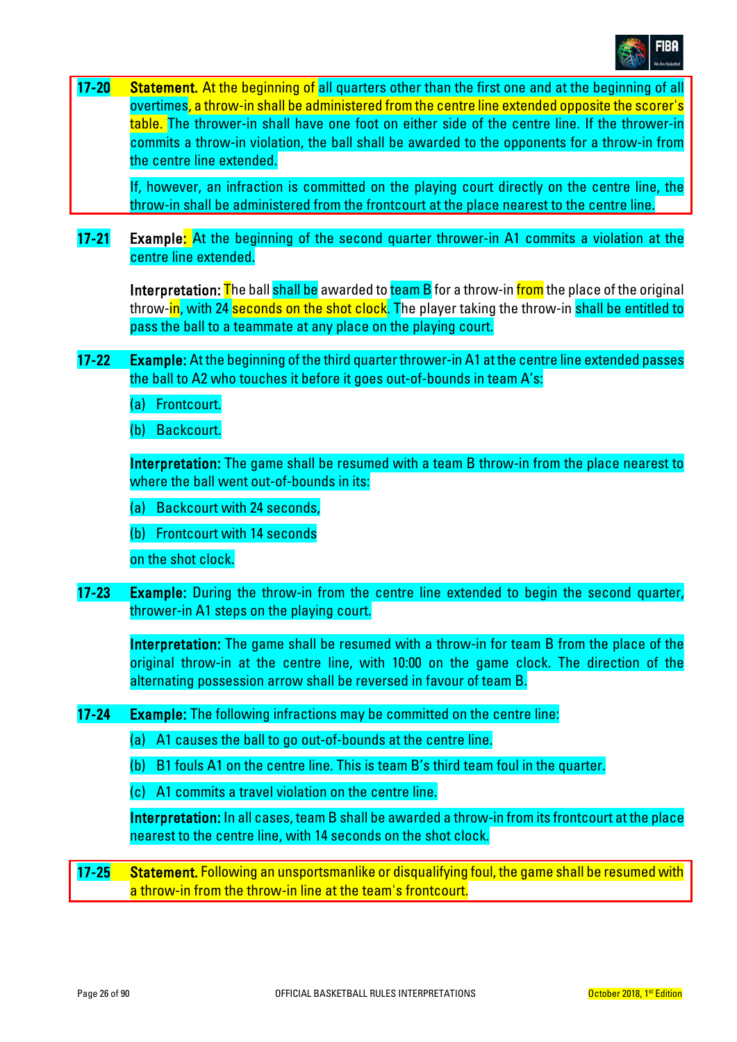**17-20 Statement.** At the beginning of all quarters other than the first one and at the beginning of all overtimes, a throw-in shall be administered from the centre line extended opposite the scorer's table. The thrower-in shall have one foot on either side of the centre line. If the thrower-in commits a throw-in violation, the ball shall be awarded to the opponents for a throw-in from the centre line extended.

If, however, an infraction is committed on the playing court directly on the centre line, the throw-in shall be administered from the frontcourt at the place nearest to the centre line.

**17-21 Example:** At the beginning of the second quarter thrower-in A1 commits a violation at the centre line extended.

**Interpretation:** The ball shall be awarded to team B for a throw-in from the place of the original throw-in, with 24 seconds on the shot clock. The player taking the throw-in shall be entitled to pass the ball to a teammate at any place on the playing court.

**17-22 Example:** At the beginning of the third quarter thrower-in A1 at the centre line extended passes the ball to A2 who touches it before it goes out-of-bounds in team A's:

(a) Frontcourt.

(b) Backcourt.

**Interpretation:** The game shall be resumed with a team B throw-in from the place nearest to where the ball went out-of-bounds in its:

(a) Backcourt with 24 seconds,

(b) Frontcourt with 14 seconds

on the shot clock.

**17-23 Example:** During the throw-in from the centre line extended to begin the second quarter, thrower-in A1 steps on the playing court.

**Interpretation:** The game shall be resumed with a throw-in for team B from the place of the original throw-in at the centre line, with 10:00 on the game clock. The direction of the alternating possession arrow shall be reversed in favour of team B.

**17-24 Example:** The following infractions may be committed on the centre line:

(a) A1 causes the ball to go out-of-bounds at the centre line.

(b) B1 fouls A1 on the centre line. This is team B's third team foul in the quarter.

(c) A1 commits a travel violation on the centre line.

**Interpretation:** In all cases, team B shall be awarded a throw-in from its frontcourt at the place nearest to the centre line, with 14 seconds on the shot clock.

**17-25 Statement.** Following an unsportsmanlike or disqualifying foul, the game shall be resumed with a throw-in from the throw-in line at the team's frontcourt.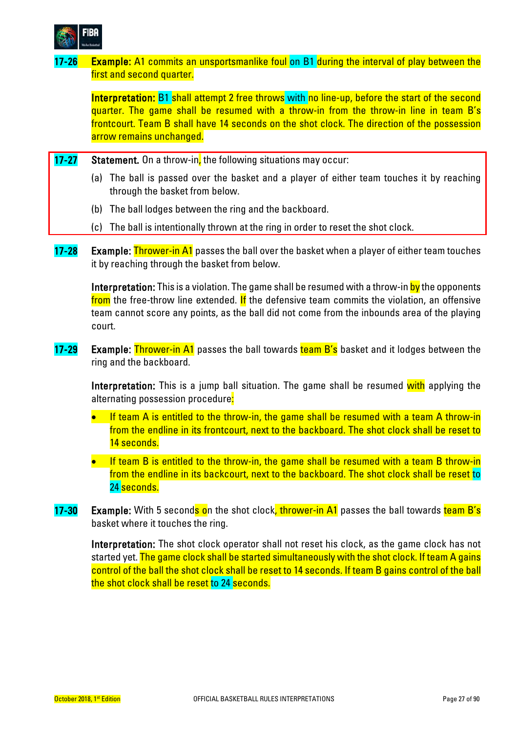**17-26** **Example:** A1 commits an unsportsmanlike foul on B1 during the interval of play between the first and second quarter.

**Interpretation:** B1 shall attempt 2 free throws with no line-up, before the start of the second quarter. The game shall be resumed with a throw-in from the throw-in line in team B's frontcourt. Team B shall have 14 seconds on the shot clock. The direction of the possession arrow remains unchanged.

**17-27** **Statement.** On a throw-in, the following situations may occur:

(a) The ball is passed over the basket and a player of either team touches it by reaching through the basket from below.

(b) The ball lodges between the ring and the backboard.

(c) The ball is intentionally thrown at the ring in order to reset the shot clock.

**17-28** **Example:** Thrower-in A1 passes the ball over the basket when a player of either team touches it by reaching through the basket from below.

**Interpretation:** This is a violation. The game shall be resumed with a throw-in by the opponents from the free-throw line extended. If the defensive team commits the violation, an offensive team cannot score any points, as the ball did not come from the inbounds area of the playing court.

**17-29** **Example:** Thrower-in A1 passes the ball towards team B's basket and it lodges between the ring and the backboard.

**Interpretation:** This is a jump ball situation. The game shall be resumed with applying the alternating possession procedure:

- If team A is entitled to the throw-in, the game shall be resumed with a team A throw-in from the endline in its frontcourt, next to the backboard. The shot clock shall be reset to 14 seconds.
- If team B is entitled to the throw-in, the game shall be resumed with a team B throw-in from the endline in its backcourt, next to the backboard. The shot clock shall be reset to 24 seconds.

**17-30** **Example:** With 5 seconds on the shot clock, thrower-in A1 passes the ball towards team B's basket where it touches the ring.

**Interpretation:** The shot clock operator shall not reset his clock, as the game clock has not started yet. The game clock shall be started simultaneously with the shot clock. If team A gains control of the ball the shot clock shall be reset to 14 seconds. If team B gains control of the ball the shot clock shall be reset to 24 seconds.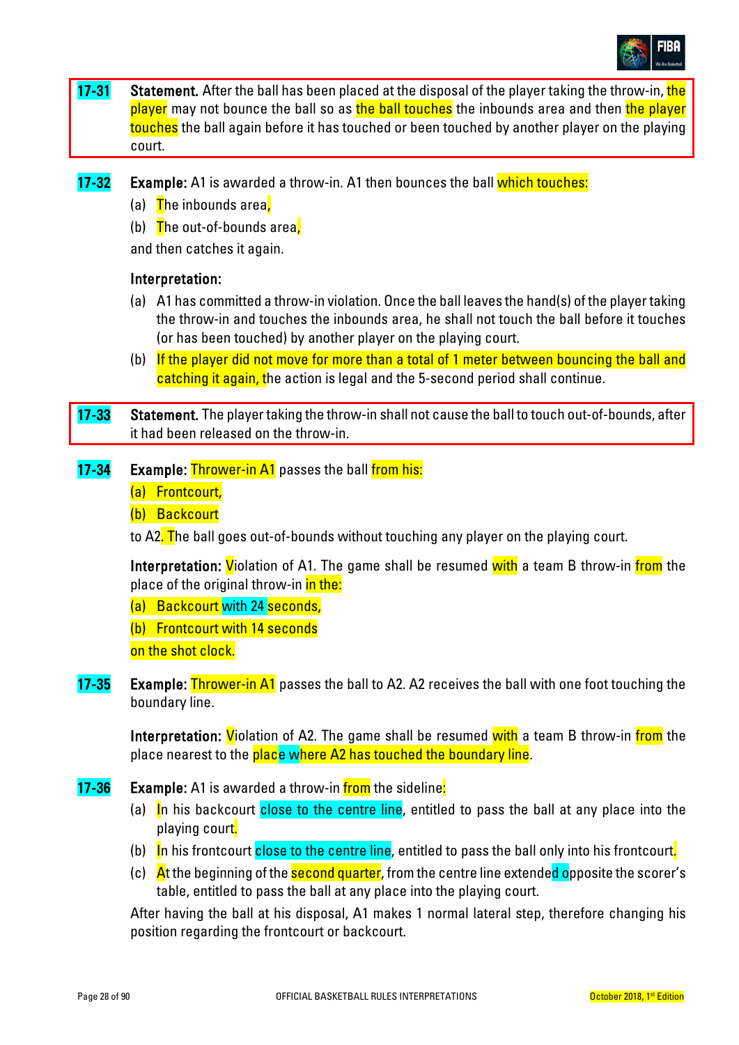**17-31** **Statement.** After the ball has been placed at the disposal of the player taking the throw-in, the player may not bounce the ball so as the ball touches the inbounds area and then the player touches the ball again before it has touched or been touched by another player on the playing court.

**17-32** **Example:** A1 is awarded a throw-in. A1 then bounces the ball which touches:

(a) The inbounds area,

(b) The out-of-bounds area,

and then catches it again.

**Interpretation:**

(a) A1 has committed a throw-in violation. Once the ball leaves the hand(s) of the player taking the throw-in and touches the inbounds area, he shall not touch the ball before it touches (or has been touched) by another player on the playing court.

(b) If the player did not move for more than a total of 1 meter between bouncing the ball and catching it again, the action is legal and the 5-second period shall continue.

**17-33** **Statement.** The player taking the throw-in shall not cause the ball to touch out-of-bounds, after it had been released on the throw-in.

**17-34** **Example:** Thrower-in A1 passes the ball from his:

(a) Frontcourt,

(b) Backcourt

to A2. The ball goes out-of-bounds without touching any player on the playing court.

**Interpretation:** Violation of A1. The game shall be resumed with a team B throw-in from the place of the original throw-in in the:

(a) Backcourt with 24 seconds,

(b) Frontcourt with 14 seconds

on the shot clock.

**17-35** **Example:** Thrower-in A1 passes the ball to A2. A2 receives the ball with one foot touching the boundary line.

**Interpretation:** Violation of A2. The game shall be resumed with a team B throw-in from the place nearest to the place where A2 has touched the boundary line.

**17-36** **Example:** A1 is awarded a throw-in from the sideline:

(a) In his backcourt close to the centre line, entitled to pass the ball at any place into the playing court.

(b) In his frontcourt close to the centre line, entitled to pass the ball only into his frontcourt.

(c) At the beginning of the second quarter, from the centre line extended opposite the scorer's table, entitled to pass the ball at any place into the playing court.

After having the ball at his disposal, A1 makes 1 normal lateral step, therefore changing his position regarding the frontcourt or backcourt.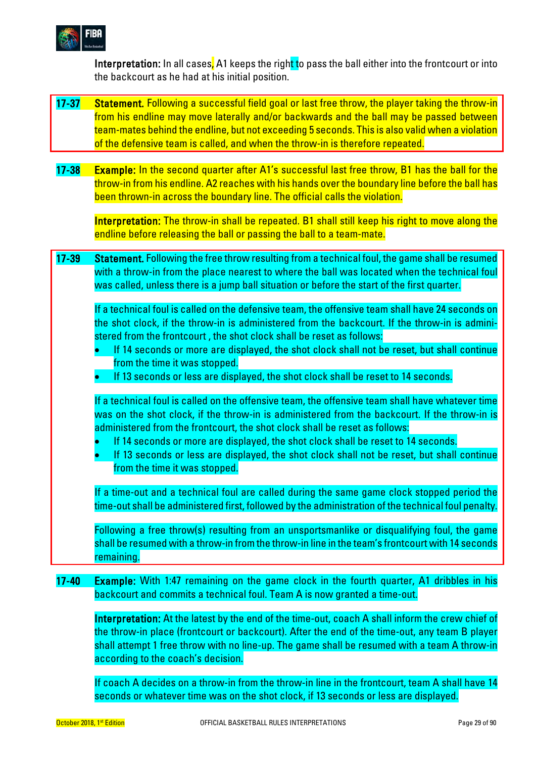**Interpretation:** In all cases, A1 keeps the right to pass the ball either into the frontcourt or into the backcourt as he had at his initial position.

**17-37** **Statement.** Following a successful field goal or last free throw, the player taking the throw-in from his endline may move laterally and/or backwards and the ball may be passed between team-mates behind the endline, but not exceeding 5 seconds. This is also valid when a violation of the defensive team is called, and when the throw-in is therefore repeated.

**17-38** **Example:** In the second quarter after A1's successful last free throw, B1 has the ball for the throw-in from his endline. A2 reaches with his hands over the boundary line before the ball has been thrown-in across the boundary line. The official calls the violation.

**Interpretation:** The throw-in shall be repeated. B1 shall still keep his right to move along the endline before releasing the ball or passing the ball to a team-mate.

**17-39** **Statement.** Following the free throw resulting from a technical foul, the game shall be resumed with a throw-in from the place nearest to where the ball was located when the technical foul was called, unless there is a jump ball situation or before the start of the first quarter.

If a technical foul is called on the defensive team, the offensive team shall have 24 seconds on the shot clock, if the throw-in is administered from the backcourt. If the throw-in is administered from the frontcourt , the shot clock shall be reset as follows:

- If 14 seconds or more are displayed, the shot clock shall not be reset, but shall continue from the time it was stopped.
- If 13 seconds or less are displayed, the shot clock shall be reset to 14 seconds.

If a technical foul is called on the offensive team, the offensive team shall have whatever time was on the shot clock, if the throw-in is administered from the backcourt. If the throw-in is administered from the frontcourt, the shot clock shall be reset as follows:

- If 14 seconds or more are displayed, the shot clock shall be reset to 14 seconds.
- If 13 seconds or less are displayed, the shot clock shall not be reset, but shall continue from the time it was stopped.

If a time-out and a technical foul are called during the same game clock stopped period the time-out shall be administered first, followed by the administration of the technical foul penalty.

Following a free throw(s) resulting from an unsportsmanlike or disqualifying foul, the game shall be resumed with a throw-in from the throw-in line in the team's frontcourt with 14 seconds remaining.

**17-40** **Example:** With 1:47 remaining on the game clock in the fourth quarter, A1 dribbles in his backcourt and commits a technical foul. Team A is now granted a time-out.

**Interpretation:** At the latest by the end of the time-out, coach A shall inform the crew chief of the throw-in place (frontcourt or backcourt). After the end of the time-out, any team B player shall attempt 1 free throw with no line-up. The game shall be resumed with a team A throw-in according to the coach's decision.

If coach A decides on a throw-in from the throw-in line in the frontcourt, team A shall have 14 seconds or whatever time was on the shot clock, if 13 seconds or less are displayed.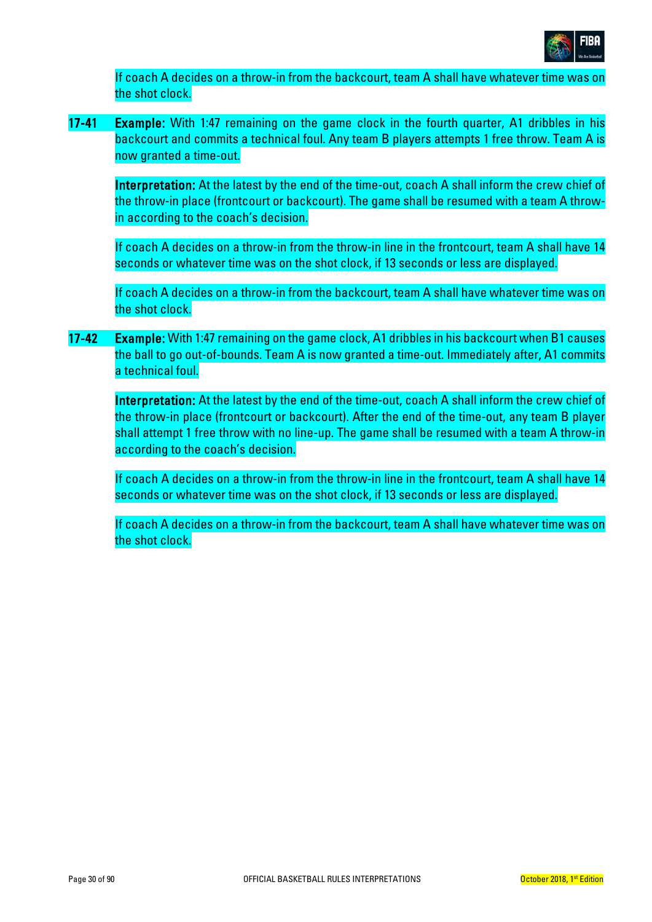If coach A decides on a throw-in from the backcourt, team A shall have whatever time was on the shot clock.

**17-41** **Example:** With 1:47 remaining on the game clock in the fourth quarter, A1 dribbles in his backcourt and commits a technical foul. Any team B players attempts 1 free throw. Team A is now granted a time-out.

**Interpretation:** At the latest by the end of the time-out, coach A shall inform the crew chief of the throw-in place (frontcourt or backcourt). The game shall be resumed with a team A throw-in according to the coach's decision.

If coach A decides on a throw-in from the throw-in line in the frontcourt, team A shall have 14 seconds or whatever time was on the shot clock, if 13 seconds or less are displayed.

If coach A decides on a throw-in from the backcourt, team A shall have whatever time was on the shot clock.

**17-42** **Example:** With 1:47 remaining on the game clock, A1 dribbles in his backcourt when B1 causes the ball to go out-of-bounds. Team A is now granted a time-out. Immediately after, A1 commits a technical foul.

**Interpretation:** At the latest by the end of the time-out, coach A shall inform the crew chief of the throw-in place (frontcourt or backcourt). After the end of the time-out, any team B player shall attempt 1 free throw with no line-up. The game shall be resumed with a team A throw-in according to the coach's decision.

If coach A decides on a throw-in from the throw-in line in the frontcourt, team A shall have 14 seconds or whatever time was on the shot clock, if 13 seconds or less are displayed.

If coach A decides on a throw-in from the backcourt, team A shall have whatever time was on the shot clock.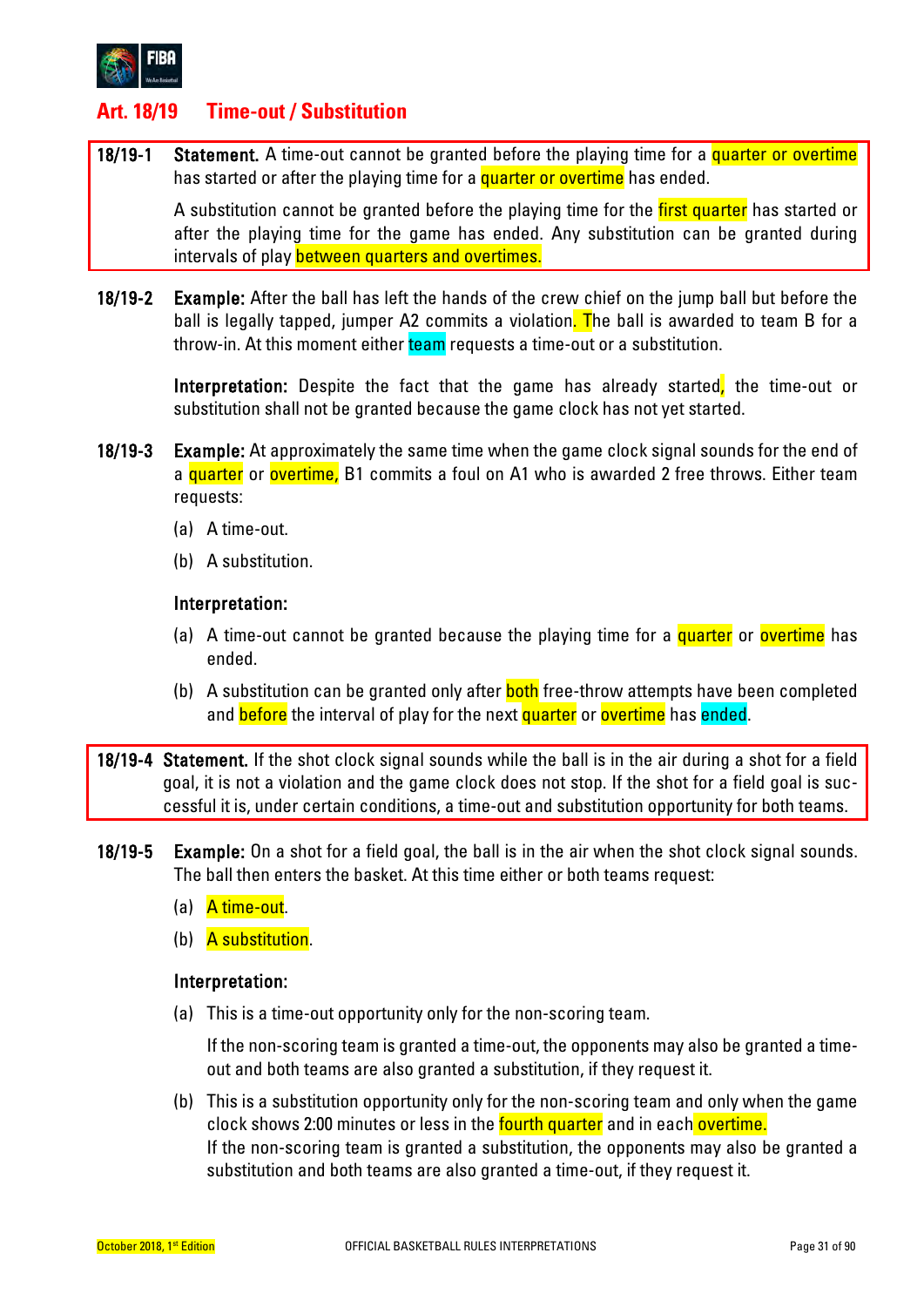## Art. 18/19 Time-out / Substitution

**18/19-1 Statement.** A time-out cannot be granted before the playing time for a quarter or overtime has started or after the playing time for a quarter or overtime has ended.

A substitution cannot be granted before the playing time for the first quarter has started or after the playing time for the game has ended. Any substitution can be granted during intervals of play between quarters and overtimes.

**18/19-2 Example:** After the ball has left the hands of the crew chief on the jump ball but before the ball is legally tapped, jumper A2 commits a violation. The ball is awarded to team B for a throw-in. At this moment either team requests a time-out or a substitution.

**Interpretation:** Despite the fact that the game has already started, the time-out or substitution shall not be granted because the game clock has not yet started.

**18/19-3 Example:** At approximately the same time when the game clock signal sounds for the end of a quarter or overtime, B1 commits a foul on A1 who is awarded 2 free throws. Either team requests:

(a) A time-out.

(b) A substitution.

**Interpretation:**

(a) A time-out cannot be granted because the playing time for a quarter or overtime has ended.

(b) A substitution can be granted only after both free-throw attempts have been completed and before the interval of play for the next quarter or overtime has ended.

**18/19-4 Statement.** If the shot clock signal sounds while the ball is in the air during a shot for a field goal, it is not a violation and the game clock does not stop. If the shot for a field goal is successful it is, under certain conditions, a time-out and substitution opportunity for both teams.

**18/19-5 Example:** On a shot for a field goal, the ball is in the air when the shot clock signal sounds. The ball then enters the basket. At this time either or both teams request:

(a) A time-out.

(b) A substitution.

**Interpretation:**

(a) This is a time-out opportunity only for the non-scoring team.

If the non-scoring team is granted a time-out, the opponents may also be granted a time-out and both teams are also granted a substitution, if they request it.

(b) This is a substitution opportunity only for the non-scoring team and only when the game clock shows 2:00 minutes or less in the fourth quarter and in each overtime.
If the non-scoring team is granted a substitution, the opponents may also be granted a substitution and both teams are also granted a time-out, if they request it.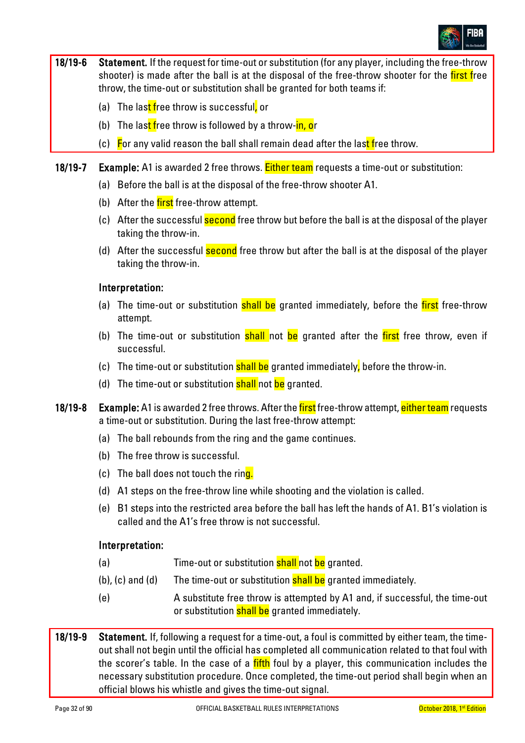**18/19-6** **Statement.** If the request for time-out or substitution (for any player, including the free-throw shooter) is made after the ball is at the disposal of the free-throw shooter for the first free throw, the time-out or substitution shall be granted for both teams if:

(a) The last free throw is successful, or

(b) The last free throw is followed by a throw-in, or

(c) For any valid reason the ball shall remain dead after the last free throw.

**18/19-7** **Example:** A1 is awarded 2 free throws. Either team requests a time-out or substitution:

(a) Before the ball is at the disposal of the free-throw shooter A1.

(b) After the first free-throw attempt.

(c) After the successful second free throw but before the ball is at the disposal of the player taking the throw-in.

(d) After the successful second free throw but after the ball is at the disposal of the player taking the throw-in.

**Interpretation:**

(a) The time-out or substitution shall be granted immediately, before the first free-throw attempt.

(b) The time-out or substitution shall not be granted after the first free throw, even if successful.

(c) The time-out or substitution shall be granted immediately, before the throw-in.

(d) The time-out or substitution shall not be granted.

**18/19-8** **Example:** A1 is awarded 2 free throws. After the first free-throw attempt, either team requests a time-out or substitution. During the last free-throw attempt:

(a) The ball rebounds from the ring and the game continues.

(b) The free throw is successful.

(c) The ball does not touch the ring.

(d) A1 steps on the free-throw line while shooting and the violation is called.

(e) B1 steps into the restricted area before the ball has left the hands of A1. B1's violation is called and the A1's free throw is not successful.

**Interpretation:**

(a) Time-out or substitution shall not be granted.

(b), (c) and (d) The time-out or substitution shall be granted immediately.

(e) A substitute free throw is attempted by A1 and, if successful, the time-out or substitution shall be granted immediately.

**18/19-9** **Statement.** If, following a request for a time-out, a foul is committed by either team, the time-out shall not begin until the official has completed all communication related to that foul with the scorer's table. In the case of a fifth foul by a player, this communication includes the necessary substitution procedure. Once completed, the time-out period shall begin when an official blows his whistle and gives the time-out signal.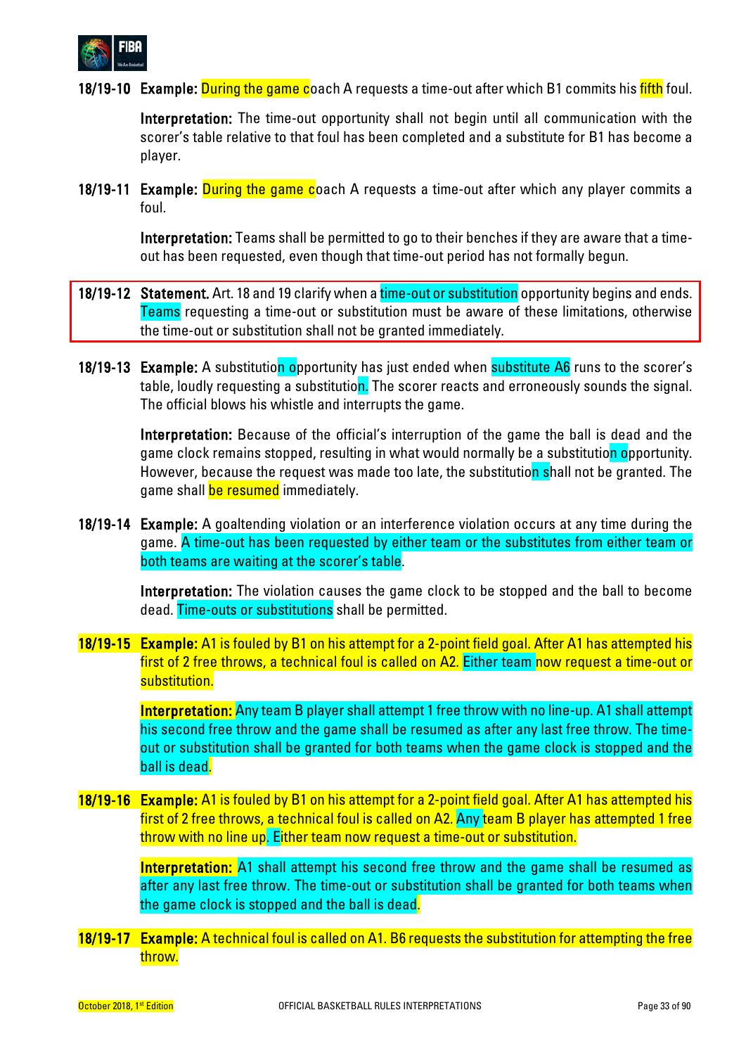**18/19-10 Example:** During the game coach A requests a time-out after which B1 commits his fifth foul.

**Interpretation:** The time-out opportunity shall not begin until all communication with the scorer's table relative to that foul has been completed and a substitute for B1 has become a player.

**18/19-11 Example:** During the game coach A requests a time-out after which any player commits a foul.

**Interpretation:** Teams shall be permitted to go to their benches if they are aware that a time-out has been requested, even though that time-out period has not formally begun.

**18/19-12 Statement.** Art. 18 and 19 clarify when a time-out or substitution opportunity begins and ends. Teams requesting a time-out or substitution must be aware of these limitations, otherwise the time-out or substitution shall not be granted immediately.

**18/19-13 Example:** A substitution opportunity has just ended when substitute A6 runs to the scorer's table, loudly requesting a substitution. The scorer reacts and erroneously sounds the signal. The official blows his whistle and interrupts the game.

**Interpretation:** Because of the official's interruption of the game the ball is dead and the game clock remains stopped, resulting in what would normally be a substitution opportunity. However, because the request was made too late, the substitution shall not be granted. The game shall be resumed immediately.

**18/19-14 Example:** A goaltending violation or an interference violation occurs at any time during the game. A time-out has been requested by either team or the substitutes from either team or both teams are waiting at the scorer's table.

**Interpretation:** The violation causes the game clock to be stopped and the ball to become dead. Time-outs or substitutions shall be permitted.

**18/19-15 Example:** A1 is fouled by B1 on his attempt for a 2-point field goal. After A1 has attempted his first of 2 free throws, a technical foul is called on A2. Either team now request a time-out or substitution.

**Interpretation:** Any team B player shall attempt 1 free throw with no line-up. A1 shall attempt his second free throw and the game shall be resumed as after any last free throw. The time-out or substitution shall be granted for both teams when the game clock is stopped and the ball is dead.

**18/19-16 Example:** A1 is fouled by B1 on his attempt for a 2-point field goal. After A1 has attempted his first of 2 free throws, a technical foul is called on A2. Any team B player has attempted 1 free throw with no line up. Either team now request a time-out or substitution.

**Interpretation:** A1 shall attempt his second free throw and the game shall be resumed as after any last free throw. The time-out or substitution shall be granted for both teams when the game clock is stopped and the ball is dead.

**18/19-17 Example:** A technical foul is called on A1. B6 requests the substitution for attempting the free throw.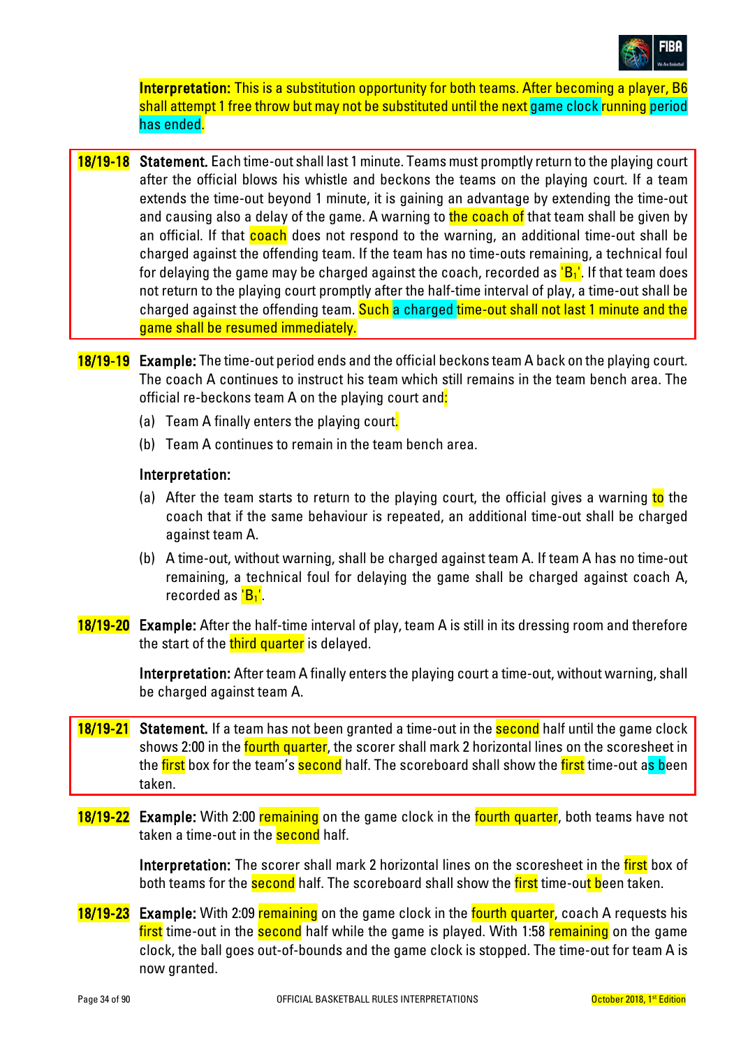**Interpretation:** This is a substitution opportunity for both teams. After becoming a player, B6 shall attempt 1 free throw but may not be substituted until the next game clock running period has ended.

**18/19-18** **Statement.** Each time-out shall last 1 minute. Teams must promptly return to the playing court after the official blows his whistle and beckons the teams on the playing court. If a team extends the time-out beyond 1 minute, it is gaining an advantage by extending the time-out and causing also a delay of the game. A warning to the coach of that team shall be given by an official. If that coach does not respond to the warning, an additional time-out shall be charged against the offending team. If the team has no time-outs remaining, a technical foul for delaying the game may be charged against the coach, recorded as '$B_1$'. If that team does not return to the playing court promptly after the half-time interval of play, a time-out shall be charged against the offending team. Such a charged time-out shall not last 1 minute and the game shall be resumed immediately.

**18/19-19** **Example:** The time-out period ends and the official beckons team A back on the playing court. The coach A continues to instruct his team which still remains in the team bench area. The official re-beckons team A on the playing court and:

(a) Team A finally enters the playing court.

(b) Team A continues to remain in the team bench area.

**Interpretation:**

(a) After the team starts to return to the playing court, the official gives a warning to the coach that if the same behaviour is repeated, an additional time-out shall be charged against team A.

(b) A time-out, without warning, shall be charged against team A. If team A has no time-out remaining, a technical foul for delaying the game shall be charged against coach A, recorded as '$B_1$'.

**18/19-20** **Example:** After the half-time interval of play, team A is still in its dressing room and therefore the start of the third quarter is delayed.

**Interpretation:** After team A finally enters the playing court a time-out, without warning, shall be charged against team A.

**18/19-21** **Statement.** If a team has not been granted a time-out in the second half until the game clock shows 2:00 in the fourth quarter, the scorer shall mark 2 horizontal lines on the scoresheet in the first box for the team's second half. The scoreboard shall show the first time-out as been taken.

**18/19-22** **Example:** With 2:00 remaining on the game clock in the fourth quarter, both teams have not taken a time-out in the second half.

**Interpretation:** The scorer shall mark 2 horizontal lines on the scoresheet in the first box of both teams for the second half. The scoreboard shall show the first time-out been taken.

**18/19-23** **Example:** With 2:09 remaining on the game clock in the fourth quarter, coach A requests his first time-out in the second half while the game is played. With 1:58 remaining on the game clock, the ball goes out-of-bounds and the game clock is stopped. The time-out for team A is now granted.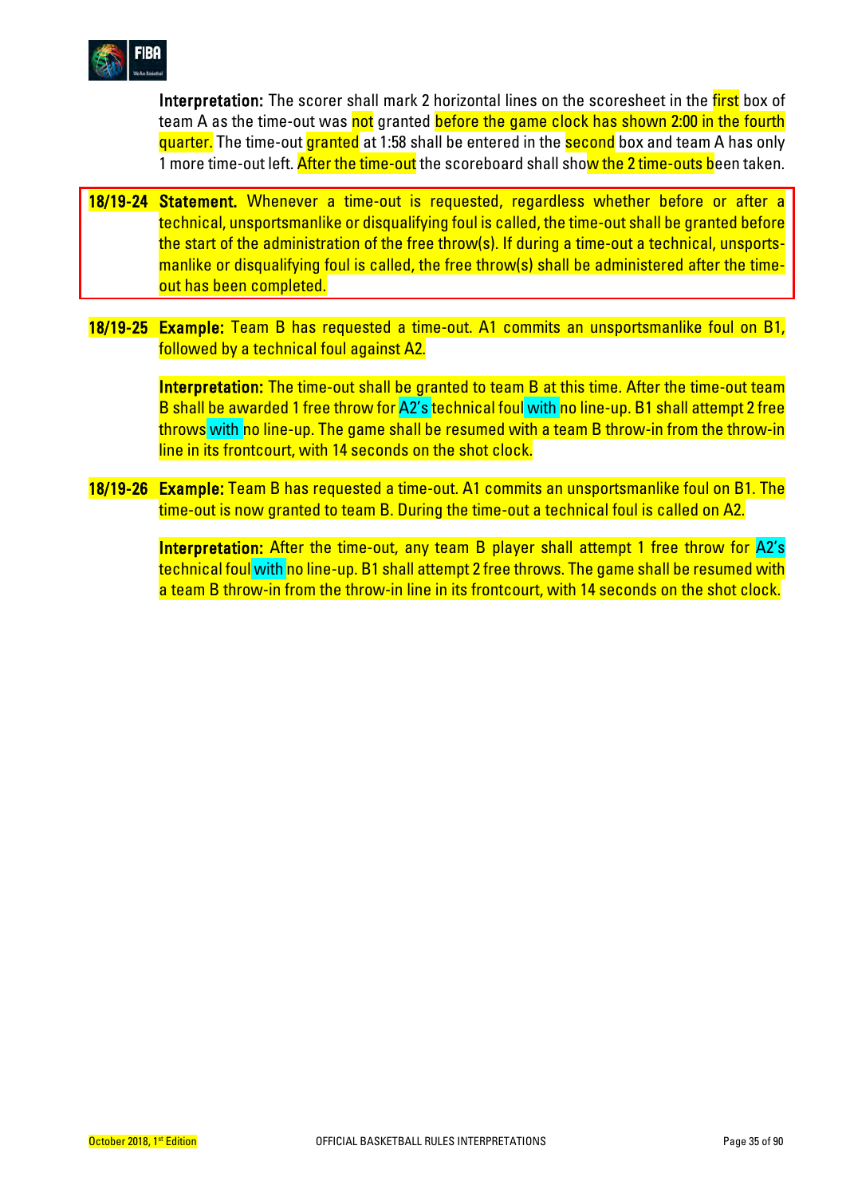**Interpretation:** The scorer shall mark 2 horizontal lines on the scoresheet in the first box of team A as the time-out was not granted before the game clock has shown 2:00 in the fourth quarter. The time-out granted at 1:58 shall be entered in the second box and team A has only 1 more time-out left. After the time-out the scoreboard shall show the 2 time-outs been taken.

**18/19-24** **Statement.** Whenever a time-out is requested, regardless whether before or after a technical, unsportsmanlike or disqualifying foul is called, the time-out shall be granted before the start of the administration of the free throw(s). If during a time-out a technical, unsportsmanlike or disqualifying foul is called, the free throw(s) shall be administered after the time-out has been completed.

**18/19-25** **Example:** Team B has requested a time-out. A1 commits an unsportsmanlike foul on B1, followed by a technical foul against A2.

**Interpretation:** The time-out shall be granted to team B at this time. After the time-out team B shall be awarded 1 free throw for A2's technical foul with no line-up. B1 shall attempt 2 free throws with no line-up. The game shall be resumed with a team B throw-in from the throw-in line in its frontcourt, with 14 seconds on the shot clock.

**18/19-26** **Example:** Team B has requested a time-out. A1 commits an unsportsmanlike foul on B1. The time-out is now granted to team B. During the time-out a technical foul is called on A2.

**Interpretation:** After the time-out, any team B player shall attempt 1 free throw for A2's technical foul with no line-up. B1 shall attempt 2 free throws. The game shall be resumed with a team B throw-in from the throw-in line in its frontcourt, with 14 seconds on the shot clock.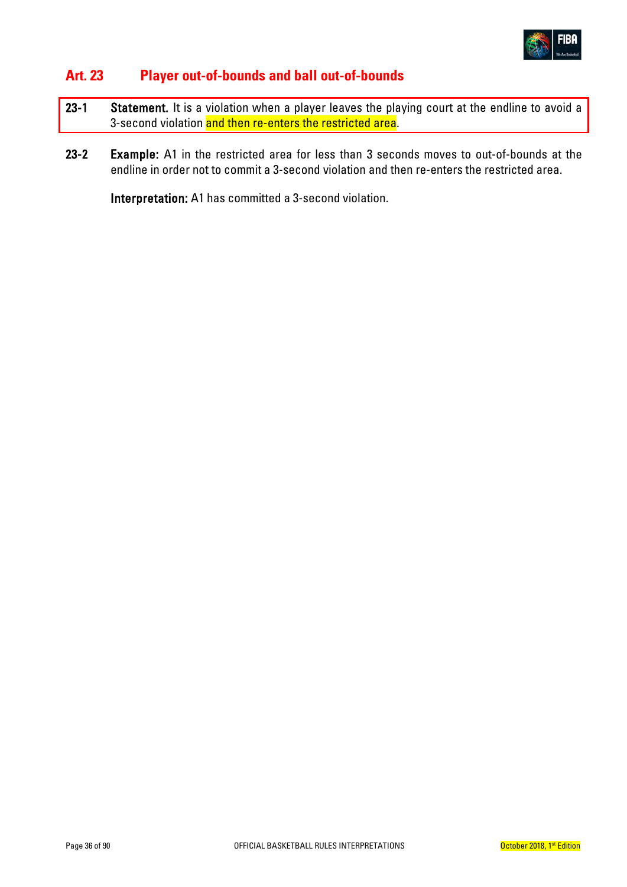## Art. 23 Player out-of-bounds and ball out-of-bounds

**23-1 Statement.** It is a violation when a player leaves the playing court at the endline to avoid a 3-second violation and then re-enters the restricted area.

**23-2 Example:** A1 in the restricted area for less than 3 seconds moves to out-of-bounds at the endline in order not to commit a 3-second violation and then re-enters the restricted area.

**Interpretation:** A1 has committed a 3-second violation.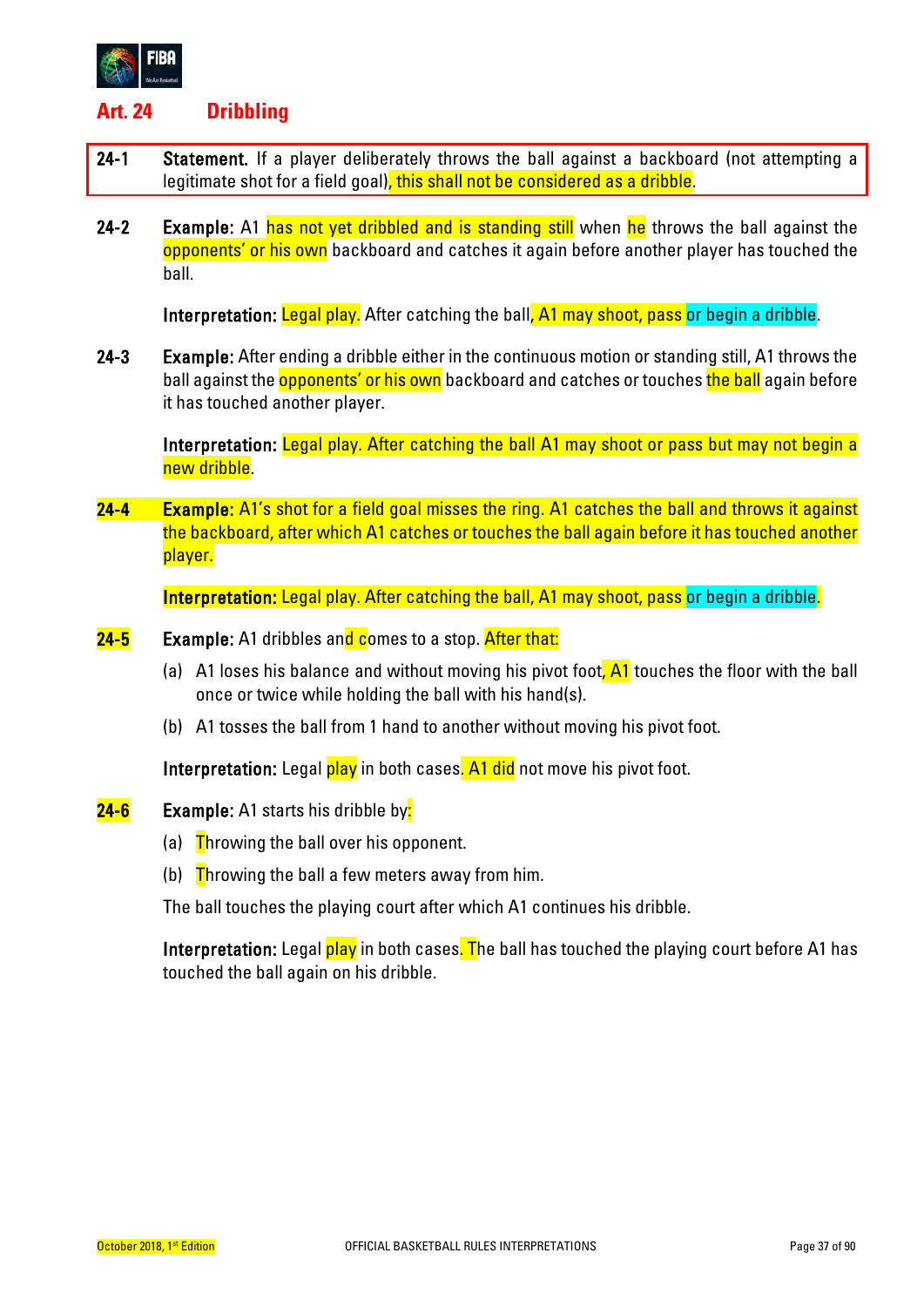# Art. 24 Dribbling

**24-1 Statement.** If a player deliberately throws the ball against a backboard (not attempting a legitimate shot for a field goal), this shall not be considered as a dribble.

**24-2 Example:** A1 has not yet dribbled and is standing still when he throws the ball against the opponents' or his own backboard and catches it again before another player has touched the ball.

**Interpretation:** Legal play. After catching the ball, A1 may shoot, pass or begin a dribble.

**24-3 Example:** After ending a dribble either in the continuous motion or standing still, A1 throws the ball against the opponents' or his own backboard and catches or touches the ball again before it has touched another player.

**Interpretation:** Legal play. After catching the ball A1 may shoot or pass but may not begin a new dribble.

**24-4 Example:** A1's shot for a field goal misses the ring. A1 catches the ball and throws it against the backboard, after which A1 catches or touches the ball again before it has touched another player.

**Interpretation:** Legal play. After catching the ball, A1 may shoot, pass or begin a dribble.

**24-5 Example:** A1 dribbles and comes to a stop. After that:

(a) A1 loses his balance and without moving his pivot foot, A1 touches the floor with the ball once or twice while holding the ball with his hand(s).

(b) A1 tosses the ball from 1 hand to another without moving his pivot foot.

**Interpretation:** Legal play in both cases. A1 did not move his pivot foot.

**24-6 Example:** A1 starts his dribble by:

(a) Throwing the ball over his opponent.

(b) Throwing the ball a few meters away from him.

The ball touches the playing court after which A1 continues his dribble.

**Interpretation:** Legal play in both cases. The ball has touched the playing court before A1 has touched the ball again on his dribble.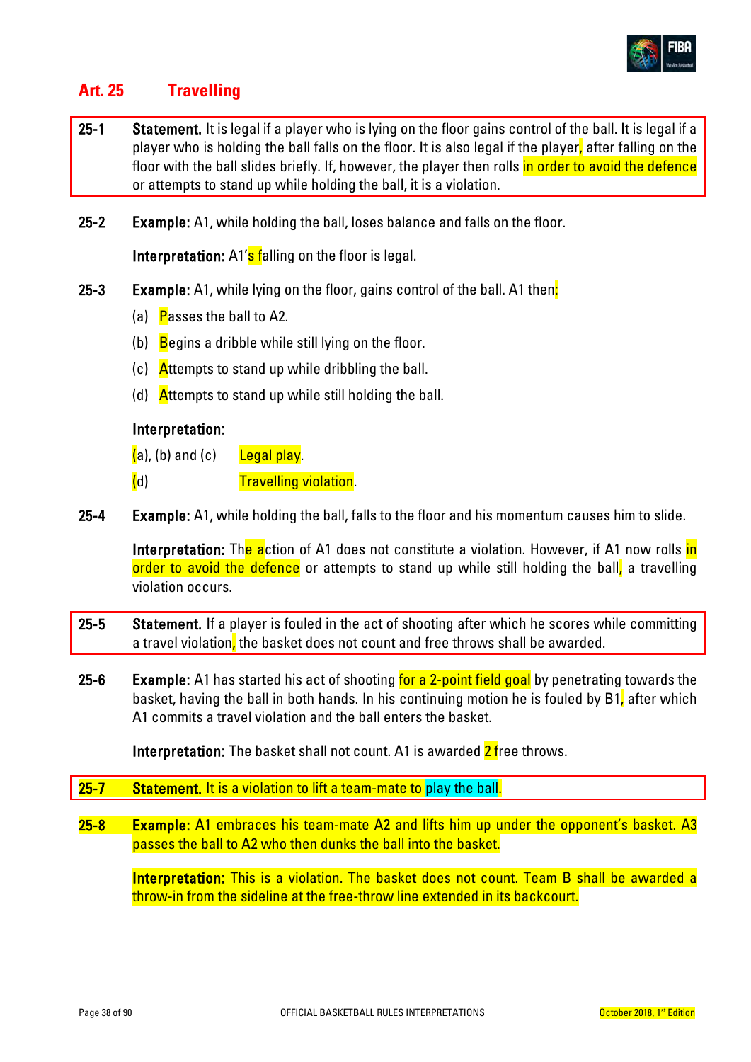## Art. 25 Travelling

**25-1** **Statement.** It is legal if a player who is lying on the floor gains control of the ball. It is legal if a player who is holding the ball falls on the floor. It is also legal if the player, after falling on the floor with the ball slides briefly. If, however, the player then rolls in order to avoid the defence or attempts to stand up while holding the ball, it is a violation.

**25-2** **Example:** A1, while holding the ball, loses balance and falls on the floor.

**Interpretation:** A1's falling on the floor is legal.

**25-3** **Example:** A1, while lying on the floor, gains control of the ball. A1 then:

(a) Passes the ball to A2.

(b) Begins a dribble while still lying on the floor.

(c) Attempts to stand up while dribbling the ball.

(d) Attempts to stand up while still holding the ball.

**Interpretation:**

(a), (b) and (c) Legal play.

(d) Travelling violation.

**25-4** **Example:** A1, while holding the ball, falls to the floor and his momentum causes him to slide.

**Interpretation:** The action of A1 does not constitute a violation. However, if A1 now rolls in order to avoid the defence or attempts to stand up while still holding the ball, a travelling violation occurs.

**25-5** **Statement.** If a player is fouled in the act of shooting after which he scores while committing a travel violation, the basket does not count and free throws shall be awarded.

**25-6** **Example:** A1 has started his act of shooting for a 2-point field goal by penetrating towards the basket, having the ball in both hands. In his continuing motion he is fouled by B1, after which A1 commits a travel violation and the ball enters the basket.

**Interpretation:** The basket shall not count. A1 is awarded 2 free throws.

**25-7** **Statement.** It is a violation to lift a team-mate to play the ball.

**25-8** **Example:** A1 embraces his team-mate A2 and lifts him up under the opponent's basket. A3 passes the ball to A2 who then dunks the ball into the basket.

**Interpretation:** This is a violation. The basket does not count. Team B shall be awarded a throw-in from the sideline at the free-throw line extended in its backcourt.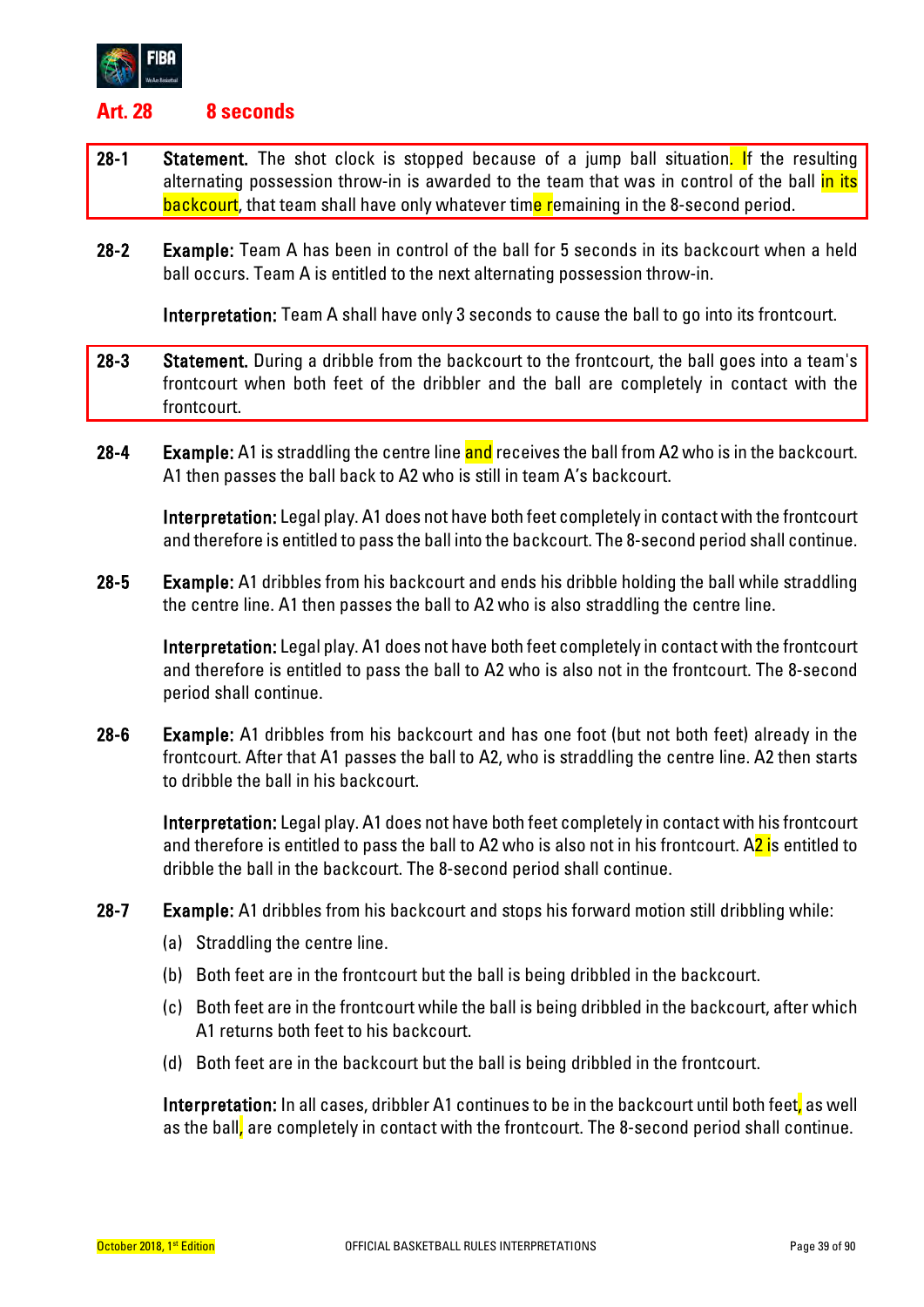## Art. 28 8 seconds

**28-1** **Statement.** The shot clock is stopped because of a jump ball situation. If the resulting alternating possession throw-in is awarded to the team that was in control of the ball in its backcourt, that team shall have only whatever time remaining in the 8-second period.

**28-2** **Example:** Team A has been in control of the ball for 5 seconds in its backcourt when a held ball occurs. Team A is entitled to the next alternating possession throw-in.

**Interpretation:** Team A shall have only 3 seconds to cause the ball to go into its frontcourt.

**28-3** **Statement.** During a dribble from the backcourt to the frontcourt, the ball goes into a team's frontcourt when both feet of the dribbler and the ball are completely in contact with the frontcourt.

**28-4** **Example:** A1 is straddling the centre line and receives the ball from A2 who is in the backcourt. A1 then passes the ball back to A2 who is still in team A's backcourt.

**Interpretation:** Legal play. A1 does not have both feet completely in contact with the frontcourt and therefore is entitled to pass the ball into the backcourt. The 8-second period shall continue.

**28-5** **Example:** A1 dribbles from his backcourt and ends his dribble holding the ball while straddling the centre line. A1 then passes the ball to A2 who is also straddling the centre line.

**Interpretation:** Legal play. A1 does not have both feet completely in contact with the frontcourt and therefore is entitled to pass the ball to A2 who is also not in the frontcourt. The 8-second period shall continue.

**28-6** **Example:** A1 dribbles from his backcourt and has one foot (but not both feet) already in the frontcourt. After that A1 passes the ball to A2, who is straddling the centre line. A2 then starts to dribble the ball in his backcourt.

**Interpretation:** Legal play. A1 does not have both feet completely in contact with his frontcourt and therefore is entitled to pass the ball to A2 who is also not in his frontcourt. A2 is entitled to dribble the ball in the backcourt. The 8-second period shall continue.

**28-7** **Example:** A1 dribbles from his backcourt and stops his forward motion still dribbling while:

(a) Straddling the centre line.

(b) Both feet are in the frontcourt but the ball is being dribbled in the backcourt.

(c) Both feet are in the frontcourt while the ball is being dribbled in the backcourt, after which A1 returns both feet to his backcourt.

(d) Both feet are in the backcourt but the ball is being dribbled in the frontcourt.

**Interpretation:** In all cases, dribbler A1 continues to be in the backcourt until both feet, as well as the ball, are completely in contact with the frontcourt. The 8-second period shall continue.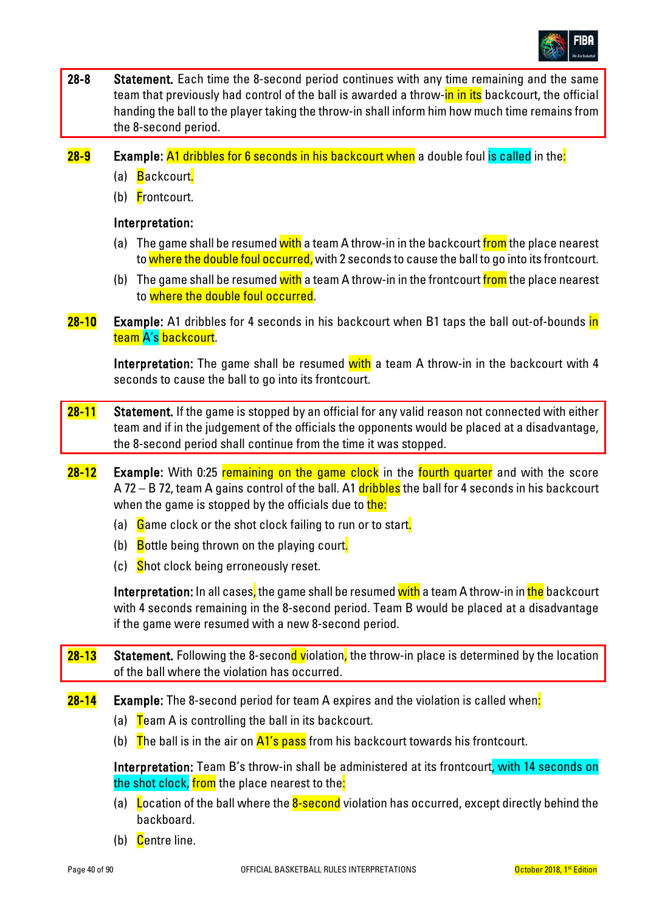**28-8** **Statement.** Each time the 8-second period continues with any time remaining and the same team that previously had control of the ball is awarded a throw-in in its backcourt, the official handing the ball to the player taking the throw-in shall inform him how much time remains from the 8-second period.

**28-9** **Example:** A1 dribbles for 6 seconds in his backcourt when a double foul is called in the:

(a) Backcourt.

(b) Frontcourt.

**Interpretation:**

(a) The game shall be resumed with a team A throw-in in the backcourt from the place nearest to where the double foul occurred, with 2 seconds to cause the ball to go into its frontcourt.

(b) The game shall be resumed with a team A throw-in in the frontcourt from the place nearest to where the double foul occurred.

**28-10** **Example:** A1 dribbles for 4 seconds in his backcourt when B1 taps the ball out-of-bounds in team A's backcourt.

**Interpretation:** The game shall be resumed with a team A throw-in in the backcourt with 4 seconds to cause the ball to go into its frontcourt.

**28-11** **Statement.** If the game is stopped by an official for any valid reason not connected with either team and if in the judgement of the officials the opponents would be placed at a disadvantage, the 8-second period shall continue from the time it was stopped.

**28-12** **Example:** With 0:25 remaining on the game clock in the fourth quarter and with the score A 72 – B 72, team A gains control of the ball. A1 dribbles the ball for 4 seconds in his backcourt when the game is stopped by the officials due to the:

(a) Game clock or the shot clock failing to run or to start.

(b) Bottle being thrown on the playing court.

(c) Shot clock being erroneously reset.

**Interpretation:** In all cases, the game shall be resumed with a team A throw-in in the backcourt with 4 seconds remaining in the 8-second period. Team B would be placed at a disadvantage if the game were resumed with a new 8-second period.

**28-13** **Statement.** Following the 8-second violation, the throw-in place is determined by the location of the ball where the violation has occurred.

**28-14** **Example:** The 8-second period for team A expires and the violation is called when:

(a) Team A is controlling the ball in its backcourt.

(b) The ball is in the air on A1's pass from his backcourt towards his frontcourt.

**Interpretation:** Team B's throw-in shall be administered at its frontcourt, with 14 seconds on the shot clock, from the place nearest to the:

(a) Location of the ball where the 8-second violation has occurred, except directly behind the backboard.

(b) Centre line.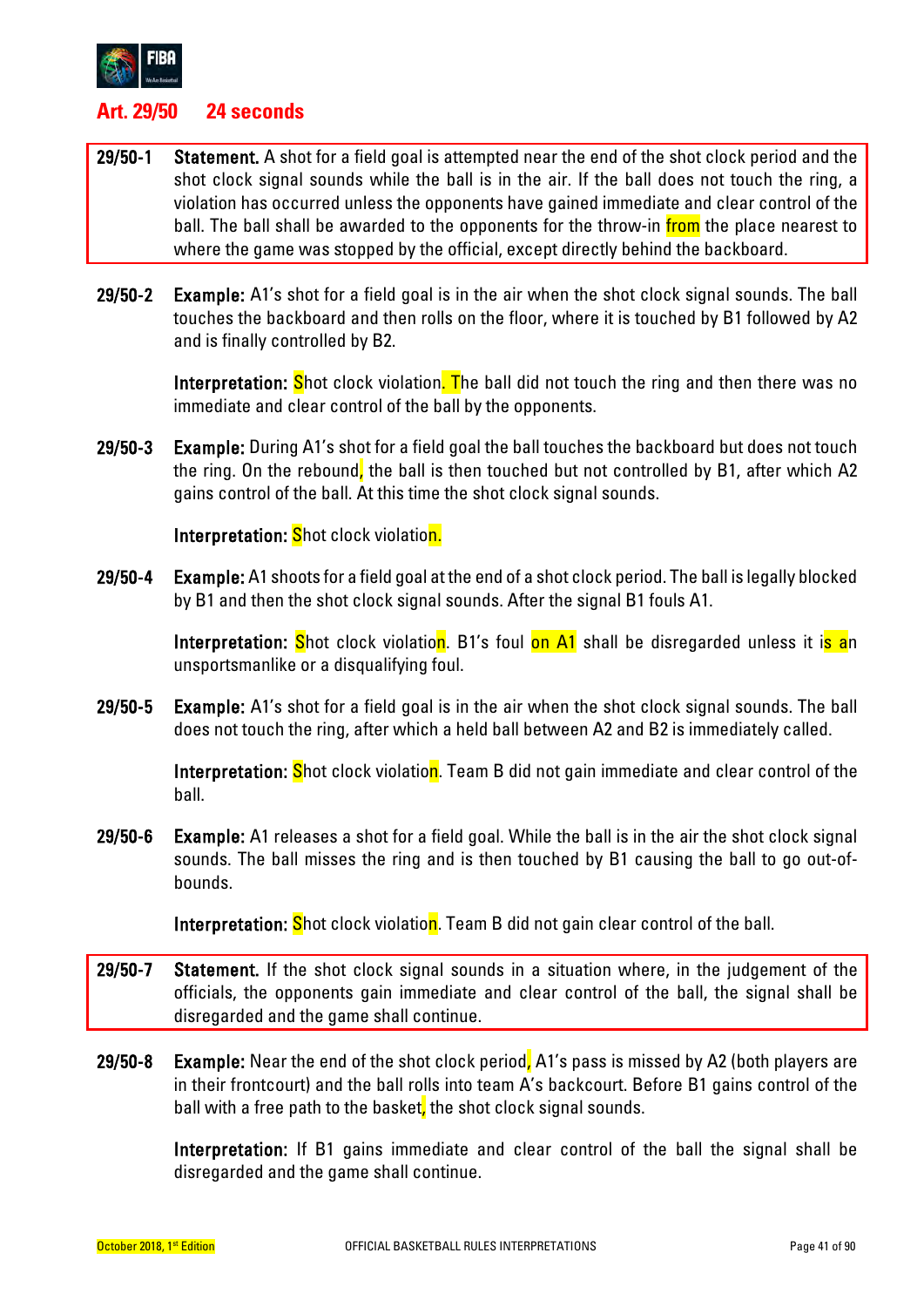## Art. 29/50 24 seconds

**29/50-1** **Statement.** A shot for a field goal is attempted near the end of the shot clock period and the shot clock signal sounds while the ball is in the air. If the ball does not touch the ring, a violation has occurred unless the opponents have gained immediate and clear control of the ball. The ball shall be awarded to the opponents for the throw-in from the place nearest to where the game was stopped by the official, except directly behind the backboard.

**29/50-2** **Example:** A1's shot for a field goal is in the air when the shot clock signal sounds. The ball touches the backboard and then rolls on the floor, where it is touched by B1 followed by A2 and is finally controlled by B2.

**Interpretation:** Shot clock violation. The ball did not touch the ring and then there was no immediate and clear control of the ball by the opponents.

**29/50-3** **Example:** During A1's shot for a field goal the ball touches the backboard but does not touch the ring. On the rebound, the ball is then touched but not controlled by B1, after which A2 gains control of the ball. At this time the shot clock signal sounds.

**Interpretation:** Shot clock violation.

**29/50-4** **Example:** A1 shoots for a field goal at the end of a shot clock period. The ball is legally blocked by B1 and then the shot clock signal sounds. After the signal B1 fouls A1.

**Interpretation:** Shot clock violation. B1's foul on A1 shall be disregarded unless it is an unsportsmanlike or a disqualifying foul.

**29/50-5** **Example:** A1's shot for a field goal is in the air when the shot clock signal sounds. The ball does not touch the ring, after which a held ball between A2 and B2 is immediately called.

**Interpretation:** Shot clock violation. Team B did not gain immediate and clear control of the ball.

**29/50-6** **Example:** A1 releases a shot for a field goal. While the ball is in the air the shot clock signal sounds. The ball misses the ring and is then touched by B1 causing the ball to go out-of-bounds.

**Interpretation:** Shot clock violation. Team B did not gain clear control of the ball.

**29/50-7** **Statement.** If the shot clock signal sounds in a situation where, in the judgement of the officials, the opponents gain immediate and clear control of the ball, the signal shall be disregarded and the game shall continue.

**29/50-8** **Example:** Near the end of the shot clock period, A1's pass is missed by A2 (both players are in their frontcourt) and the ball rolls into team A's backcourt. Before B1 gains control of the ball with a free path to the basket, the shot clock signal sounds.

**Interpretation:** If B1 gains immediate and clear control of the ball the signal shall be disregarded and the game shall continue.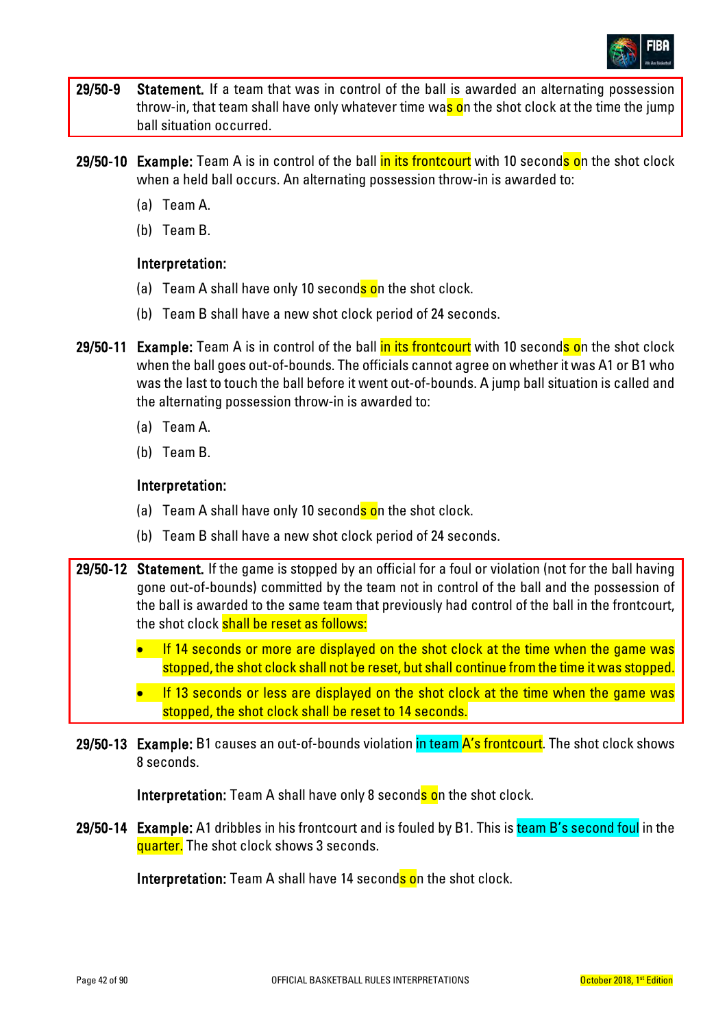**29/50-9** **Statement.** If a team that was in control of the ball is awarded an alternating possession throw-in, that team shall have only whatever time was on the shot clock at the time the jump ball situation occurred.

**29/50-10** **Example:** Team A is in control of the ball in its frontcourt with 10 seconds on the shot clock when a held ball occurs. An alternating possession throw-in is awarded to:

(a) Team A.

(b) Team B.

**Interpretation:**

(a) Team A shall have only 10 seconds on the shot clock.

(b) Team B shall have a new shot clock period of 24 seconds.

**29/50-11** **Example:** Team A is in control of the ball in its frontcourt with 10 seconds on the shot clock when the ball goes out-of-bounds. The officials cannot agree on whether it was A1 or B1 who was the last to touch the ball before it went out-of-bounds. A jump ball situation is called and the alternating possession throw-in is awarded to:

(a) Team A.

(b) Team B.

**Interpretation:**

(a) Team A shall have only 10 seconds on the shot clock.

(b) Team B shall have a new shot clock period of 24 seconds.

**29/50-12** **Statement.** If the game is stopped by an official for a foul or violation (not for the ball having gone out-of-bounds) committed by the team not in control of the ball and the possession of the ball is awarded to the same team that previously had control of the ball in the frontcourt, the shot clock shall be reset as follows:

- If 14 seconds or more are displayed on the shot clock at the time when the game was stopped, the shot clock shall not be reset, but shall continue from the time it was stopped.
- If 13 seconds or less are displayed on the shot clock at the time when the game was stopped, the shot clock shall be reset to 14 seconds.

**29/50-13** **Example:** B1 causes an out-of-bounds violation in team A's frontcourt. The shot clock shows 8 seconds.

**Interpretation:** Team A shall have only 8 seconds on the shot clock.

**29/50-14** **Example:** A1 dribbles in his frontcourt and is fouled by B1. This is team B's second foul in the quarter. The shot clock shows 3 seconds.

**Interpretation:** Team A shall have 14 seconds on the shot clock.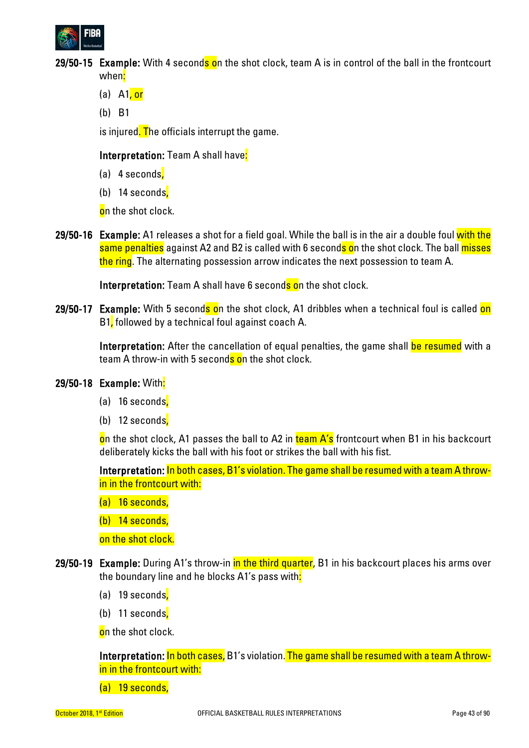**29/50-15** **Example:** With 4 seconds on the shot clock, team A is in control of the ball in the frontcourt when:

(a) A1, or

(b) B1

is injured. The officials interrupt the game.

**Interpretation:** Team A shall have:

(a) 4 seconds,

(b) 14 seconds,

on the shot clock.

**29/50-16** **Example:** A1 releases a shot for a field goal. While the ball is in the air a double foul with the same penalties against A2 and B2 is called with 6 seconds on the shot clock. The ball misses the ring. The alternating possession arrow indicates the next possession to team A.

**Interpretation:** Team A shall have 6 seconds on the shot clock.

**29/50-17** **Example:** With 5 seconds on the shot clock, A1 dribbles when a technical foul is called on B1, followed by a technical foul against coach A.

**Interpretation:** After the cancellation of equal penalties, the game shall be resumed with a team A throw-in with 5 seconds on the shot clock.

**29/50-18** **Example:** With:

(a) 16 seconds,

(b) 12 seconds,

on the shot clock, A1 passes the ball to A2 in team A's frontcourt when B1 in his backcourt deliberately kicks the ball with his foot or strikes the ball with his fist.

**Interpretation:** In both cases, B1's violation. The game shall be resumed with a team A throw-in in the frontcourt with:

(a) 16 seconds,

(b) 14 seconds,

on the shot clock.

**29/50-19** **Example:** During A1's throw-in in the third quarter, B1 in his backcourt places his arms over the boundary line and he blocks A1's pass with:

(a) 19 seconds,

(b) 11 seconds,

on the shot clock.

**Interpretation:** In both cases, B1's violation. The game shall be resumed with a team A throw-in in the frontcourt with:

(a) 19 seconds,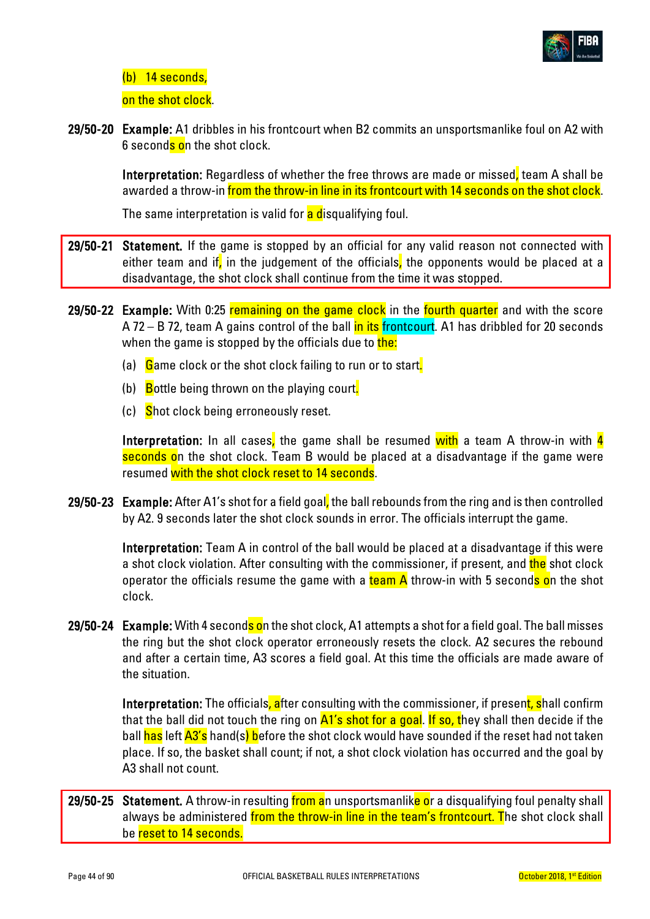(b) 14 seconds,

on the shot clock.

**29/50-20 Example:** A1 dribbles in his frontcourt when B2 commits an unsportsmanlike foul on A2 with 6 seconds on the shot clock.

**Interpretation:** Regardless of whether the free throws are made or missed, team A shall be awarded a throw-in from the throw-in line in its frontcourt with 14 seconds on the shot clock.

The same interpretation is valid for a disqualifying foul.

**29/50-21 Statement.** If the game is stopped by an official for any valid reason not connected with either team and if, in the judgement of the officials, the opponents would be placed at a disadvantage, the shot clock shall continue from the time it was stopped.

**29/50-22 Example:** With 0:25 remaining on the game clock in the fourth quarter and with the score A 72 – B 72, team A gains control of the ball in its frontcourt. A1 has dribbled for 20 seconds when the game is stopped by the officials due to the:

(a) Game clock or the shot clock failing to run or to start.

(b) Bottle being thrown on the playing court.

(c) Shot clock being erroneously reset.

**Interpretation:** In all cases, the game shall be resumed with a team A throw-in with 4 seconds on the shot clock. Team B would be placed at a disadvantage if the game were resumed with the shot clock reset to 14 seconds.

**29/50-23 Example:** After A1's shot for a field goal, the ball rebounds from the ring and is then controlled by A2. 9 seconds later the shot clock sounds in error. The officials interrupt the game.

**Interpretation:** Team A in control of the ball would be placed at a disadvantage if this were a shot clock violation. After consulting with the commissioner, if present, and the shot clock operator the officials resume the game with a team A throw-in with 5 seconds on the shot clock.

**29/50-24 Example:** With 4 seconds on the shot clock, A1 attempts a shot for a field goal. The ball misses the ring but the shot clock operator erroneously resets the clock. A2 secures the rebound and after a certain time, A3 scores a field goal. At this time the officials are made aware of the situation.

**Interpretation:** The officials, after consulting with the commissioner, if present, shall confirm that the ball did not touch the ring on A1's shot for a goal. If so, they shall then decide if the ball has left A3's hand(s) before the shot clock would have sounded if the reset had not taken place. If so, the basket shall count; if not, a shot clock violation has occurred and the goal by A3 shall not count.

**29/50-25 Statement.** A throw-in resulting from an unsportsmanlike or a disqualifying foul penalty shall always be administered from the throw-in line in the team's frontcourt. The shot clock shall be reset to 14 seconds.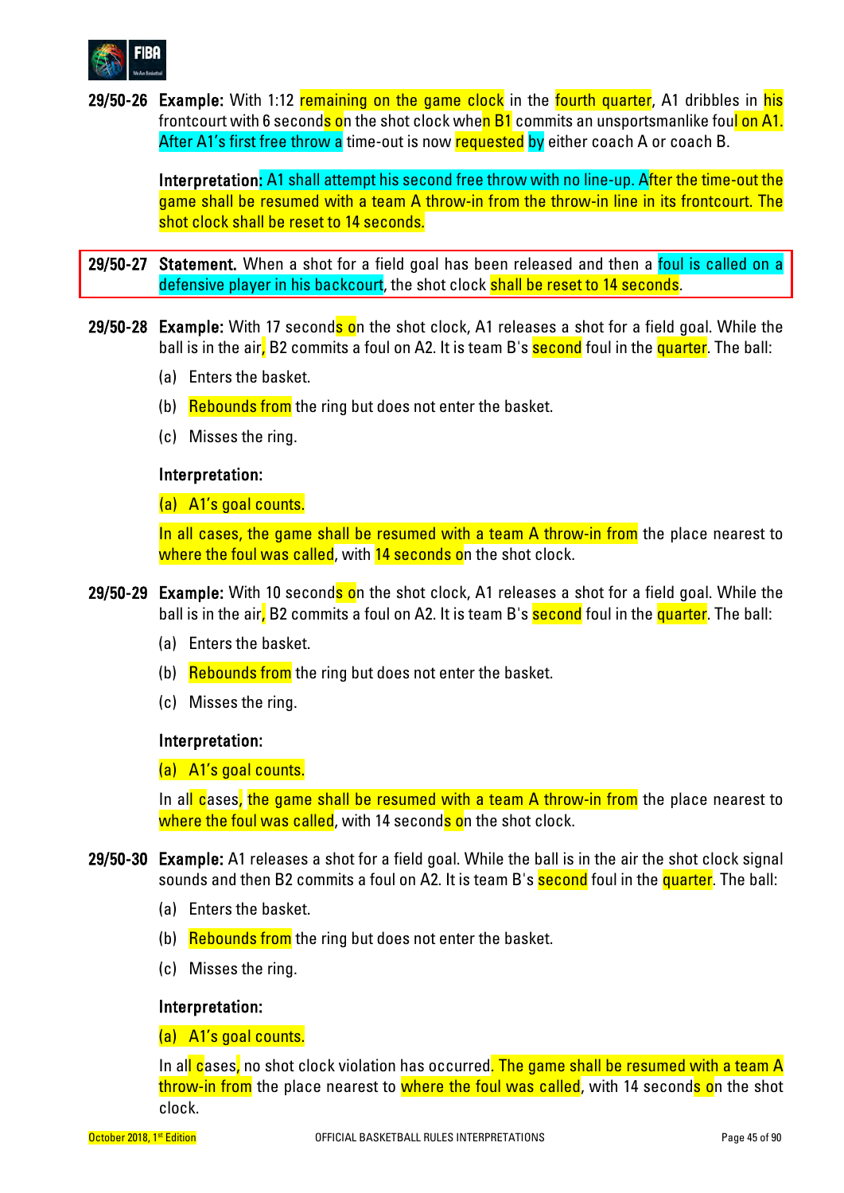**29/50-26** **Example:** With 1:12 remaining on the game clock in the fourth quarter, A1 dribbles in his frontcourt with 6 seconds on the shot clock when B1 commits an unsportsmanlike foul on A1. After A1's first free throw a time-out is now requested by either coach A or coach B.

**Interpretation:** A1 shall attempt his second free throw with no line-up. After the time-out the game shall be resumed with a team A throw-in from the throw-in line in its frontcourt. The shot clock shall be reset to 14 seconds.

**29/50-27** **Statement.** When a shot for a field goal has been released and then a foul is called on a defensive player in his backcourt, the shot clock shall be reset to 14 seconds.

**29/50-28** **Example:** With 17 seconds on the shot clock, A1 releases a shot for a field goal. While the ball is in the air, B2 commits a foul on A2. It is team B's second foul in the quarter. The ball:

(a) Enters the basket.

(b) Rebounds from the ring but does not enter the basket.

(c) Misses the ring.

**Interpretation:**

(a) A1's goal counts.

In all cases, the game shall be resumed with a team A throw-in from the place nearest to where the foul was called, with 14 seconds on the shot clock.

**29/50-29** **Example:** With 10 seconds on the shot clock, A1 releases a shot for a field goal. While the ball is in the air, B2 commits a foul on A2. It is team B's second foul in the quarter. The ball:

(a) Enters the basket.

(b) Rebounds from the ring but does not enter the basket.

(c) Misses the ring.

**Interpretation:**

(a) A1's goal counts.

In all cases, the game shall be resumed with a team A throw-in from the place nearest to where the foul was called, with 14 seconds on the shot clock.

**29/50-30** **Example:** A1 releases a shot for a field goal. While the ball is in the air the shot clock signal sounds and then B2 commits a foul on A2. It is team B's second foul in the quarter. The ball:

(a) Enters the basket.

(b) Rebounds from the ring but does not enter the basket.

(c) Misses the ring.

**Interpretation:**

(a) A1's goal counts.

In all cases, no shot clock violation has occurred. The game shall be resumed with a team A throw-in from the place nearest to where the foul was called, with 14 seconds on the shot clock.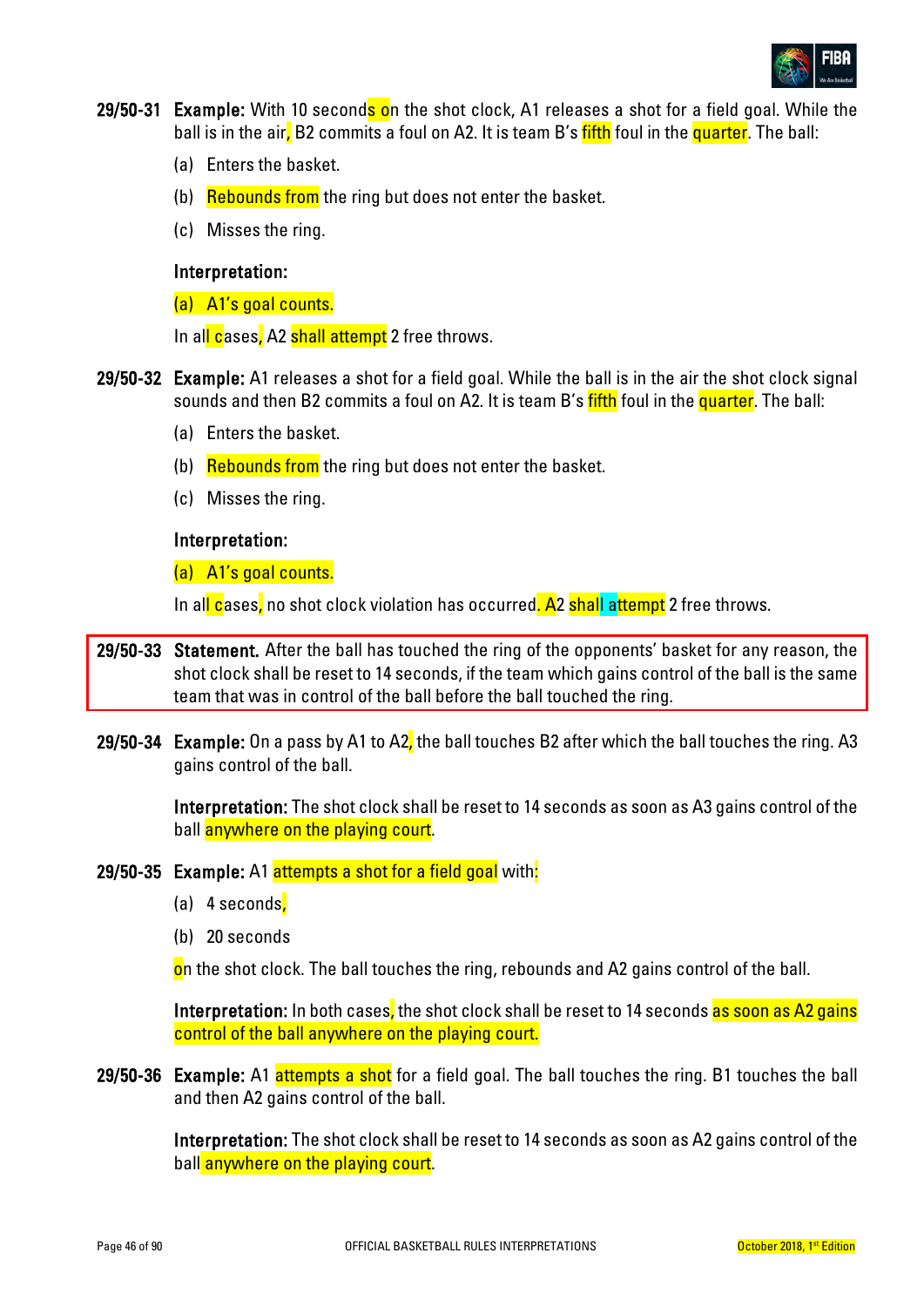**29/50-31 Example:** With 10 seconds on the shot clock, A1 releases a shot for a field goal. While the ball is in the air, B2 commits a foul on A2. It is team B's fifth foul in the quarter. The ball:

(a) Enters the basket.

(b) Rebounds from the ring but does not enter the basket.

(c) Misses the ring.

**Interpretation:**

(a) A1's goal counts.

In all cases, A2 shall attempt 2 free throws.

**29/50-32 Example:** A1 releases a shot for a field goal. While the ball is in the air the shot clock signal sounds and then B2 commits a foul on A2. It is team B's fifth foul in the quarter. The ball:

(a) Enters the basket.

(b) Rebounds from the ring but does not enter the basket.

(c) Misses the ring.

**Interpretation:**

(a) A1's goal counts.

In all cases, no shot clock violation has occurred. A2 shall attempt 2 free throws.

**29/50-33 Statement.** After the ball has touched the ring of the opponents' basket for any reason, the shot clock shall be reset to 14 seconds, if the team which gains control of the ball is the same team that was in control of the ball before the ball touched the ring.

**29/50-34 Example:** On a pass by A1 to A2, the ball touches B2 after which the ball touches the ring. A3 gains control of the ball.

**Interpretation:** The shot clock shall be reset to 14 seconds as soon as A3 gains control of the ball anywhere on the playing court.

**29/50-35 Example:** A1 attempts a shot for a field goal with:

(a) 4 seconds,

(b) 20 seconds

on the shot clock. The ball touches the ring, rebounds and A2 gains control of the ball.

**Interpretation:** In both cases, the shot clock shall be reset to 14 seconds as soon as A2 gains control of the ball anywhere on the playing court.

**29/50-36 Example:** A1 attempts a shot for a field goal. The ball touches the ring. B1 touches the ball and then A2 gains control of the ball.

**Interpretation:** The shot clock shall be reset to 14 seconds as soon as A2 gains control of the ball anywhere on the playing court.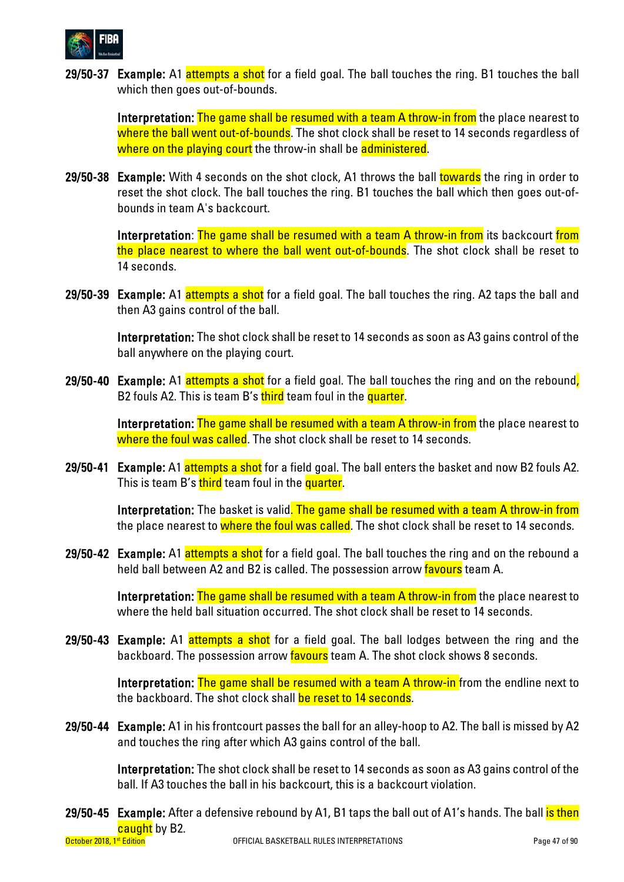**29/50-37** **Example:** A1 attempts a shot for a field goal. The ball touches the ring. B1 touches the ball which then goes out-of-bounds.

**Interpretation:** The game shall be resumed with a team A throw-in from the place nearest to where the ball went out-of-bounds. The shot clock shall be reset to 14 seconds regardless of where on the playing court the throw-in shall be administered.

**29/50-38** **Example:** With 4 seconds on the shot clock, A1 throws the ball towards the ring in order to reset the shot clock. The ball touches the ring. B1 touches the ball which then goes out-of-bounds in team A's backcourt.

**Interpretation**: The game shall be resumed with a team A throw-in from its backcourt from the place nearest to where the ball went out-of-bounds. The shot clock shall be reset to 14 seconds.

**29/50-39** **Example:** A1 attempts a shot for a field goal. The ball touches the ring. A2 taps the ball and then A3 gains control of the ball.

**Interpretation:** The shot clock shall be reset to 14 seconds as soon as A3 gains control of the ball anywhere on the playing court.

**29/50-40** **Example:** A1 attempts a shot for a field goal. The ball touches the ring and on the rebound, B2 fouls A2. This is team B's third team foul in the quarter.

**Interpretation:** The game shall be resumed with a team A throw-in from the place nearest to where the foul was called. The shot clock shall be reset to 14 seconds.

**29/50-41** **Example:** A1 attempts a shot for a field goal. The ball enters the basket and now B2 fouls A2. This is team B's third team foul in the quarter.

**Interpretation:** The basket is valid. The game shall be resumed with a team A throw-in from the place nearest to where the foul was called. The shot clock shall be reset to 14 seconds.

**29/50-42** **Example:** A1 attempts a shot for a field goal. The ball touches the ring and on the rebound a held ball between A2 and B2 is called. The possession arrow favours team A.

**Interpretation:** The game shall be resumed with a team A throw-in from the place nearest to where the held ball situation occurred. The shot clock shall be reset to 14 seconds.

**29/50-43** **Example:** A1 attempts a shot for a field goal. The ball lodges between the ring and the backboard. The possession arrow favours team A. The shot clock shows 8 seconds.

**Interpretation:** The game shall be resumed with a team A throw-in from the endline next to the backboard. The shot clock shall be reset to 14 seconds.

**29/50-44** **Example:** A1 in his frontcourt passes the ball for an alley-hoop to A2. The ball is missed by A2 and touches the ring after which A3 gains control of the ball.

**Interpretation:** The shot clock shall be reset to 14 seconds as soon as A3 gains control of the ball. If A3 touches the ball in his backcourt, this is a backcourt violation.

**29/50-45** **Example:** After a defensive rebound by A1, B1 taps the ball out of A1's hands. The ball is then caught by B2.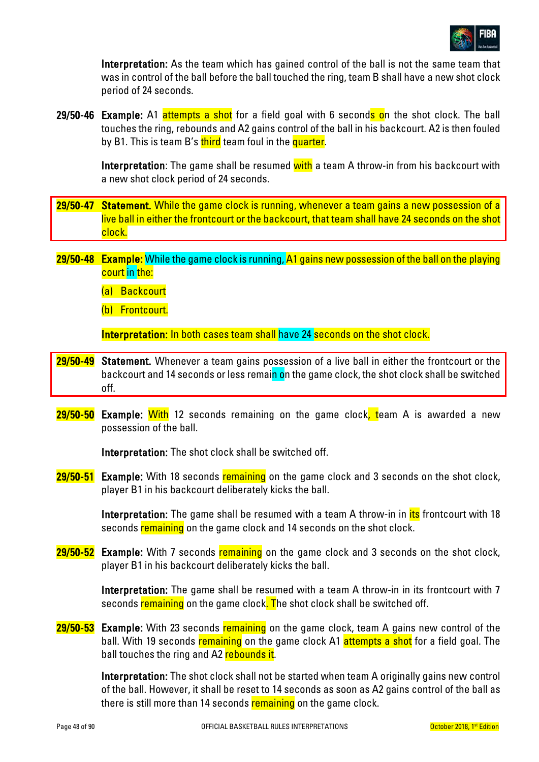**Interpretation:** As the team which has gained control of the ball is not the same team that was in control of the ball before the ball touched the ring, team B shall have a new shot clock period of 24 seconds.

**29/50-46** **Example:** A1 attempts a shot for a field goal with 6 seconds on the shot clock. The ball touches the ring, rebounds and A2 gains control of the ball in his backcourt. A2 is then fouled by B1. This is team B's third team foul in the quarter.

**Interpretation**: The game shall be resumed with a team A throw-in from his backcourt with a new shot clock period of 24 seconds.

**29/50-47** **Statement.** While the game clock is running, whenever a team gains a new possession of a live ball in either the frontcourt or the backcourt, that team shall have 24 seconds on the shot clock.

**29/50-48** **Example:** While the game clock is running, A1 gains new possession of the ball on the playing court in the:

(a) Backcourt

(b) Frontcourt.

**Interpretation:** In both cases team shall have 24 seconds on the shot clock.

**29/50-49** **Statement.** Whenever a team gains possession of a live ball in either the frontcourt or the backcourt and 14 seconds or less remain on the game clock, the shot clock shall be switched off.

**29/50-50** **Example:** With 12 seconds remaining on the game clock, team A is awarded a new possession of the ball.

**Interpretation:** The shot clock shall be switched off.

**29/50-51** **Example:** With 18 seconds remaining on the game clock and 3 seconds on the shot clock, player B1 in his backcourt deliberately kicks the ball.

**Interpretation:** The game shall be resumed with a team A throw-in in its frontcourt with 18 seconds remaining on the game clock and 14 seconds on the shot clock.

**29/50-52** **Example:** With 7 seconds remaining on the game clock and 3 seconds on the shot clock, player B1 in his backcourt deliberately kicks the ball.

**Interpretation:** The game shall be resumed with a team A throw-in in its frontcourt with 7 seconds remaining on the game clock. The shot clock shall be switched off.

**29/50-53** **Example:** With 23 seconds remaining on the game clock, team A gains new control of the ball. With 19 seconds remaining on the game clock A1 attempts a shot for a field goal. The ball touches the ring and A2 rebounds it.

**Interpretation:** The shot clock shall not be started when team A originally gains new control of the ball. However, it shall be reset to 14 seconds as soon as A2 gains control of the ball as there is still more than 14 seconds remaining on the game clock.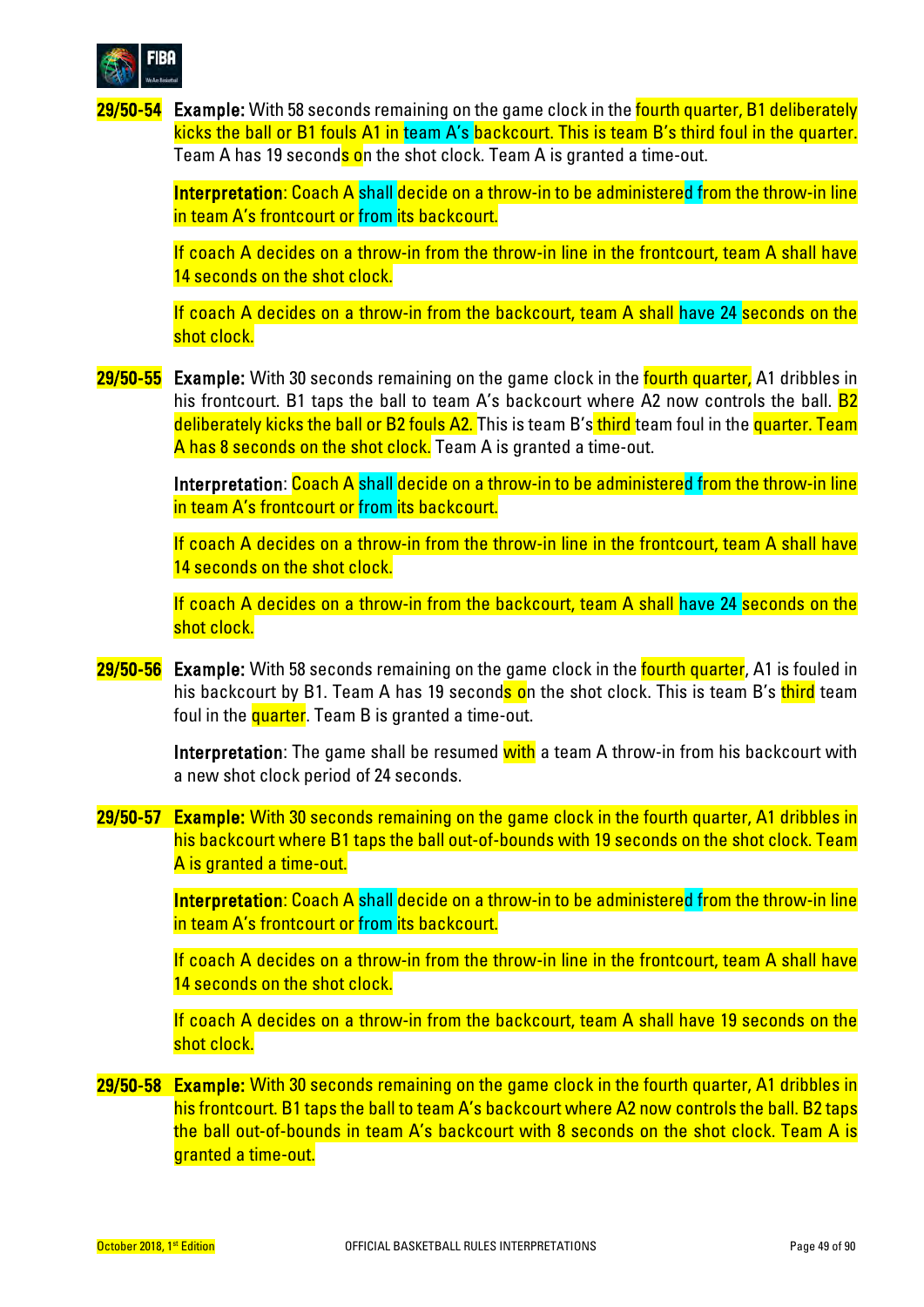**29/50-54** **Example:** With 58 seconds remaining on the game clock in the fourth quarter, B1 deliberately kicks the ball or B1 fouls A1 in team A's backcourt. This is team B's third foul in the quarter. Team A has 19 seconds on the shot clock. Team A is granted a time-out.

**Interpretation**: Coach A shall decide on a throw-in to be administered from the throw-in line in team A's frontcourt or from its backcourt.

If coach A decides on a throw-in from the throw-in line in the frontcourt, team A shall have 14 seconds on the shot clock.

If coach A decides on a throw-in from the backcourt, team A shall have 24 seconds on the shot clock.

**29/50-55** **Example:** With 30 seconds remaining on the game clock in the fourth quarter, A1 dribbles in his frontcourt. B1 taps the ball to team A's backcourt where A2 now controls the ball. B2 deliberately kicks the ball or B2 fouls A2. This is team B's third team foul in the quarter. Team A has 8 seconds on the shot clock. Team A is granted a time-out.

**Interpretation**: Coach A shall decide on a throw-in to be administered from the throw-in line in team A's frontcourt or from its backcourt.

If coach A decides on a throw-in from the throw-in line in the frontcourt, team A shall have 14 seconds on the shot clock.

If coach A decides on a throw-in from the backcourt, team A shall have 24 seconds on the shot clock.

**29/50-56** **Example:** With 58 seconds remaining on the game clock in the fourth quarter, A1 is fouled in his backcourt by B1. Team A has 19 seconds on the shot clock. This is team B's third team foul in the quarter. Team B is granted a time-out.

**Interpretation**: The game shall be resumed with a team A throw-in from his backcourt with a new shot clock period of 24 seconds.

**29/50-57** **Example:** With 30 seconds remaining on the game clock in the fourth quarter, A1 dribbles in his backcourt where B1 taps the ball out-of-bounds with 19 seconds on the shot clock. Team A is granted a time-out.

**Interpretation**: Coach A shall decide on a throw-in to be administered from the throw-in line in team A's frontcourt or from its backcourt.

If coach A decides on a throw-in from the throw-in line in the frontcourt, team A shall have 14 seconds on the shot clock.

If coach A decides on a throw-in from the backcourt, team A shall have 19 seconds on the shot clock.

**29/50-58** **Example:** With 30 seconds remaining on the game clock in the fourth quarter, A1 dribbles in his frontcourt. B1 taps the ball to team A's backcourt where A2 now controls the ball. B2 taps the ball out-of-bounds in team A's backcourt with 8 seconds on the shot clock. Team A is granted a time-out.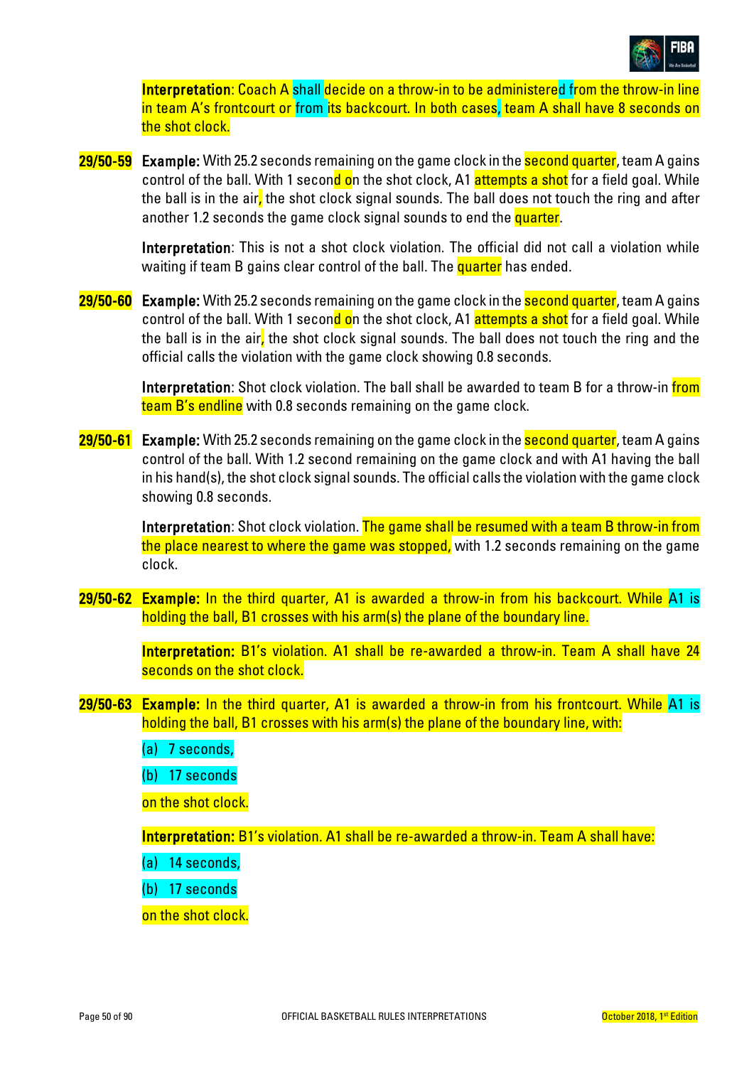**Interpretation**: Coach A shall decide on a throw-in to be administered from the throw-in line in team A's frontcourt or from its backcourt. In both cases, team A shall have 8 seconds on the shot clock.

**29/50-59** **Example:** With 25.2 seconds remaining on the game clock in the second quarter, team A gains control of the ball. With 1 second on the shot clock, A1 attempts a shot for a field goal. While the ball is in the air, the shot clock signal sounds. The ball does not touch the ring and after another 1.2 seconds the game clock signal sounds to end the quarter.

**Interpretation**: This is not a shot clock violation. The official did not call a violation while waiting if team B gains clear control of the ball. The quarter has ended.

**29/50-60** **Example:** With 25.2 seconds remaining on the game clock in the second quarter, team A gains control of the ball. With 1 second on the shot clock, A1 attempts a shot for a field goal. While the ball is in the air, the shot clock signal sounds. The ball does not touch the ring and the official calls the violation with the game clock showing 0.8 seconds.

**Interpretation**: Shot clock violation. The ball shall be awarded to team B for a throw-in from team B's endline with 0.8 seconds remaining on the game clock.

**29/50-61** **Example:** With 25.2 seconds remaining on the game clock in the second quarter, team A gains control of the ball. With 1.2 second remaining on the game clock and with A1 having the ball in his hand(s), the shot clock signal sounds. The official calls the violation with the game clock showing 0.8 seconds.

**Interpretation**: Shot clock violation. The game shall be resumed with a team B throw-in from the place nearest to where the game was stopped, with 1.2 seconds remaining on the game clock.

**29/50-62** **Example:** In the third quarter, A1 is awarded a throw-in from his backcourt. While A1 is holding the ball, B1 crosses with his arm(s) the plane of the boundary line.

**Interpretation:** B1's violation. A1 shall be re-awarded a throw-in. Team A shall have 24 seconds on the shot clock.

**29/50-63** **Example:** In the third quarter, A1 is awarded a throw-in from his frontcourt. While A1 is holding the ball, B1 crosses with his arm(s) the plane of the boundary line, with:

(a) 7 seconds,

(b) 17 seconds

on the shot clock.

**Interpretation:** B1's violation. A1 shall be re-awarded a throw-in. Team A shall have:

(a) 14 seconds,

(b) 17 seconds

on the shot clock.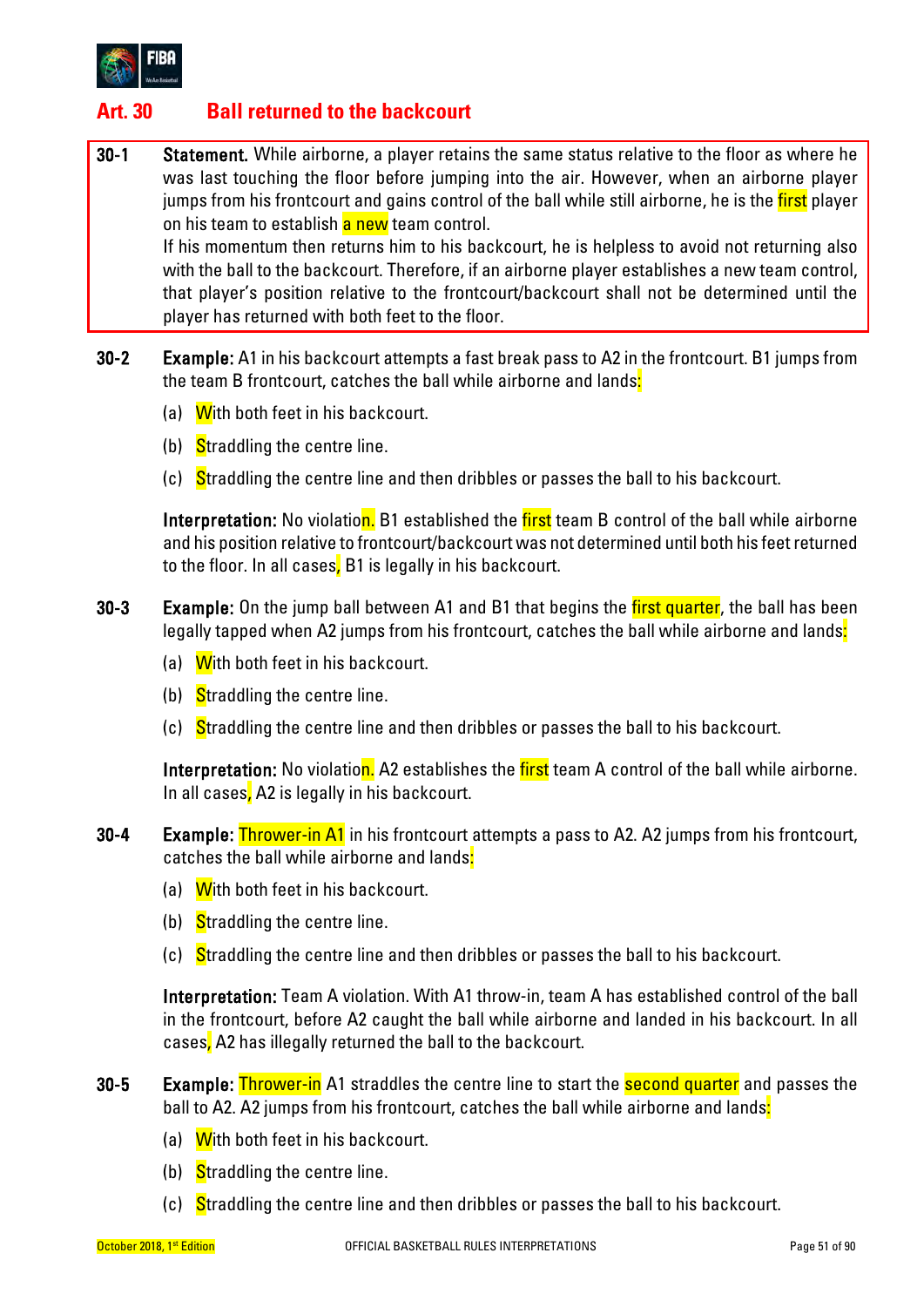## Art. 30 Ball returned to the backcourt

**30-1 Statement.** While airborne, a player retains the same status relative to the floor as where he was last touching the floor before jumping into the air. However, when an airborne player jumps from his frontcourt and gains control of the ball while still airborne, he is the first player on his team to establish a new team control.
If his momentum then returns him to his backcourt, he is helpless to avoid not returning also with the ball to the backcourt. Therefore, if an airborne player establishes a new team control, that player's position relative to the frontcourt/backcourt shall not be determined until the player has returned with both feet to the floor.

**30-2 Example:** A1 in his backcourt attempts a fast break pass to A2 in the frontcourt. B1 jumps from the team B frontcourt, catches the ball while airborne and lands:

(a) With both feet in his backcourt.

(b) Straddling the centre line.

(c) Straddling the centre line and then dribbles or passes the ball to his backcourt.

**Interpretation:** No violation. B1 established the first team B control of the ball while airborne and his position relative to frontcourt/backcourt was not determined until both his feet returned to the floor. In all cases, B1 is legally in his backcourt.

**30-3 Example:** On the jump ball between A1 and B1 that begins the first quarter, the ball has been legally tapped when A2 jumps from his frontcourt, catches the ball while airborne and lands:

(a) With both feet in his backcourt.

(b) Straddling the centre line.

(c) Straddling the centre line and then dribbles or passes the ball to his backcourt.

**Interpretation:** No violation. A2 establishes the first team A control of the ball while airborne. In all cases, A2 is legally in his backcourt.

**30-4 Example:** Thrower-in A1 in his frontcourt attempts a pass to A2. A2 jumps from his frontcourt, catches the ball while airborne and lands:

(a) With both feet in his backcourt.

(b) Straddling the centre line.

(c) Straddling the centre line and then dribbles or passes the ball to his backcourt.

**Interpretation:** Team A violation. With A1 throw-in, team A has established control of the ball in the frontcourt, before A2 caught the ball while airborne and landed in his backcourt. In all cases, A2 has illegally returned the ball to the backcourt.

**30-5 Example:** Thrower-in A1 straddles the centre line to start the second quarter and passes the ball to A2. A2 jumps from his frontcourt, catches the ball while airborne and lands:

(a) With both feet in his backcourt.

(b) Straddling the centre line.

(c) Straddling the centre line and then dribbles or passes the ball to his backcourt.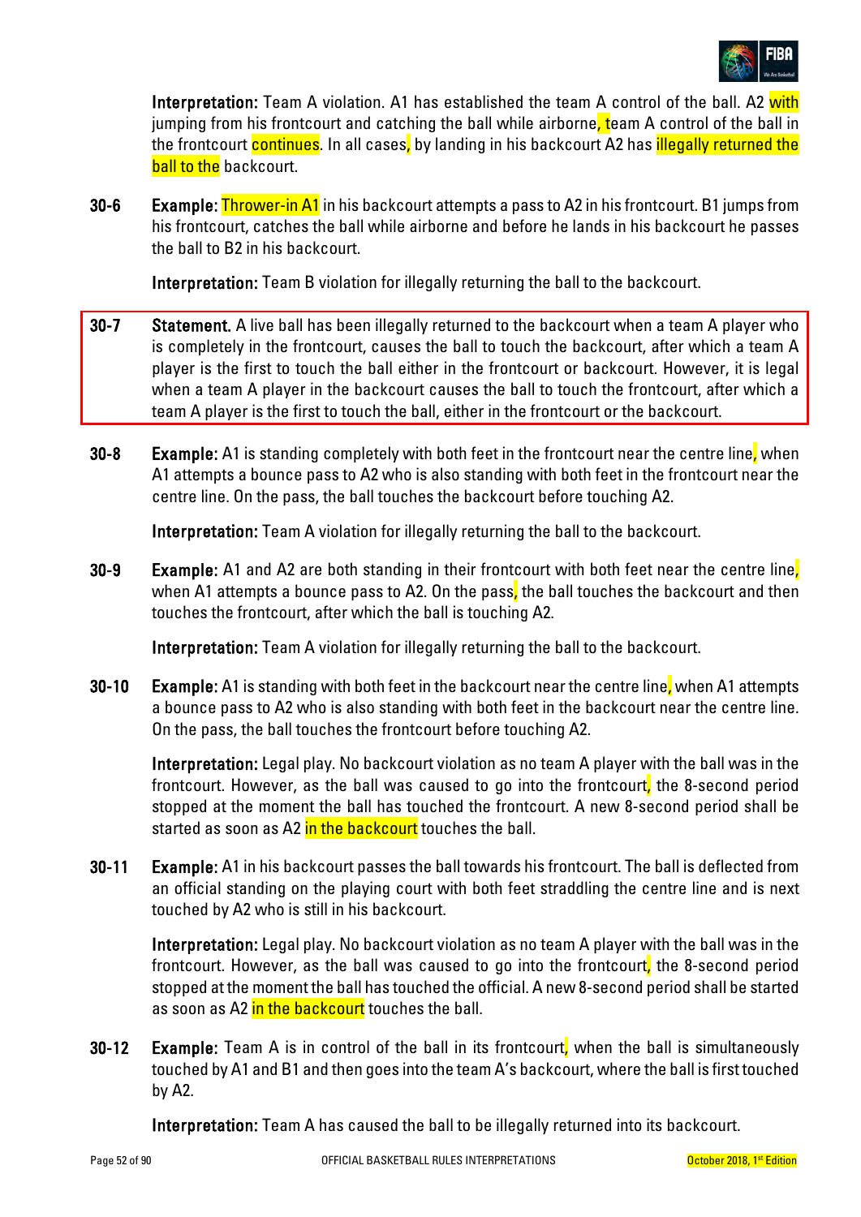**Interpretation:** Team A violation. A1 has established the team A control of the ball. A2 with jumping from his frontcourt and catching the ball while airborne, team A control of the ball in the frontcourt continues. In all cases, by landing in his backcourt A2 has illegally returned the ball to the backcourt.

**30-6** **Example:** Thrower-in A1 in his backcourt attempts a pass to A2 in his frontcourt. B1 jumps from his frontcourt, catches the ball while airborne and before he lands in his backcourt he passes the ball to B2 in his backcourt.

**Interpretation:** Team B violation for illegally returning the ball to the backcourt.

**30-7** **Statement.** A live ball has been illegally returned to the backcourt when a team A player who is completely in the frontcourt, causes the ball to touch the backcourt, after which a team A player is the first to touch the ball either in the frontcourt or backcourt. However, it is legal when a team A player in the backcourt causes the ball to touch the frontcourt, after which a team A player is the first to touch the ball, either in the frontcourt or the backcourt.

**30-8** **Example:** A1 is standing completely with both feet in the frontcourt near the centre line, when A1 attempts a bounce pass to A2 who is also standing with both feet in the frontcourt near the centre line. On the pass, the ball touches the backcourt before touching A2.

**Interpretation:** Team A violation for illegally returning the ball to the backcourt.

**30-9** **Example:** A1 and A2 are both standing in their frontcourt with both feet near the centre line, when A1 attempts a bounce pass to A2. On the pass, the ball touches the backcourt and then touches the frontcourt, after which the ball is touching A2.

**Interpretation:** Team A violation for illegally returning the ball to the backcourt.

**30-10** **Example:** A1 is standing with both feet in the backcourt near the centre line, when A1 attempts a bounce pass to A2 who is also standing with both feet in the backcourt near the centre line. On the pass, the ball touches the frontcourt before touching A2.

**Interpretation:** Legal play. No backcourt violation as no team A player with the ball was in the frontcourt. However, as the ball was caused to go into the frontcourt, the 8-second period stopped at the moment the ball has touched the frontcourt. A new 8-second period shall be started as soon as A2 in the backcourt touches the ball.

**30-11** **Example:** A1 in his backcourt passes the ball towards his frontcourt. The ball is deflected from an official standing on the playing court with both feet straddling the centre line and is next touched by A2 who is still in his backcourt.

**Interpretation:** Legal play. No backcourt violation as no team A player with the ball was in the frontcourt. However, as the ball was caused to go into the frontcourt, the 8-second period stopped at the moment the ball has touched the official. A new 8-second period shall be started as soon as A2 in the backcourt touches the ball.

**30-12** **Example:** Team A is in control of the ball in its frontcourt, when the ball is simultaneously touched by A1 and B1 and then goes into the team A's backcourt, where the ball is first touched by A2.

**Interpretation:** Team A has caused the ball to be illegally returned into its backcourt.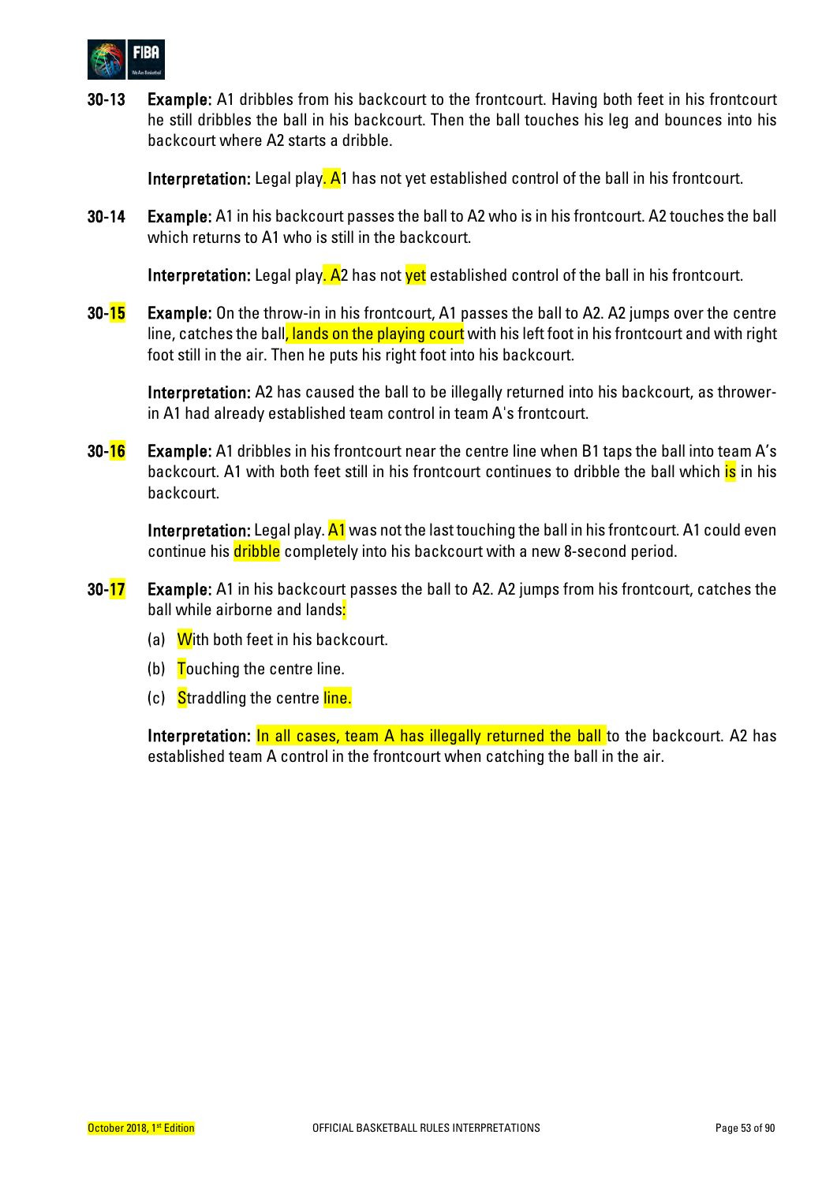**30-13** **Example:** A1 dribbles from his backcourt to the frontcourt. Having both feet in his frontcourt he still dribbles the ball in his backcourt. Then the ball touches his leg and bounces into his backcourt where A2 starts a dribble.

**Interpretation:** Legal play. A1 has not yet established control of the ball in his frontcourt.

**30-14** **Example:** A1 in his backcourt passes the ball to A2 who is in his frontcourt. A2 touches the ball which returns to A1 who is still in the backcourt.

**Interpretation:** Legal play. A2 has not yet established control of the ball in his frontcourt.

**30-15** **Example:** On the throw-in in his frontcourt, A1 passes the ball to A2. A2 jumps over the centre line, catches the ball, lands on the playing court with his left foot in his frontcourt and with right foot still in the air. Then he puts his right foot into his backcourt.

**Interpretation:** A2 has caused the ball to be illegally returned into his backcourt, as thrower-in A1 had already established team control in team A's frontcourt.

**30-16** **Example:** A1 dribbles in his frontcourt near the centre line when B1 taps the ball into team A's backcourt. A1 with both feet still in his frontcourt continues to dribble the ball which is in his backcourt.

**Interpretation:** Legal play. A1 was not the last touching the ball in his frontcourt. A1 could even continue his dribble completely into his backcourt with a new 8-second period.

**30-17** **Example:** A1 in his backcourt passes the ball to A2. A2 jumps from his frontcourt, catches the ball while airborne and lands:

(a) With both feet in his backcourt.

(b) Touching the centre line.

(c) Straddling the centre line.

**Interpretation:** In all cases, team A has illegally returned the ball to the backcourt. A2 has established team A control in the frontcourt when catching the ball in the air.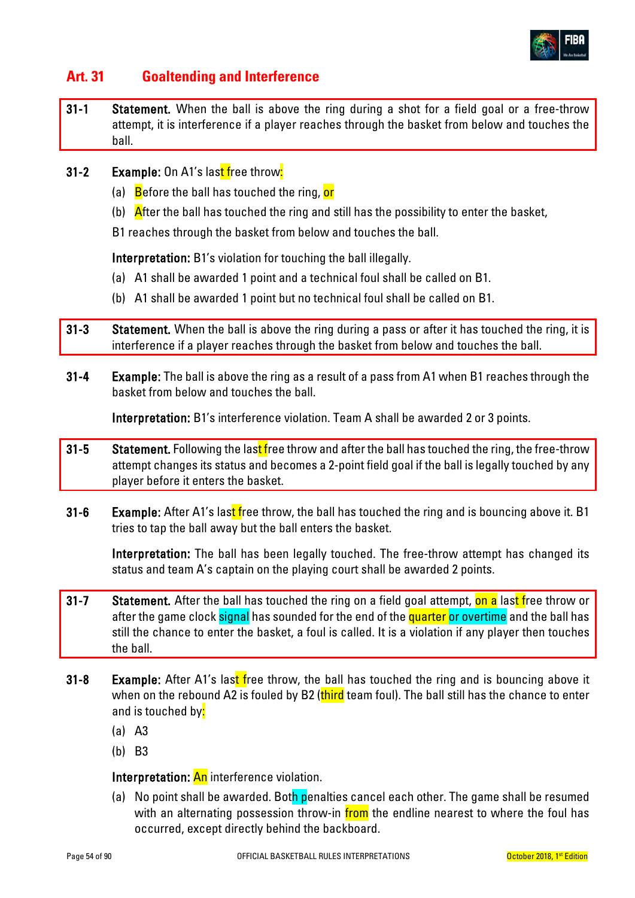## Art. 31 Goaltending and Interference

**31-1 Statement.** When the ball is above the ring during a shot for a field goal or a free-throw attempt, it is interference if a player reaches through the basket from below and touches the ball.

**31-2 Example:** On A1's last free throw:

(a) Before the ball has touched the ring, or

(b) After the ball has touched the ring and still has the possibility to enter the basket,

B1 reaches through the basket from below and touches the ball.

**Interpretation:** B1's violation for touching the ball illegally.

(a) A1 shall be awarded 1 point and a technical foul shall be called on B1.

(b) A1 shall be awarded 1 point but no technical foul shall be called on B1.

**31-3 Statement.** When the ball is above the ring during a pass or after it has touched the ring, it is interference if a player reaches through the basket from below and touches the ball.

**31-4 Example:** The ball is above the ring as a result of a pass from A1 when B1 reaches through the basket from below and touches the ball.

**Interpretation:** B1's interference violation. Team A shall be awarded 2 or 3 points.

**31-5 Statement.** Following the last free throw and after the ball has touched the ring, the free-throw attempt changes its status and becomes a 2-point field goal if the ball is legally touched by any player before it enters the basket.

**31-6 Example:** After A1's last free throw, the ball has touched the ring and is bouncing above it. B1 tries to tap the ball away but the ball enters the basket.

**Interpretation:** The ball has been legally touched. The free-throw attempt has changed its status and team A's captain on the playing court shall be awarded 2 points.

**31-7 Statement.** After the ball has touched the ring on a field goal attempt, on a last free throw or after the game clock signal has sounded for the end of the quarter or overtime and the ball has still the chance to enter the basket, a foul is called. It is a violation if any player then touches the ball.

**31-8 Example:** After A1's last free throw, the ball has touched the ring and is bouncing above it when on the rebound A2 is fouled by B2 (third team foul). The ball still has the chance to enter and is touched by:

(a) A3

(b) B3

**Interpretation:** An interference violation.

(a) No point shall be awarded. Both penalties cancel each other. The game shall be resumed with an alternating possession throw-in from the endline nearest to where the foul has occurred, except directly behind the backboard.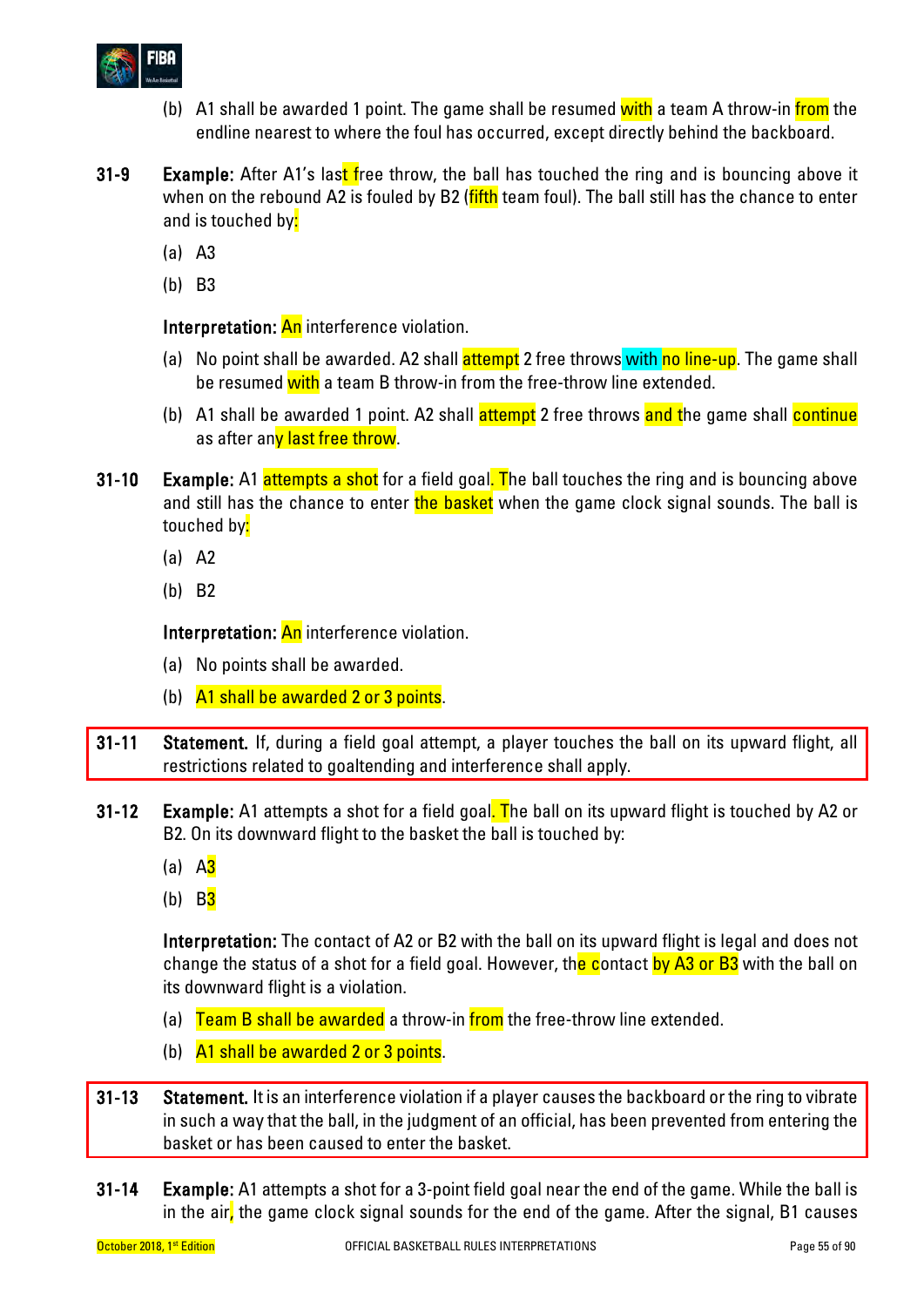(b) A1 shall be awarded 1 point. The game shall be resumed with a team A throw-in from the endline nearest to where the foul has occurred, except directly behind the backboard.

**31-9** **Example:** After A1's last free throw, the ball has touched the ring and is bouncing above it when on the rebound A2 is fouled by B2 (fifth team foul). The ball still has the chance to enter and is touched by:

(a) A3

(b) B3

**Interpretation:** An interference violation.

(a) No point shall be awarded. A2 shall attempt 2 free throws with no line-up. The game shall be resumed with a team B throw-in from the free-throw line extended.

(b) A1 shall be awarded 1 point. A2 shall attempt 2 free throws and the game shall continue as after any last free throw.

**31-10** **Example:** A1 attempts a shot for a field goal. The ball touches the ring and is bouncing above and still has the chance to enter the basket when the game clock signal sounds. The ball is touched by:

(a) A2

(b) B2

**Interpretation:** An interference violation.

(a) No points shall be awarded.

(b) A1 shall be awarded 2 or 3 points.

**31-11** **Statement.** If, during a field goal attempt, a player touches the ball on its upward flight, all restrictions related to goaltending and interference shall apply.

**31-12** **Example:** A1 attempts a shot for a field goal. The ball on its upward flight is touched by A2 or B2. On its downward flight to the basket the ball is touched by:

(a) A3

(b) B3

**Interpretation:** The contact of A2 or B2 with the ball on its upward flight is legal and does not change the status of a shot for a field goal. However, the contact by A3 or B3 with the ball on its downward flight is a violation.

(a) Team B shall be awarded a throw-in from the free-throw line extended.

(b) A1 shall be awarded 2 or 3 points.

**31-13** **Statement.** It is an interference violation if a player causes the backboard or the ring to vibrate in such a way that the ball, in the judgment of an official, has been prevented from entering the basket or has been caused to enter the basket.

**31-14** **Example:** A1 attempts a shot for a 3-point field goal near the end of the game. While the ball is in the air, the game clock signal sounds for the end of the game. After the signal, B1 causes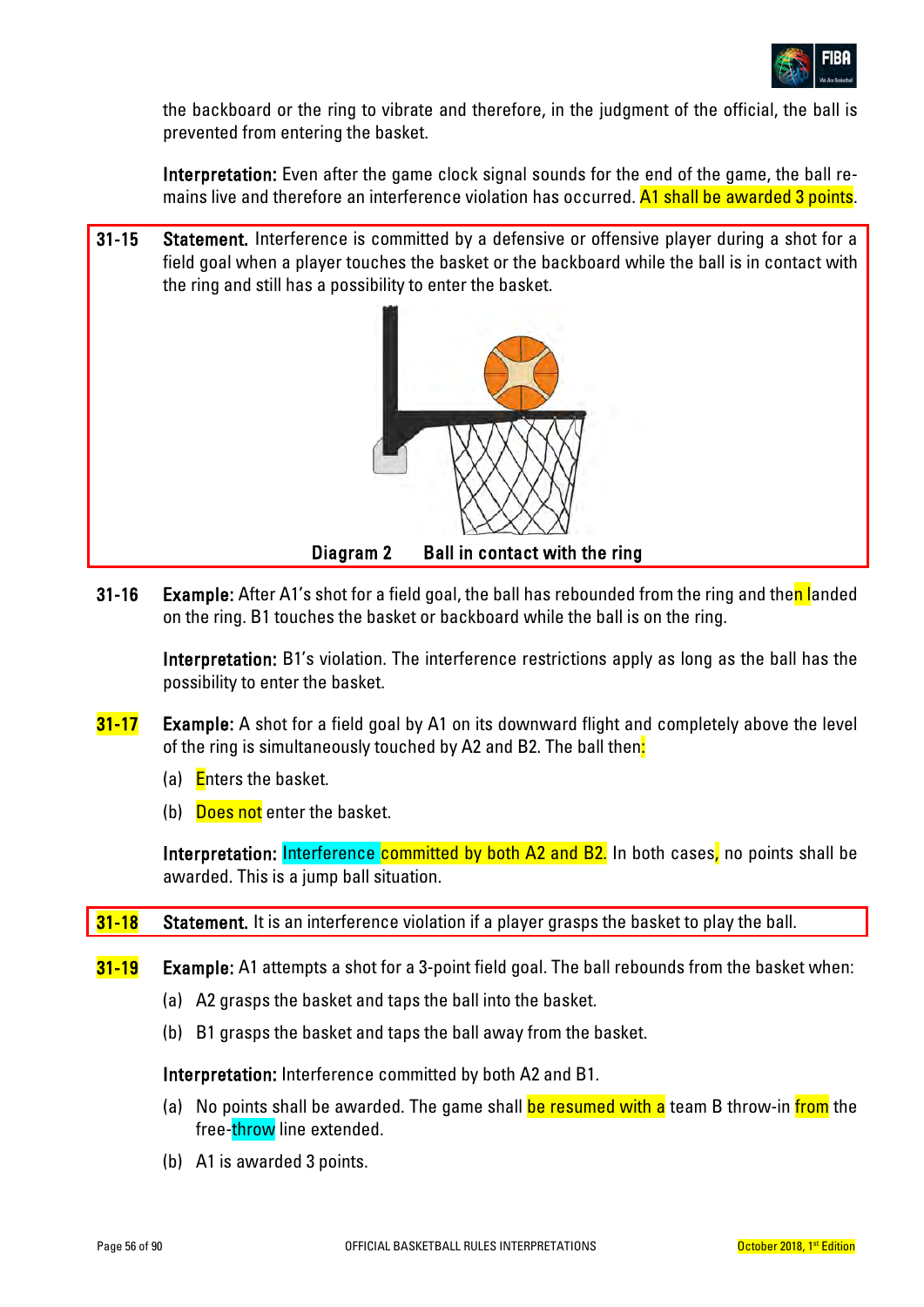the backboard or the ring to vibrate and therefore, in the judgment of the official, the ball is prevented from entering the basket.

**Interpretation:** Even after the game clock signal sounds for the end of the game, the ball remains live and therefore an interference violation has occurred. A1 shall be awarded 3 points.

**31-15** **Statement.** Interference is committed by a defensive or offensive player during a shot for a field goal when a player touches the basket or the backboard while the ball is in contact with the ring and still has a possibility to enter the basket.

**Diagram 2** **Ball in contact with the ring**

**31-16** **Example:** After A1's shot for a field goal, the ball has rebounded from the ring and then landed on the ring. B1 touches the basket or backboard while the ball is on the ring.

**Interpretation:** B1's violation. The interference restrictions apply as long as the ball has the possibility to enter the basket.

**31-17** **Example:** A shot for a field goal by A1 on its downward flight and completely above the level of the ring is simultaneously touched by A2 and B2. The ball then:

(a) Enters the basket.

(b) Does not enter the basket.

**Interpretation:** Interference committed by both A2 and B2. In both cases, no points shall be awarded. This is a jump ball situation.

**31-18** **Statement.** It is an interference violation if a player grasps the basket to play the ball.

**31-19** **Example:** A1 attempts a shot for a 3-point field goal. The ball rebounds from the basket when:

(a) A2 grasps the basket and taps the ball into the basket.

(b) B1 grasps the basket and taps the ball away from the basket.

**Interpretation:** Interference committed by both A2 and B1.

(a) No points shall be awarded. The game shall be resumed with a team B throw-in from the free-throw line extended.

(b) A1 is awarded 3 points.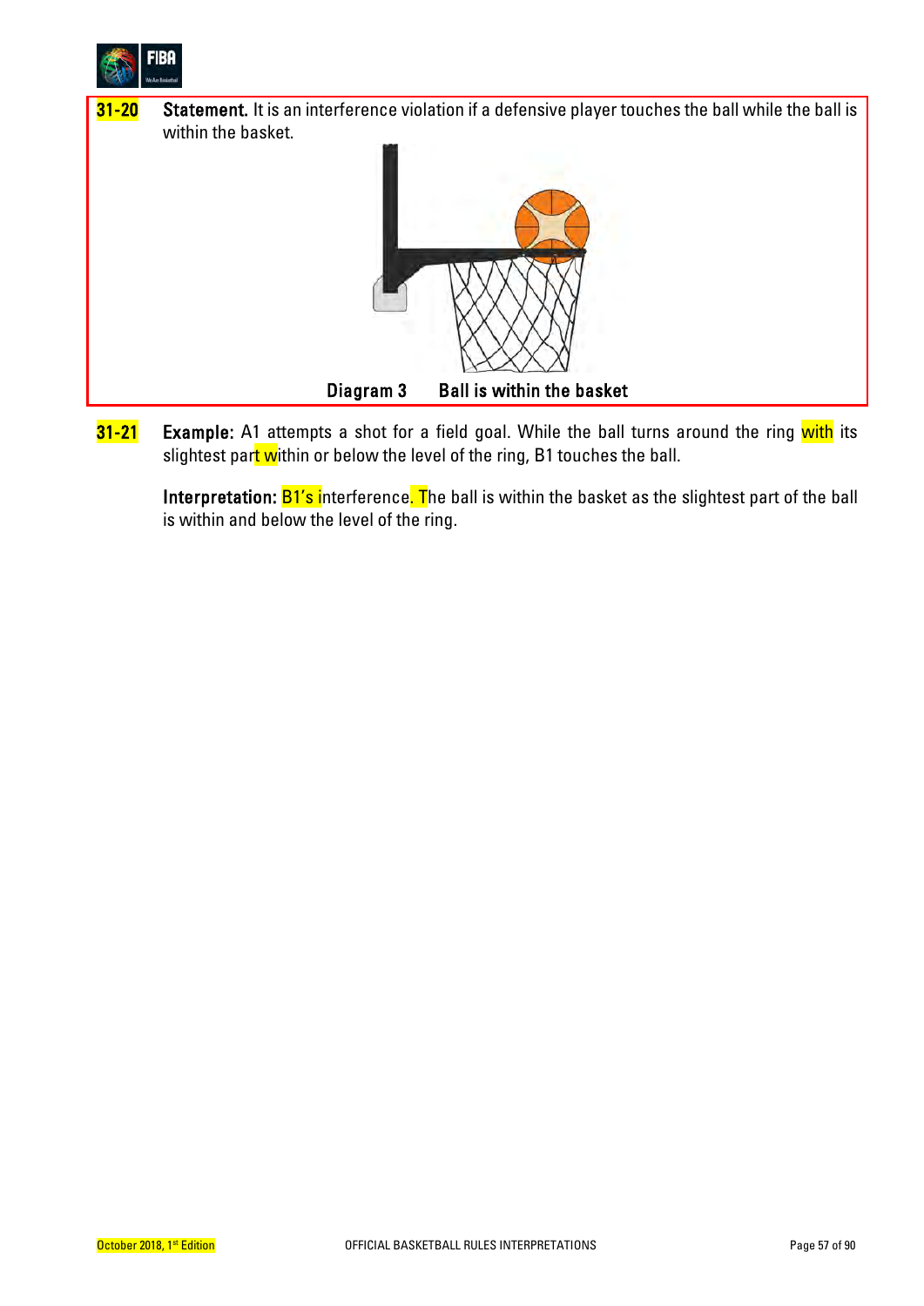**31-20** **Statement.** It is an interference violation if a defensive player touches the ball while the ball is within the basket.

**Diagram 3 Ball is within the basket**

**31-21** **Example:** A1 attempts a shot for a field goal. While the ball turns around the ring with its slightest part within or below the level of the ring, B1 touches the ball.

**Interpretation:** B1's interference. The ball is within the basket as the slightest part of the ball is within and below the level of the ring.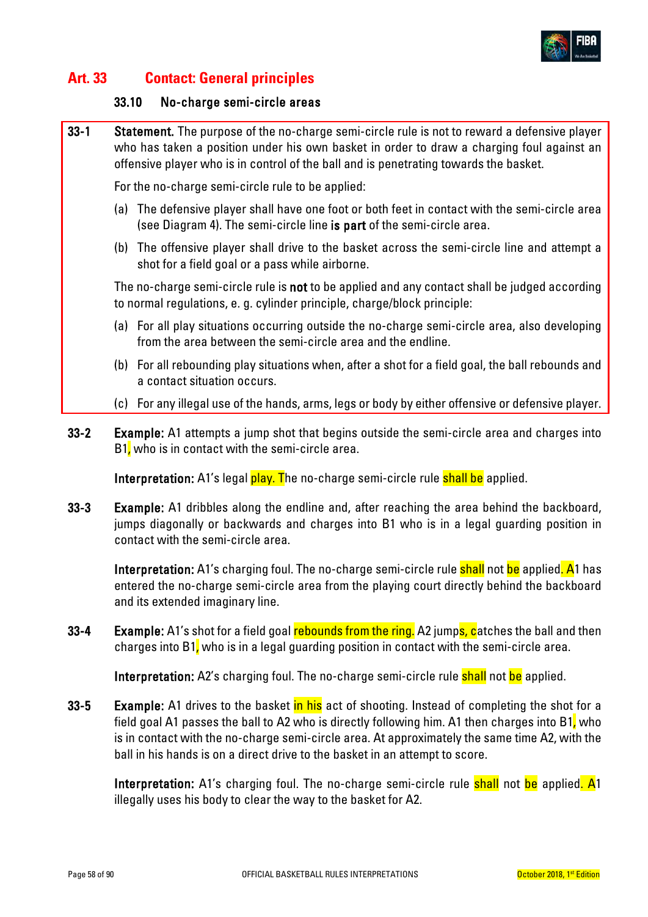## Art. 33 Contact: General principles

### 33.10 No-charge semi-circle areas

**33-1** **Statement.** The purpose of the no-charge semi-circle rule is not to reward a defensive player who has taken a position under his own basket in order to draw a charging foul against an offensive player who is in control of the ball and is penetrating towards the basket.

For the no-charge semi-circle rule to be applied:

(a) The defensive player shall have one foot or both feet in contact with the semi-circle area (see Diagram 4). The semi-circle line **is part** of the semi-circle area.

(b) The offensive player shall drive to the basket across the semi-circle line and attempt a shot for a field goal or a pass while airborne.

The no-charge semi-circle rule is **not** to be applied and any contact shall be judged according to normal regulations, e. g. cylinder principle, charge/block principle:

(a) For all play situations occurring outside the no-charge semi-circle area, also developing from the area between the semi-circle area and the endline.

(b) For all rebounding play situations when, after a shot for a field goal, the ball rebounds and a contact situation occurs.

(c) For any illegal use of the hands, arms, legs or body by either offensive or defensive player.

**33-2** **Example:** A1 attempts a jump shot that begins outside the semi-circle area and charges into B1, who is in contact with the semi-circle area.

**Interpretation:** A1's legal play. The no-charge semi-circle rule shall be applied.

**33-3** **Example:** A1 dribbles along the endline and, after reaching the area behind the backboard, jumps diagonally or backwards and charges into B1 who is in a legal guarding position in contact with the semi-circle area.

**Interpretation:** A1's charging foul. The no-charge semi-circle rule shall not be applied. A1 has entered the no-charge semi-circle area from the playing court directly behind the backboard and its extended imaginary line.

**33-4** **Example:** A1's shot for a field goal rebounds from the ring. A2 jumps, catches the ball and then charges into B1, who is in a legal guarding position in contact with the semi-circle area.

**Interpretation:** A2's charging foul. The no-charge semi-circle rule shall not be applied.

**33-5** **Example:** A1 drives to the basket in his act of shooting. Instead of completing the shot for a field goal A1 passes the ball to A2 who is directly following him. A1 then charges into B1, who is in contact with the no-charge semi-circle area. At approximately the same time A2, with the ball in his hands is on a direct drive to the basket in an attempt to score.

**Interpretation:** A1's charging foul. The no-charge semi-circle rule shall not be applied. A1 illegally uses his body to clear the way to the basket for A2.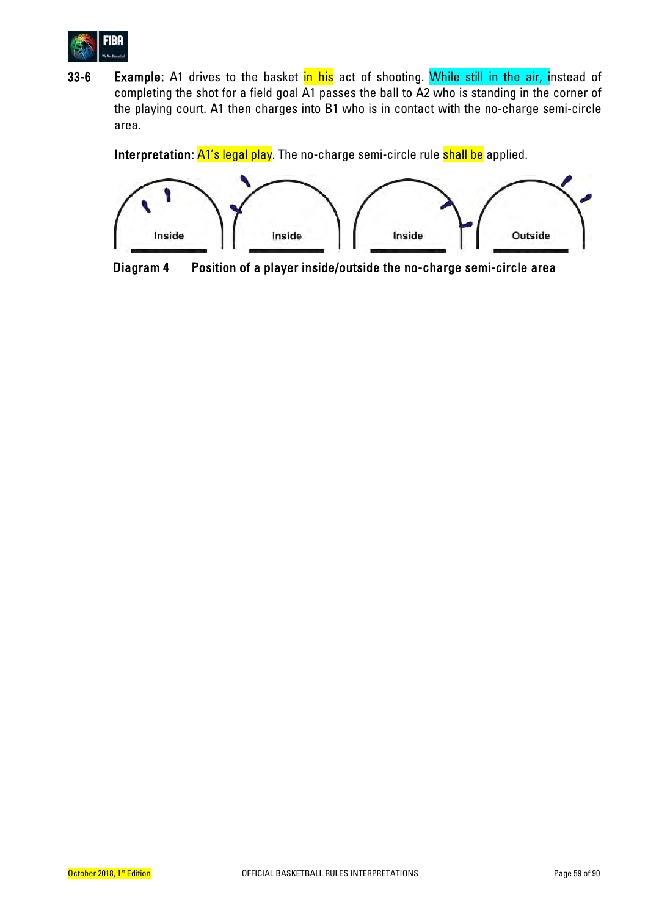**33-6** **Example:** A1 drives to the basket in his act of shooting. While still in the air, instead of completing the shot for a field goal A1 passes the ball to A2 who is standing in the corner of the playing court. A1 then charges into B1 who is in contact with the no-charge semi-circle area.

**Interpretation:** A1's legal play. The no-charge semi-circle rule shall be applied.

Inside Inside Inside Outside

**Diagram 4 Position of a player inside/outside the no-charge semi-circle area**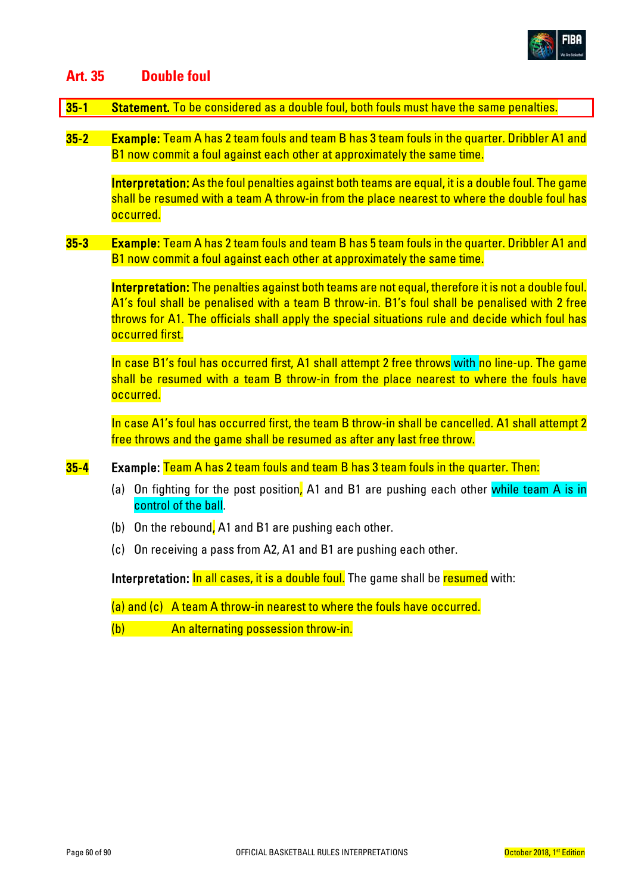## Art. 35 Double foul

**35-1 Statement.** To be considered as a double foul, both fouls must have the same penalties.

**35-2 Example:** Team A has 2 team fouls and team B has 3 team fouls in the quarter. Dribbler A1 and B1 now commit a foul against each other at approximately the same time.

**Interpretation:** As the foul penalties against both teams are equal, it is a double foul. The game shall be resumed with a team A throw-in from the place nearest to where the double foul has occurred.

**35-3 Example:** Team A has 2 team fouls and team B has 5 team fouls in the quarter. Dribbler A1 and B1 now commit a foul against each other at approximately the same time.

**Interpretation:** The penalties against both teams are not equal, therefore it is not a double foul. A1's foul shall be penalised with a team B throw-in. B1's foul shall be penalised with 2 free throws for A1. The officials shall apply the special situations rule and decide which foul has occurred first.

In case B1's foul has occurred first, A1 shall attempt 2 free throws with no line-up. The game shall be resumed with a team B throw-in from the place nearest to where the fouls have occurred.

In case A1's foul has occurred first, the team B throw-in shall be cancelled. A1 shall attempt 2 free throws and the game shall be resumed as after any last free throw.

**35-4 Example:** Team A has 2 team fouls and team B has 3 team fouls in the quarter. Then:

(a) On fighting for the post position, A1 and B1 are pushing each other while team A is in control of the ball.

(b) On the rebound, A1 and B1 are pushing each other.

(c) On receiving a pass from A2, A1 and B1 are pushing each other.

**Interpretation:** In all cases, it is a double foul. The game shall be resumed with:

(a) and (c) A team A throw-in nearest to where the fouls have occurred.

(b) An alternating possession throw-in.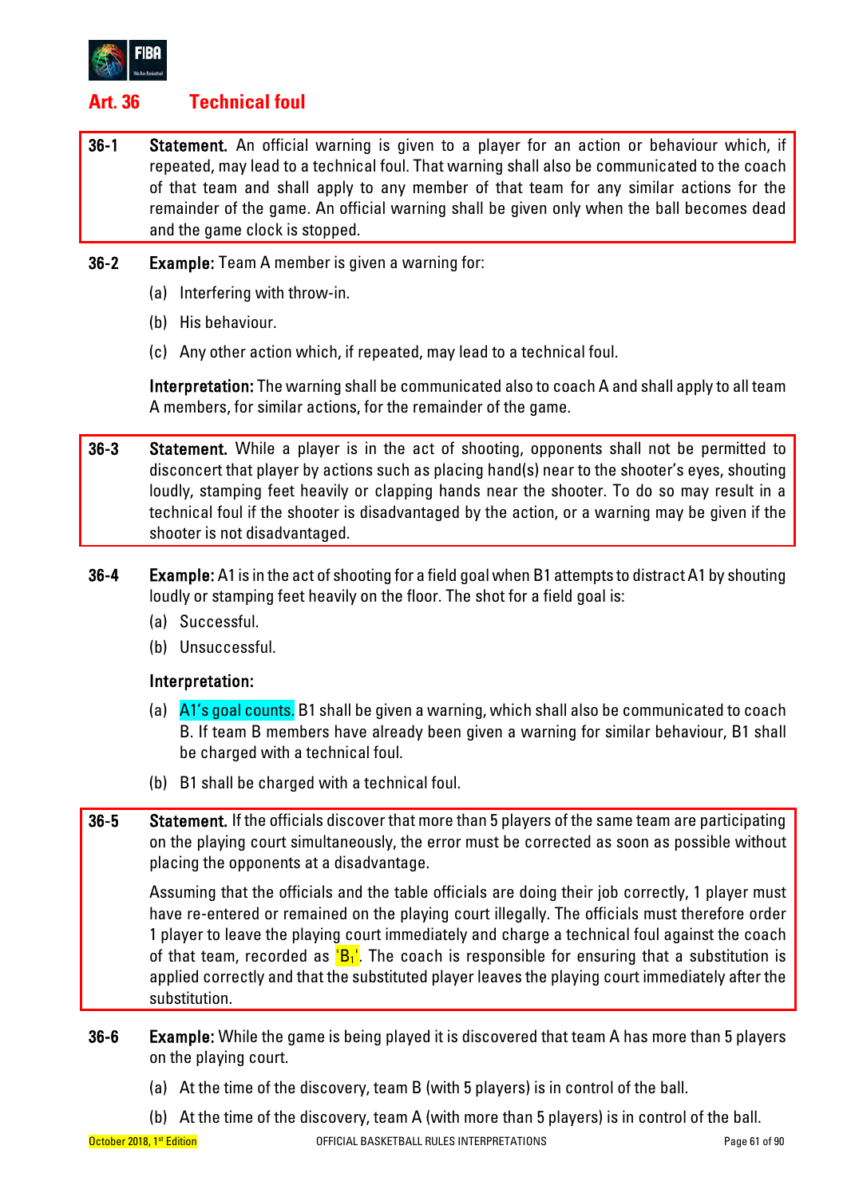## Art. 36 Technical foul

**36-1 Statement.** An official warning is given to a player for an action or behaviour which, if repeated, may lead to a technical foul. That warning shall also be communicated to the coach of that team and shall apply to any member of that team for any similar actions for the remainder of the game. An official warning shall be given only when the ball becomes dead and the game clock is stopped.

**36-2 Example:** Team A member is given a warning for:

(a) Interfering with throw-in.

(b) His behaviour.

(c) Any other action which, if repeated, may lead to a technical foul.

**Interpretation:** The warning shall be communicated also to coach A and shall apply to all team A members, for similar actions, for the remainder of the game.

**36-3 Statement.** While a player is in the act of shooting, opponents shall not be permitted to disconcert that player by actions such as placing hand(s) near to the shooter's eyes, shouting loudly, stamping feet heavily or clapping hands near the shooter. To do so may result in a technical foul if the shooter is disadvantaged by the action, or a warning may be given if the shooter is not disadvantaged.

**36-4 Example:** A1 is in the act of shooting for a field goal when B1 attempts to distract A1 by shouting loudly or stamping feet heavily on the floor. The shot for a field goal is:

(a) Successful.

(b) Unsuccessful.

**Interpretation:**

(a) A1's goal counts. B1 shall be given a warning, which shall also be communicated to coach B. If team B members have already been given a warning for similar behaviour, B1 shall be charged with a technical foul.

(b) B1 shall be charged with a technical foul.

**36-5 Statement.** If the officials discover that more than 5 players of the same team are participating on the playing court simultaneously, the error must be corrected as soon as possible without placing the opponents at a disadvantage.

Assuming that the officials and the table officials are doing their job correctly, 1 player must have re-entered or remained on the playing court illegally. The officials must therefore order 1 player to leave the playing court immediately and charge a technical foul against the coach of that team, recorded as '$B_1$'. The coach is responsible for ensuring that a substitution is applied correctly and that the substituted player leaves the playing court immediately after the substitution.

**36-6 Example:** While the game is being played it is discovered that team A has more than 5 players on the playing court.

(a) At the time of the discovery, team B (with 5 players) is in control of the ball.

(b) At the time of the discovery, team A (with more than 5 players) is in control of the ball.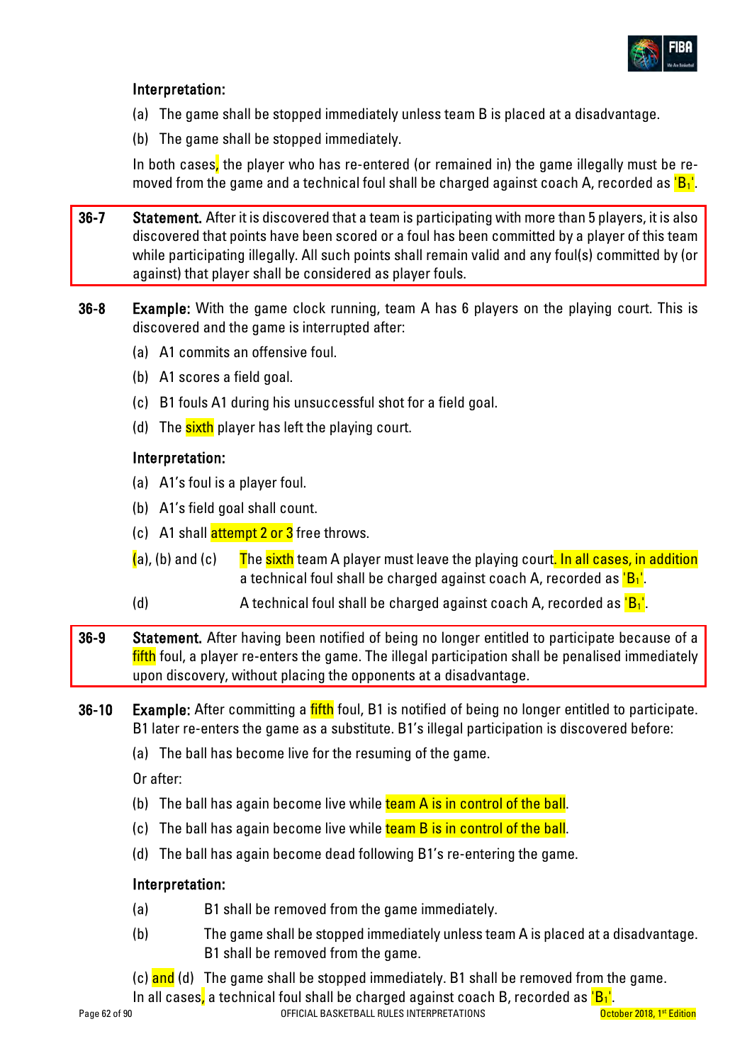**Interpretation:**

(a) The game shall be stopped immediately unless team B is placed at a disadvantage.

(b) The game shall be stopped immediately.

In both cases, the player who has re-entered (or remained in) the game illegally must be removed from the game and a technical foul shall be charged against coach A, recorded as '$B_1$'.

**36-7** **Statement.** After it is discovered that a team is participating with more than 5 players, it is also discovered that points have been scored or a foul has been committed by a player of this team while participating illegally. All such points shall remain valid and any foul(s) committed by (or against) that player shall be considered as player fouls.

**36-8** **Example:** With the game clock running, team A has 6 players on the playing court. This is discovered and the game is interrupted after:

(a) A1 commits an offensive foul.

(b) A1 scores a field goal.

(c) B1 fouls A1 during his unsuccessful shot for a field goal.

(d) The sixth player has left the playing court.

**Interpretation:**

(a) A1's foul is a player foul.

(b) A1's field goal shall count.

(c) A1 shall attempt 2 or 3 free throws.

(a), (b) and (c) The sixth team A player must leave the playing court. In all cases, in addition a technical foul shall be charged against coach A, recorded as '$B_1$'.

(d) A technical foul shall be charged against coach A, recorded as '$B_1$'.

**36-9** **Statement.** After having been notified of being no longer entitled to participate because of a fifth foul, a player re-enters the game. The illegal participation shall be penalised immediately upon discovery, without placing the opponents at a disadvantage.

**36-10** **Example:** After committing a fifth foul, B1 is notified of being no longer entitled to participate. B1 later re-enters the game as a substitute. B1's illegal participation is discovered before:

(a) The ball has become live for the resuming of the game.

Or after:

(b) The ball has again become live while team A is in control of the ball.

(c) The ball has again become live while team B is in control of the ball.

(d) The ball has again become dead following B1's re-entering the game.

**Interpretation:**

(a) B1 shall be removed from the game immediately.

(b) The game shall be stopped immediately unless team A is placed at a disadvantage. B1 shall be removed from the game.

(c) and (d) The game shall be stopped immediately. B1 shall be removed from the game.

In all cases, a technical foul shall be charged against coach B, recorded as '$B_1$'.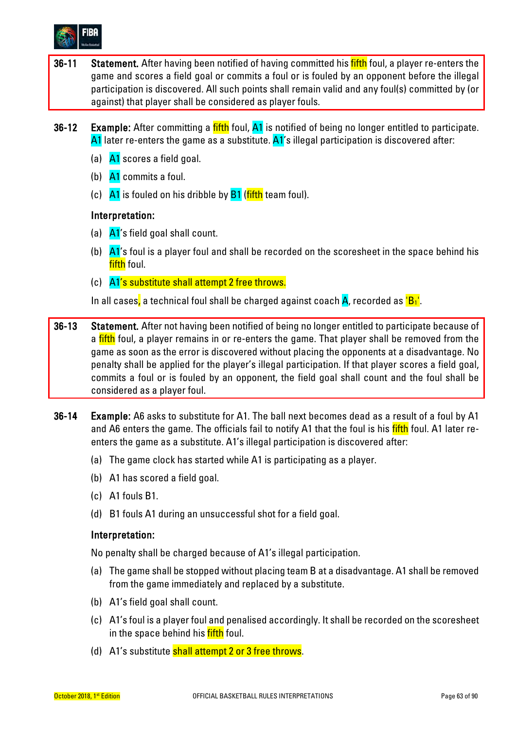**36-11 Statement.** After having been notified of having committed his fifth foul, a player re-enters the game and scores a field goal or commits a foul or is fouled by an opponent before the illegal participation is discovered. All such points shall remain valid and any foul(s) committed by (or against) that player shall be considered as player fouls.

**36-12 Example:** After committing a fifth foul, A1 is notified of being no longer entitled to participate. A1 later re-enters the game as a substitute. A1's illegal participation is discovered after:

(a) A1 scores a field goal.

(b) A1 commits a foul.

(c) A1 is fouled on his dribble by B1 (fifth team foul).

**Interpretation:**

(a) A1's field goal shall count.

(b) A1's foul is a player foul and shall be recorded on the scoresheet in the space behind his fifth foul.

(c) A1's substitute shall attempt 2 free throws.

In all cases, a technical foul shall be charged against coach A, recorded as 'B1'.

**36-13 Statement.** After not having been notified of being no longer entitled to participate because of a fifth foul, a player remains in or re-enters the game. That player shall be removed from the game as soon as the error is discovered without placing the opponents at a disadvantage. No penalty shall be applied for the player's illegal participation. If that player scores a field goal, commits a foul or is fouled by an opponent, the field goal shall count and the foul shall be considered as a player foul.

**36-14 Example:** A6 asks to substitute for A1. The ball next becomes dead as a result of a foul by A1 and A6 enters the game. The officials fail to notify A1 that the foul is his fifth foul. A1 later re-enters the game as a substitute. A1's illegal participation is discovered after:

(a) The game clock has started while A1 is participating as a player.

(b) A1 has scored a field goal.

(c) A1 fouls B1.

(d) B1 fouls A1 during an unsuccessful shot for a field goal.

**Interpretation:**

No penalty shall be charged because of A1's illegal participation.

(a) The game shall be stopped without placing team B at a disadvantage. A1 shall be removed from the game immediately and replaced by a substitute.

(b) A1's field goal shall count.

(c) A1's foul is a player foul and penalised accordingly. It shall be recorded on the scoresheet in the space behind his fifth foul.

(d) A1's substitute shall attempt 2 or 3 free throws.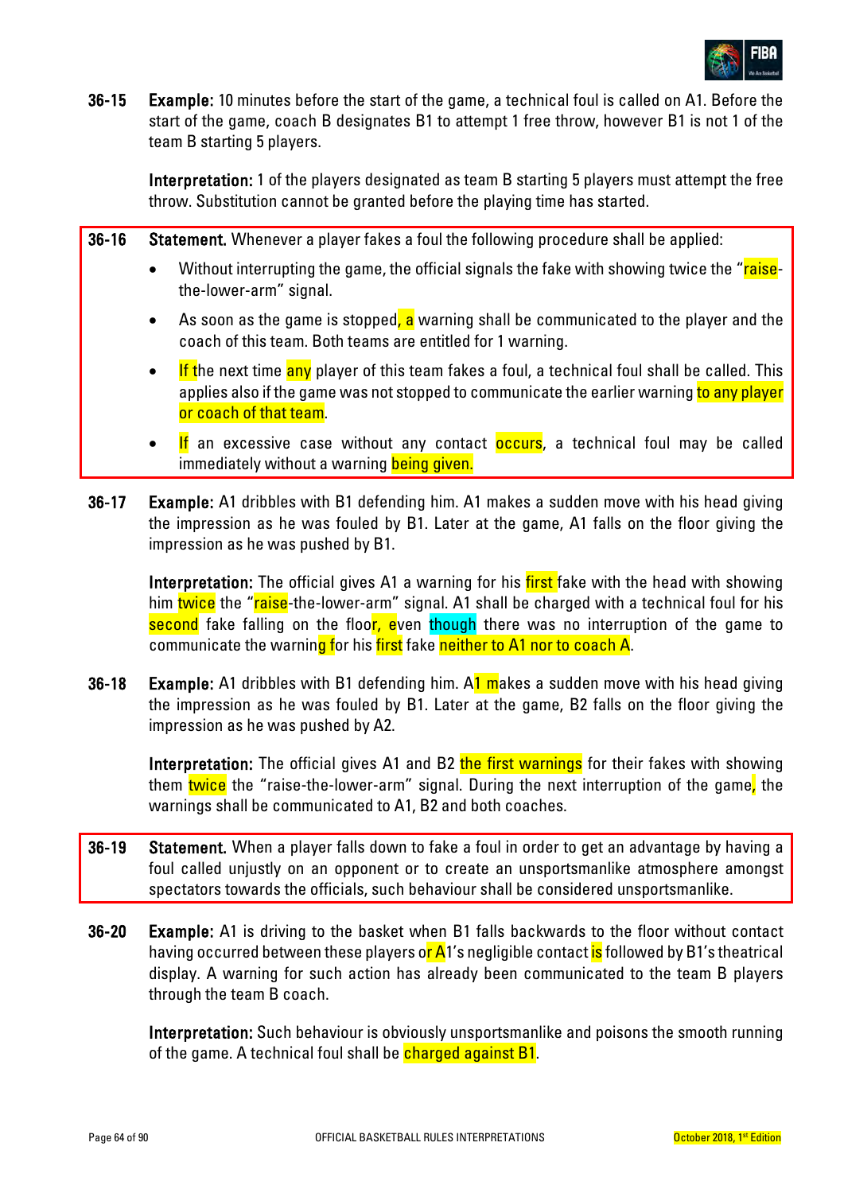**36-15** **Example:** 10 minutes before the start of the game, a technical foul is called on A1. Before the start of the game, coach B designates B1 to attempt 1 free throw, however B1 is not 1 of the team B starting 5 players.

**Interpretation:** 1 of the players designated as team B starting 5 players must attempt the free throw. Substitution cannot be granted before the playing time has started.

**36-16** **Statement.** Whenever a player fakes a foul the following procedure shall be applied:

- Without interrupting the game, the official signals the fake with showing twice the "raise-the-lower-arm" signal.
- As soon as the game is stopped, a warning shall be communicated to the player and the coach of this team. Both teams are entitled for 1 warning.
- If the next time any player of this team fakes a foul, a technical foul shall be called. This applies also if the game was not stopped to communicate the earlier warning to any player or coach of that team.
- If an excessive case without any contact occurs, a technical foul may be called immediately without a warning being given.

**36-17** **Example:** A1 dribbles with B1 defending him. A1 makes a sudden move with his head giving the impression as he was fouled by B1. Later at the game, A1 falls on the floor giving the impression as he was pushed by B1.

**Interpretation:** The official gives A1 a warning for his first fake with the head with showing him twice the "raise-the-lower-arm" signal. A1 shall be charged with a technical foul for his second fake falling on the floor, even though there was no interruption of the game to communicate the warning for his first fake neither to A1 nor to coach A.

**36-18** **Example:** A1 dribbles with B1 defending him. A1 makes a sudden move with his head giving the impression as he was fouled by B1. Later at the game, B2 falls on the floor giving the impression as he was pushed by A2.

**Interpretation:** The official gives A1 and B2 the first warnings for their fakes with showing them twice the "raise-the-lower-arm" signal. During the next interruption of the game, the warnings shall be communicated to A1, B2 and both coaches.

**36-19** **Statement.** When a player falls down to fake a foul in order to get an advantage by having a foul called unjustly on an opponent or to create an unsportsmanlike atmosphere amongst spectators towards the officials, such behaviour shall be considered unsportsmanlike.

**36-20** **Example:** A1 is driving to the basket when B1 falls backwards to the floor without contact having occurred between these players or A1's negligible contact is followed by B1's theatrical display. A warning for such action has already been communicated to the team B players through the team B coach.

**Interpretation:** Such behaviour is obviously unsportsmanlike and poisons the smooth running of the game. A technical foul shall be charged against B1.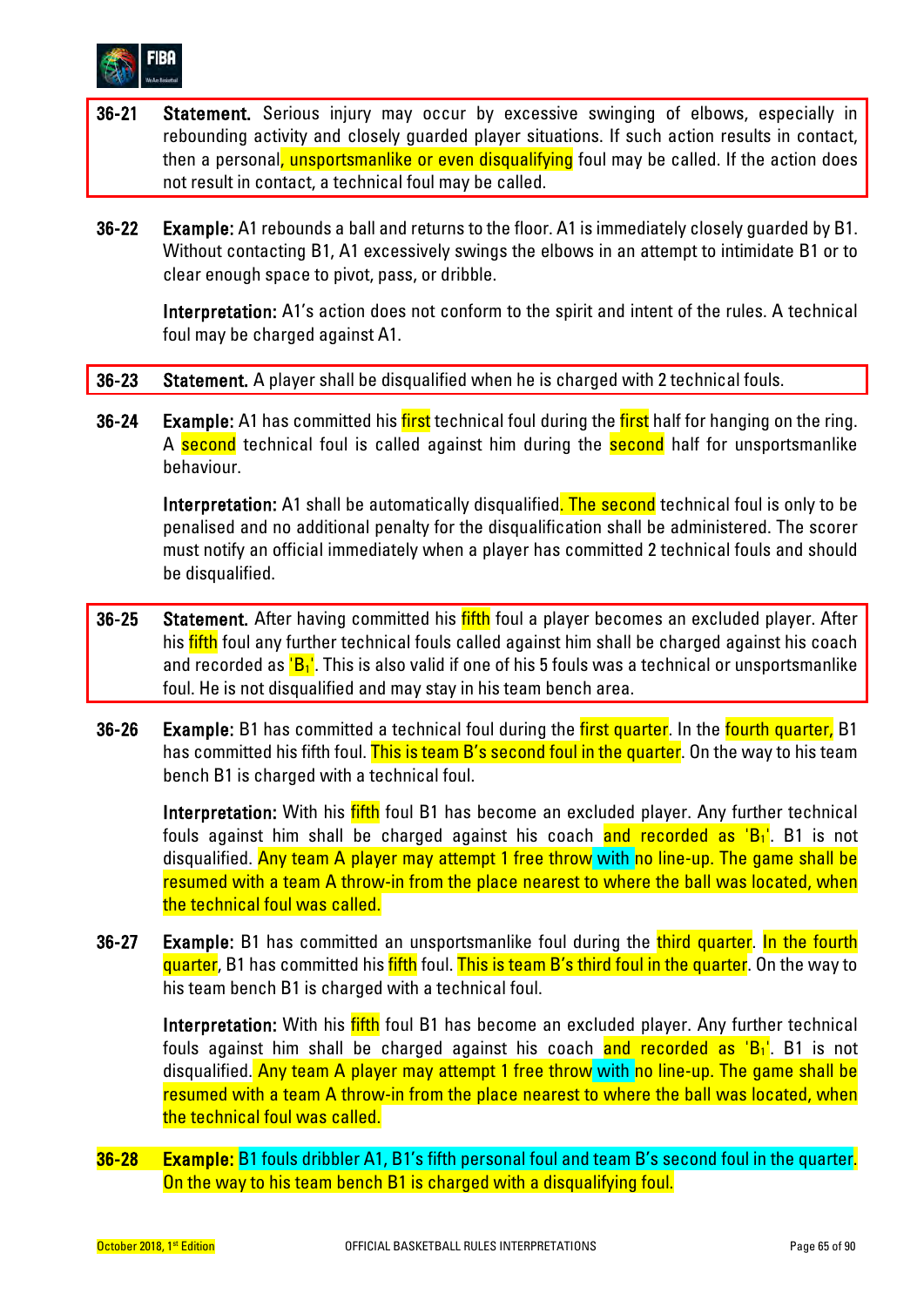**36-21** **Statement.** Serious injury may occur by excessive swinging of elbows, especially in rebounding activity and closely guarded player situations. If such action results in contact, then a personal, unsportsmanlike or even disqualifying foul may be called. If the action does not result in contact, a technical foul may be called.

**36-22** **Example:** A1 rebounds a ball and returns to the floor. A1 is immediately closely guarded by B1. Without contacting B1, A1 excessively swings the elbows in an attempt to intimidate B1 or to clear enough space to pivot, pass, or dribble.

**Interpretation:** A1's action does not conform to the spirit and intent of the rules. A technical foul may be charged against A1.

**36-23** **Statement.** A player shall be disqualified when he is charged with 2 technical fouls.

**36-24** **Example:** A1 has committed his first technical foul during the first half for hanging on the ring. A second technical foul is called against him during the second half for unsportsmanlike behaviour.

**Interpretation:** A1 shall be automatically disqualified. The second technical foul is only to be penalised and no additional penalty for the disqualification shall be administered. The scorer must notify an official immediately when a player has committed 2 technical fouls and should be disqualified.

**36-25** **Statement.** After having committed his fifth foul a player becomes an excluded player. After his fifth foul any further technical fouls called against him shall be charged against his coach and recorded as '$B_1$'. This is also valid if one of his 5 fouls was a technical or unsportsmanlike foul. He is not disqualified and may stay in his team bench area.

**36-26** **Example:** B1 has committed a technical foul during the first quarter. In the fourth quarter, B1 has committed his fifth foul. This is team B's second foul in the quarter. On the way to his team bench B1 is charged with a technical foul.

**Interpretation:** With his fifth foul B1 has become an excluded player. Any further technical fouls against him shall be charged against his coach and recorded as '$B_1$'. B1 is not disqualified. Any team A player may attempt 1 free throw with no line-up. The game shall be resumed with a team A throw-in from the place nearest to where the ball was located, when the technical foul was called.

**36-27** **Example:** B1 has committed an unsportsmanlike foul during the third quarter. In the fourth quarter, B1 has committed his fifth foul. This is team B's third foul in the quarter. On the way to his team bench B1 is charged with a technical foul.

**Interpretation:** With his fifth foul B1 has become an excluded player. Any further technical fouls against him shall be charged against his coach and recorded as '$B_1$'. B1 is not disqualified. Any team A player may attempt 1 free throw with no line-up. The game shall be resumed with a team A throw-in from the place nearest to where the ball was located, when the technical foul was called.

**36-28** **Example:** B1 fouls dribbler A1, B1's fifth personal foul and team B's second foul in the quarter. On the way to his team bench B1 is charged with a disqualifying foul.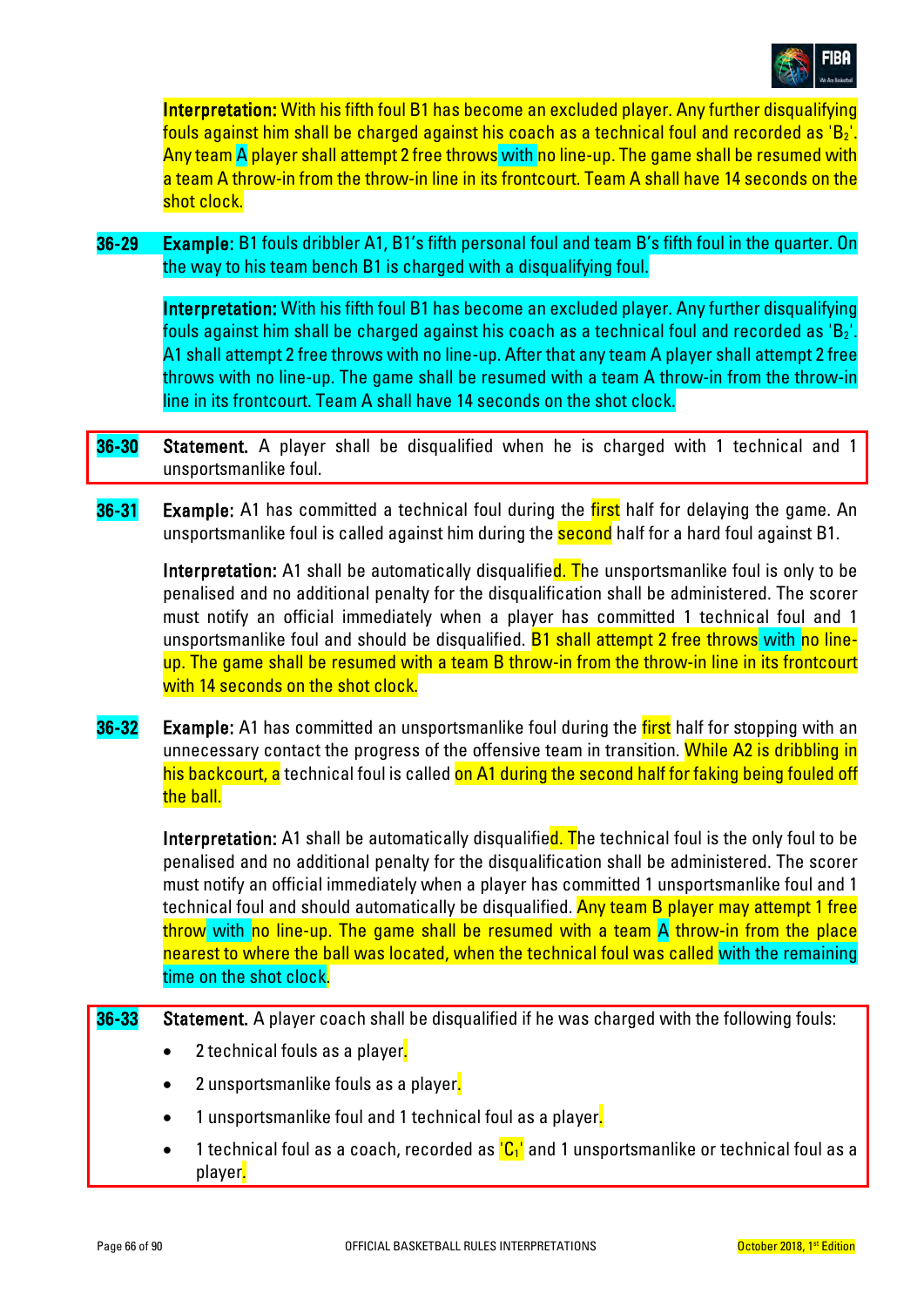**Interpretation:** With his fifth foul B1 has become an excluded player. Any further disqualifying fouls against him shall be charged against his coach as a technical foul and recorded as '$B_2$'. Any team A player shall attempt 2 free throws with no line-up. The game shall be resumed with a team A throw-in from the throw-in line in its frontcourt. Team A shall have 14 seconds on the shot clock.

**36-29 Example:** B1 fouls dribbler A1, B1's fifth personal foul and team B's fifth foul in the quarter. On the way to his team bench B1 is charged with a disqualifying foul.

**Interpretation:** With his fifth foul B1 has become an excluded player. Any further disqualifying fouls against him shall be charged against his coach as a technical foul and recorded as '$B_2$'. A1 shall attempt 2 free throws with no line-up. After that any team A player shall attempt 2 free throws with no line-up. The game shall be resumed with a team A throw-in from the throw-in line in its frontcourt. Team A shall have 14 seconds on the shot clock.

**36-30 Statement.** A player shall be disqualified when he is charged with 1 technical and 1 unsportsmanlike foul.

**36-31 Example:** A1 has committed a technical foul during the first half for delaying the game. An unsportsmanlike foul is called against him during the second half for a hard foul against B1.

**Interpretation:** A1 shall be automatically disqualified. The unsportsmanlike foul is only to be penalised and no additional penalty for the disqualification shall be administered. The scorer must notify an official immediately when a player has committed 1 technical foul and 1 unsportsmanlike foul and should be disqualified. B1 shall attempt 2 free throws with no line-up. The game shall be resumed with a team B throw-in from the throw-in line in its frontcourt with 14 seconds on the shot clock.

**36-32 Example:** A1 has committed an unsportsmanlike foul during the first half for stopping with an unnecessary contact the progress of the offensive team in transition. While A2 is dribbling in his backcourt, a technical foul is called on A1 during the second half for faking being fouled off the ball.

**Interpretation:** A1 shall be automatically disqualified. The technical foul is the only foul to be penalised and no additional penalty for the disqualification shall be administered. The scorer must notify an official immediately when a player has committed 1 unsportsmanlike foul and 1 technical foul and should automatically be disqualified. Any team B player may attempt 1 free throw with no line-up. The game shall be resumed with a team A throw-in from the place nearest to where the ball was located, when the technical foul was called with the remaining time on the shot clock.

**36-33 Statement.** A player coach shall be disqualified if he was charged with the following fouls:

- 2 technical fouls as a player.
- 2 unsportsmanlike fouls as a player.
- 1 unsportsmanlike foul and 1 technical foul as a player.
- 1 technical foul as a coach, recorded as '$C_1$' and 1 unsportsmanlike or technical foul as a player.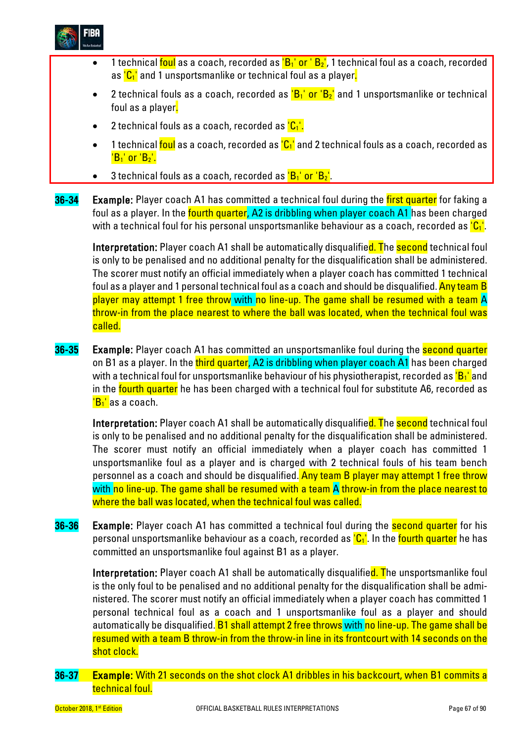- 1 technical foul as a coach, recorded as '$B_1$' or '$B_2$', 1 technical foul as a coach, recorded as '$C_1$' and 1 unsportsmanlike or technical foul as a player.
- 2 technical fouls as a coach, recorded as '$B_1$' or '$B_2$' and 1 unsportsmanlike or technical foul as a player.
- 2 technical fouls as a coach, recorded as '$C_1$'.
- 1 technical foul as a coach, recorded as '$C_1$' and 2 technical fouls as a coach, recorded as '$B_1$' or '$B_2$'.
- 3 technical fouls as a coach, recorded as '$B_1$' or '$B_2$'.

**36-34** **Example:** Player coach A1 has committed a technical foul during the first quarter for faking a foul as a player. In the fourth quarter, A2 is dribbling when player coach A1 has been charged with a technical foul for his personal unsportsmanlike behaviour as a coach, recorded as '$C_1$'.

**Interpretation:** Player coach A1 shall be automatically disqualified. The second technical foul is only to be penalised and no additional penalty for the disqualification shall be administered. The scorer must notify an official immediately when a player coach has committed 1 technical foul as a player and 1 personal technical foul as a coach and should be disqualified. Any team B player may attempt 1 free throw with no line-up. The game shall be resumed with a team A throw-in from the place nearest to where the ball was located, when the technical foul was called.

**36-35** **Example:** Player coach A1 has committed an unsportsmanlike foul during the second quarter on B1 as a player. In the third quarter, A2 is dribbling when player coach A1 has been charged with a technical foul for unsportsmanlike behaviour of his physiotherapist, recorded as '$B_1$' and in the fourth quarter he has been charged with a technical foul for substitute A6, recorded as '$B_1$' as a coach.

**Interpretation:** Player coach A1 shall be automatically disqualified. The second technical foul is only to be penalised and no additional penalty for the disqualification shall be administered. The scorer must notify an official immediately when a player coach has committed 1 unsportsmanlike foul as a player and is charged with 2 technical fouls of his team bench personnel as a coach and should be disqualified. Any team B player may attempt 1 free throw with no line-up. The game shall be resumed with a team A throw-in from the place nearest to where the ball was located, when the technical foul was called.

**36-36** **Example:** Player coach A1 has committed a technical foul during the second quarter for his personal unsportsmanlike behaviour as a coach, recorded as '$C_1$'. In the fourth quarter he has committed an unsportsmanlike foul against B1 as a player.

**Interpretation:** Player coach A1 shall be automatically disqualified. The unsportsmanlike foul is the only foul to be penalised and no additional penalty for the disqualification shall be administered. The scorer must notify an official immediately when a player coach has committed 1 personal technical foul as a coach and 1 unsportsmanlike foul as a player and should automatically be disqualified. B1 shall attempt 2 free throws with no line-up. The game shall be resumed with a team B throw-in from the throw-in line in its frontcourt with 14 seconds on the shot clock.

**36-37** **Example:** With 21 seconds on the shot clock A1 dribbles in his backcourt, when B1 commits a technical foul.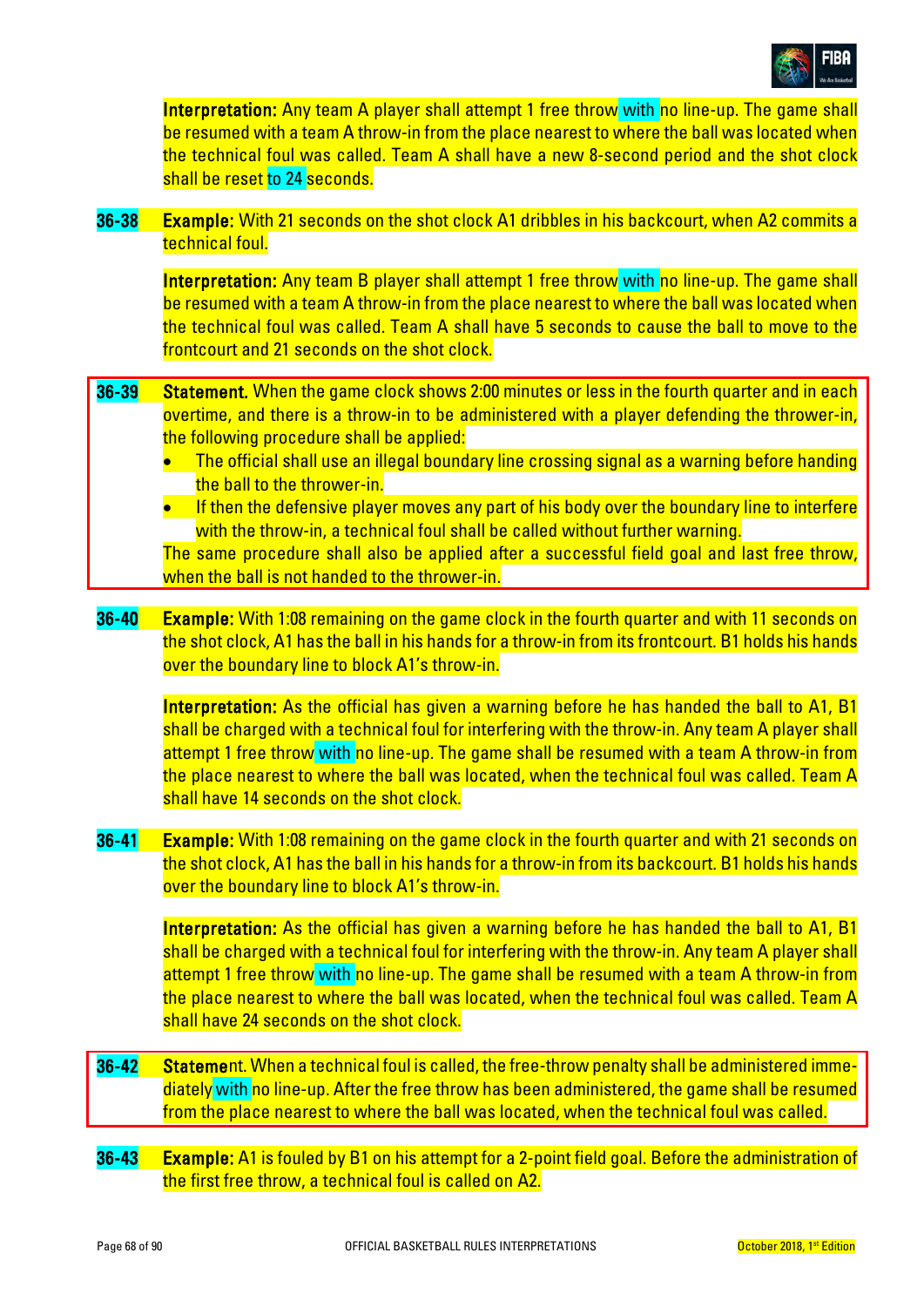**Interpretation:** Any team A player shall attempt 1 free throw with no line-up. The game shall be resumed with a team A throw-in from the place nearest to where the ball was located when the technical foul was called. Team A shall have a new 8-second period and the shot clock shall be reset to 24 seconds.

**36-38** **Example:** With 21 seconds on the shot clock A1 dribbles in his backcourt, when A2 commits a technical foul.

**Interpretation:** Any team B player shall attempt 1 free throw with no line-up. The game shall be resumed with a team A throw-in from the place nearest to where the ball was located when the technical foul was called. Team A shall have 5 seconds to cause the ball to move to the frontcourt and 21 seconds on the shot clock.

**36-39** **Statement.** When the game clock shows 2:00 minutes or less in the fourth quarter and in each overtime, and there is a throw-in to be administered with a player defending the thrower-in, the following procedure shall be applied:

- The official shall use an illegal boundary line crossing signal as a warning before handing the ball to the thrower-in.
- If then the defensive player moves any part of his body over the boundary line to interfere with the throw-in, a technical foul shall be called without further warning.

The same procedure shall also be applied after a successful field goal and last free throw, when the ball is not handed to the thrower-in.

**36-40** **Example:** With 1:08 remaining on the game clock in the fourth quarter and with 11 seconds on the shot clock, A1 has the ball in his hands for a throw-in from its frontcourt. B1 holds his hands over the boundary line to block A1's throw-in.

**Interpretation:** As the official has given a warning before he has handed the ball to A1, B1 shall be charged with a technical foul for interfering with the throw-in. Any team A player shall attempt 1 free throw with no line-up. The game shall be resumed with a team A throw-in from the place nearest to where the ball was located, when the technical foul was called. Team A shall have 14 seconds on the shot clock.

**36-41** **Example:** With 1:08 remaining on the game clock in the fourth quarter and with 21 seconds on the shot clock, A1 has the ball in his hands for a throw-in from its backcourt. B1 holds his hands over the boundary line to block A1's throw-in.

**Interpretation:** As the official has given a warning before he has handed the ball to A1, B1 shall be charged with a technical foul for interfering with the throw-in. Any team A player shall attempt 1 free throw with no line-up. The game shall be resumed with a team A throw-in from the place nearest to where the ball was located, when the technical foul was called. Team A shall have 24 seconds on the shot clock.

**36-42** **Statement.** When a technical foul is called, the free-throw penalty shall be administered immediately with no line-up. After the free throw has been administered, the game shall be resumed from the place nearest to where the ball was located, when the technical foul was called.

**36-43** **Example:** A1 is fouled by B1 on his attempt for a 2-point field goal. Before the administration of the first free throw, a technical foul is called on A2.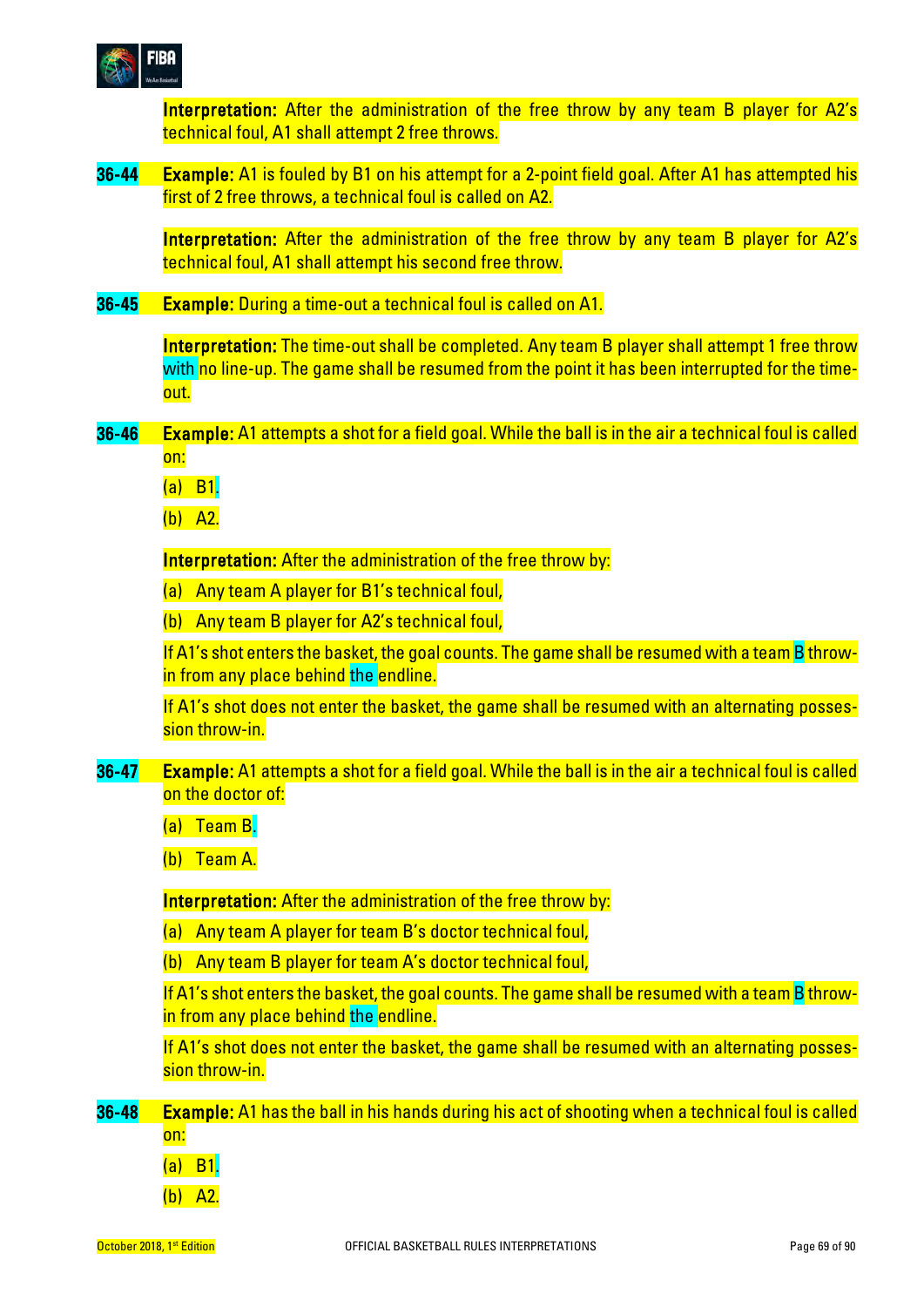**Interpretation:** After the administration of the free throw by any team B player for A2's technical foul, A1 shall attempt 2 free throws.

**36-44** **Example:** A1 is fouled by B1 on his attempt for a 2-point field goal. After A1 has attempted his first of 2 free throws, a technical foul is called on A2.

**Interpretation:** After the administration of the free throw by any team B player for A2's technical foul, A1 shall attempt his second free throw.

**36-45** **Example:** During a time-out a technical foul is called on A1.

**Interpretation:** The time-out shall be completed. Any team B player shall attempt 1 free throw with no line-up. The game shall be resumed from the point it has been interrupted for the time-out.

**36-46** **Example:** A1 attempts a shot for a field goal. While the ball is in the air a technical foul is called on:

(a) B1.

(b) A2.

**Interpretation:** After the administration of the free throw by:

(a) Any team A player for B1's technical foul,

(b) Any team B player for A2's technical foul,

If A1's shot enters the basket, the goal counts. The game shall be resumed with a team B throw-in from any place behind the endline.

If A1's shot does not enter the basket, the game shall be resumed with an alternating possession throw-in.

**36-47** **Example:** A1 attempts a shot for a field goal. While the ball is in the air a technical foul is called on the doctor of:

(a) Team B.

(b) Team A.

**Interpretation:** After the administration of the free throw by:

(a) Any team A player for team B's doctor technical foul,

(b) Any team B player for team A's doctor technical foul,

If A1's shot enters the basket, the goal counts. The game shall be resumed with a team B throw-in from any place behind the endline.

If A1's shot does not enter the basket, the game shall be resumed with an alternating possession throw-in.

**36-48** **Example:** A1 has the ball in his hands during his act of shooting when a technical foul is called on:

(a) B1.

(b) A2.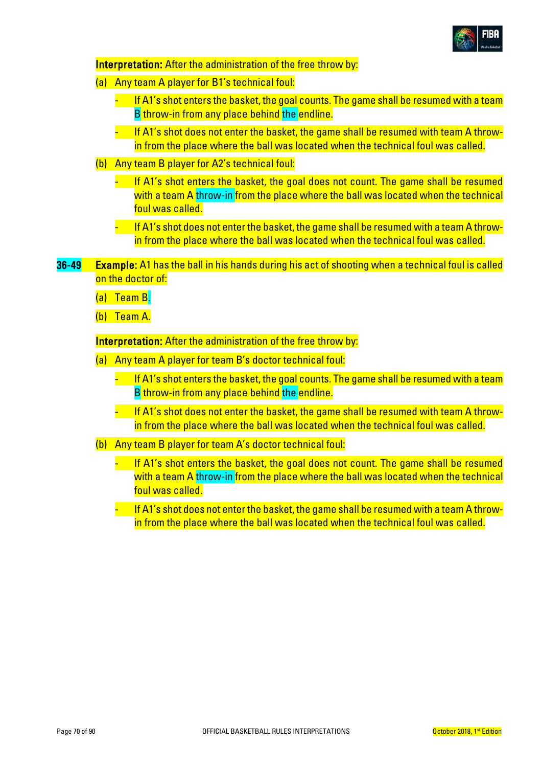**Interpretation:** After the administration of the free throw by:

(a) Any team A player for B1's technical foul:

- If A1's shot enters the basket, the goal counts. The game shall be resumed with a team B throw-in from any place behind the endline.
- If A1's shot does not enter the basket, the game shall be resumed with team A throw-in from the place where the ball was located when the technical foul was called.

(b) Any team B player for A2's technical foul:

- If A1's shot enters the basket, the goal does not count. The game shall be resumed with a team A throw-in from the place where the ball was located when the technical foul was called.
- If A1's shot does not enter the basket, the game shall be resumed with a team A throw-in from the place where the ball was located when the technical foul was called.

**36-49** **Example:** A1 has the ball in his hands during his act of shooting when a technical foul is called on the doctor of:

(a) Team B.

(b) Team A.

**Interpretation:** After the administration of the free throw by:

(a) Any team A player for team B's doctor technical foul:

- If A1's shot enters the basket, the goal counts. The game shall be resumed with a team B throw-in from any place behind the endline.
- If A1's shot does not enter the basket, the game shall be resumed with team A throw-in from the place where the ball was located when the technical foul was called.

(b) Any team B player for team A's doctor technical foul:

- If A1's shot enters the basket, the goal does not count. The game shall be resumed with a team A throw-in from the place where the ball was located when the technical foul was called.
- If A1's shot does not enter the basket, the game shall be resumed with a team A throw-in from the place where the ball was located when the technical foul was called.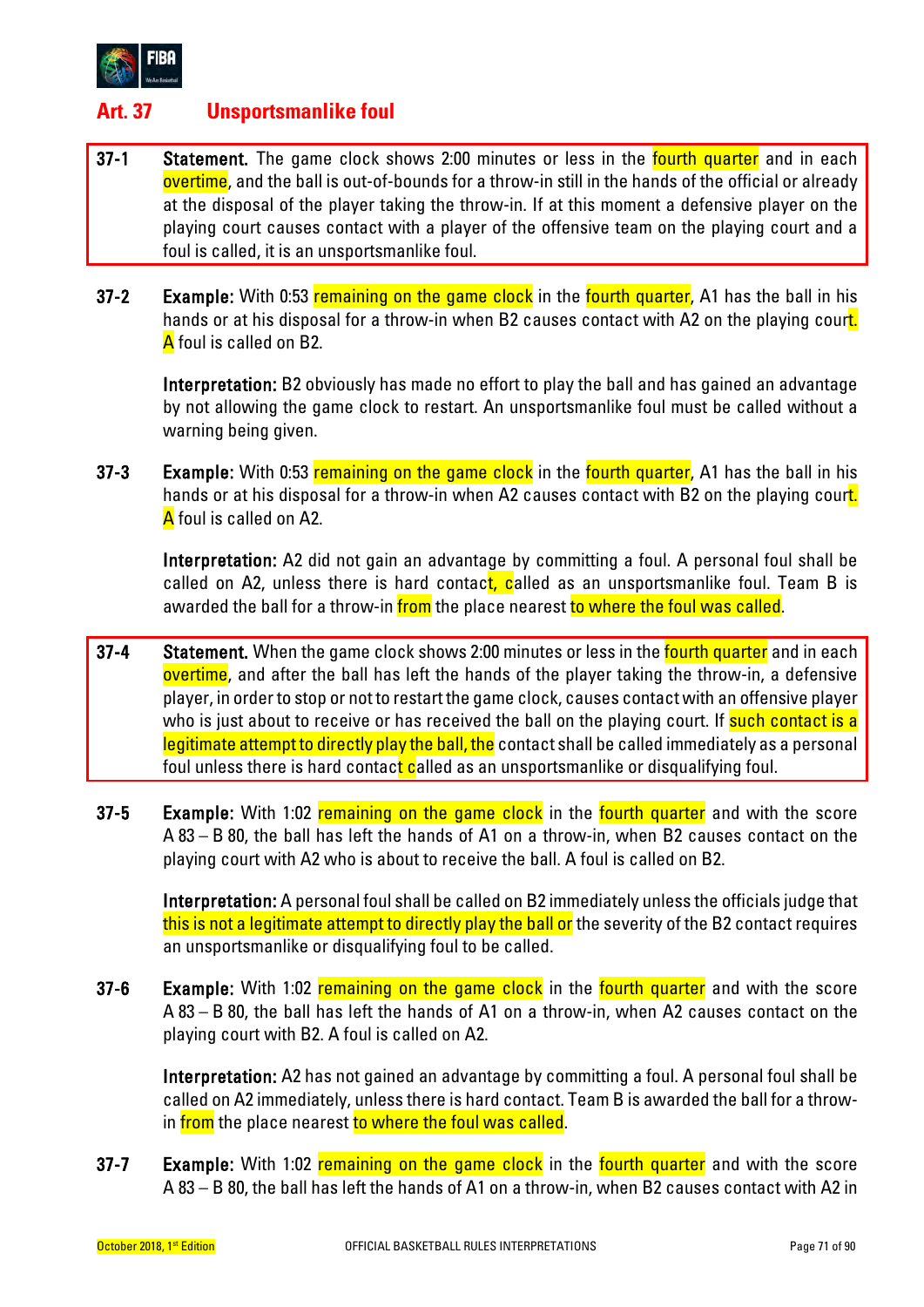## Art. 37 Unsportsmanlike foul

**37-1 Statement.** The game clock shows 2:00 minutes or less in the fourth quarter and in each overtime, and the ball is out-of-bounds for a throw-in still in the hands of the official or already at the disposal of the player taking the throw-in. If at this moment a defensive player on the playing court causes contact with a player of the offensive team on the playing court and a foul is called, it is an unsportsmanlike foul.

**37-2 Example:** With 0:53 remaining on the game clock in the fourth quarter, A1 has the ball in his hands or at his disposal for a throw-in when B2 causes contact with A2 on the playing court. A foul is called on B2.

**Interpretation:** B2 obviously has made no effort to play the ball and has gained an advantage by not allowing the game clock to restart. An unsportsmanlike foul must be called without a warning being given.

**37-3 Example:** With 0:53 remaining on the game clock in the fourth quarter, A1 has the ball in his hands or at his disposal for a throw-in when A2 causes contact with B2 on the playing court. A foul is called on A2.

**Interpretation:** A2 did not gain an advantage by committing a foul. A personal foul shall be called on A2, unless there is hard contact, called as an unsportsmanlike foul. Team B is awarded the ball for a throw-in from the place nearest to where the foul was called.

**37-4 Statement.** When the game clock shows 2:00 minutes or less in the fourth quarter and in each overtime, and after the ball has left the hands of the player taking the throw-in, a defensive player, in order to stop or not to restart the game clock, causes contact with an offensive player who is just about to receive or has received the ball on the playing court. If such contact is a legitimate attempt to directly play the ball, the contact shall be called immediately as a personal foul unless there is hard contact called as an unsportsmanlike or disqualifying foul.

**37-5 Example:** With 1:02 remaining on the game clock in the fourth quarter and with the score A 83 – B 80, the ball has left the hands of A1 on a throw-in, when B2 causes contact on the playing court with A2 who is about to receive the ball. A foul is called on B2.

**Interpretation:** A personal foul shall be called on B2 immediately unless the officials judge that this is not a legitimate attempt to directly play the ball or the severity of the B2 contact requires an unsportsmanlike or disqualifying foul to be called.

**37-6 Example:** With 1:02 remaining on the game clock in the fourth quarter and with the score A 83 – B 80, the ball has left the hands of A1 on a throw-in, when A2 causes contact on the playing court with B2. A foul is called on A2.

**Interpretation:** A2 has not gained an advantage by committing a foul. A personal foul shall be called on A2 immediately, unless there is hard contact. Team B is awarded the ball for a throw-in from the place nearest to where the foul was called.

**37-7 Example:** With 1:02 remaining on the game clock in the fourth quarter and with the score A 83 – B 80, the ball has left the hands of A1 on a throw-in, when B2 causes contact with A2 in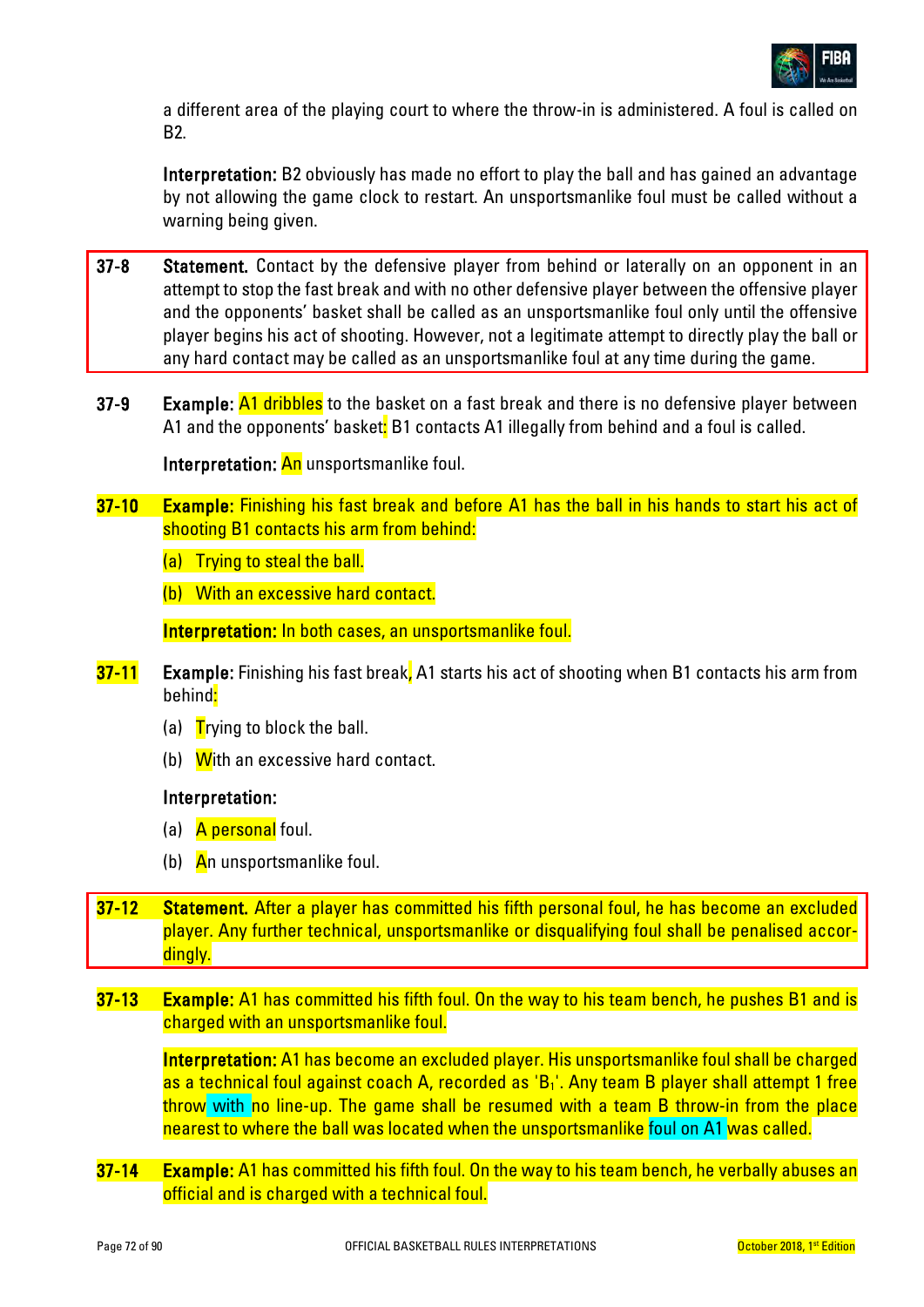a different area of the playing court to where the throw-in is administered. A foul is called on B2.

**Interpretation:** B2 obviously has made no effort to play the ball and has gained an advantage by not allowing the game clock to restart. An unsportsmanlike foul must be called without a warning being given.

**37-8** **Statement.** Contact by the defensive player from behind or laterally on an opponent in an attempt to stop the fast break and with no other defensive player between the offensive player and the opponents' basket shall be called as an unsportsmanlike foul only until the offensive player begins his act of shooting. However, not a legitimate attempt to directly play the ball or any hard contact may be called as an unsportsmanlike foul at any time during the game.

**37-9** **Example:** A1 dribbles to the basket on a fast break and there is no defensive player between A1 and the opponents' basket: B1 contacts A1 illegally from behind and a foul is called.

**Interpretation:** An unsportsmanlike foul.

**37-10** **Example:** Finishing his fast break and before A1 has the ball in his hands to start his act of shooting B1 contacts his arm from behind:

(a) Trying to steal the ball.

(b) With an excessive hard contact.

**Interpretation:** In both cases, an unsportsmanlike foul.

**37-11** **Example:** Finishing his fast break, A1 starts his act of shooting when B1 contacts his arm from behind:

(a) Trying to block the ball.

(b) With an excessive hard contact.

**Interpretation:**

(a) A personal foul.

(b) An unsportsmanlike foul.

**37-12** **Statement.** After a player has committed his fifth personal foul, he has become an excluded player. Any further technical, unsportsmanlike or disqualifying foul shall be penalised accordingly.

**37-13** **Example:** A1 has committed his fifth foul. On the way to his team bench, he pushes B1 and is charged with an unsportsmanlike foul.

**Interpretation:** A1 has become an excluded player. His unsportsmanlike foul shall be charged as a technical foul against coach A, recorded as '$B_1$'. Any team B player shall attempt 1 free throw with no line-up. The game shall be resumed with a team B throw-in from the place nearest to where the ball was located when the unsportsmanlike foul on A1 was called.

**37-14** **Example:** A1 has committed his fifth foul. On the way to his team bench, he verbally abuses an official and is charged with a technical foul.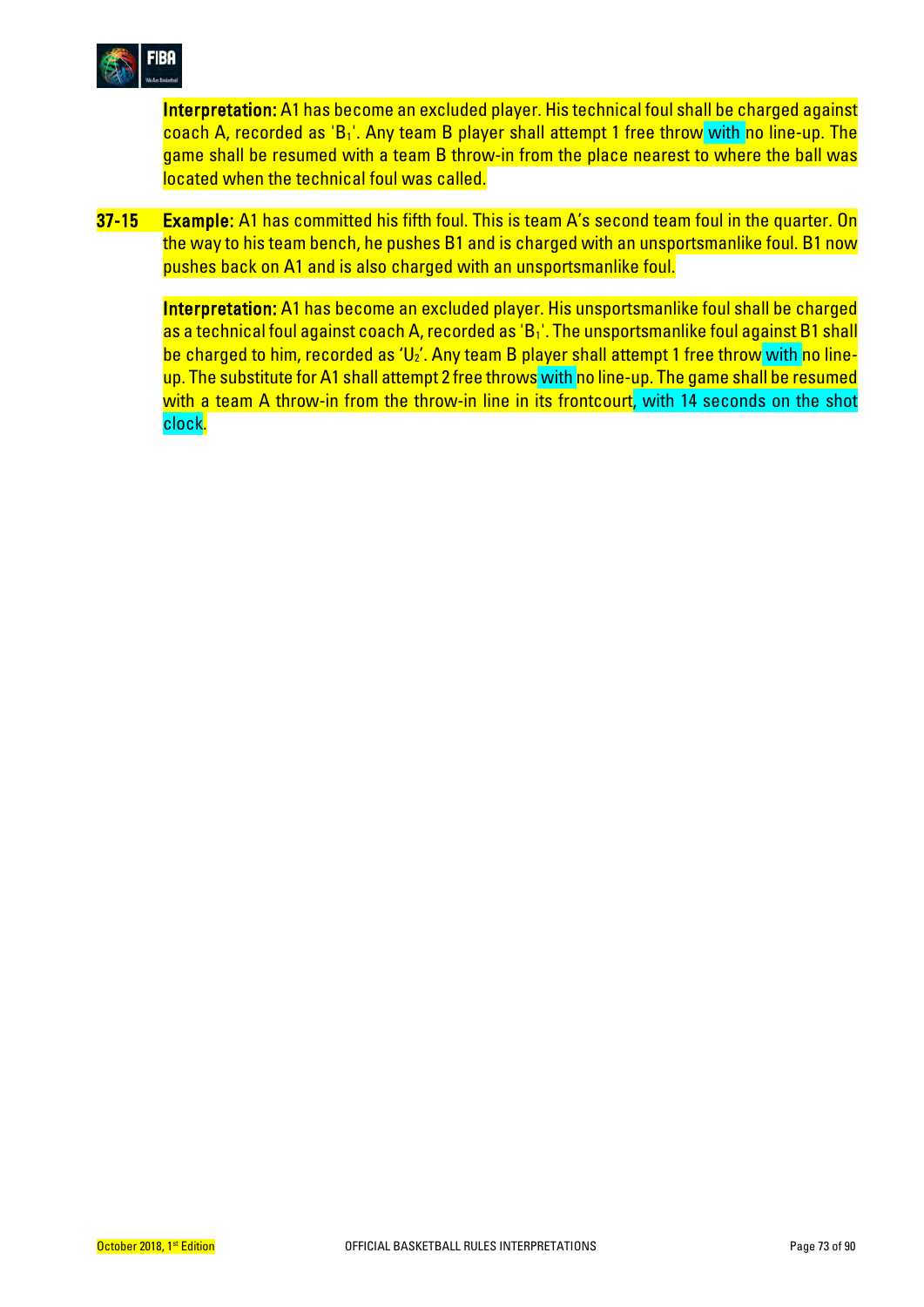**Interpretation:** A1 has become an excluded player. His technical foul shall be charged against coach A, recorded as '$B_1$'. Any team B player shall attempt 1 free throw with no line-up. The game shall be resumed with a team B throw-in from the place nearest to where the ball was located when the technical foul was called.

**37-15** **Example:** A1 has committed his fifth foul. This is team A's second team foul in the quarter. On the way to his team bench, he pushes B1 and is charged with an unsportsmanlike foul. B1 now pushes back on A1 and is also charged with an unsportsmanlike foul.

**Interpretation:** A1 has become an excluded player. His unsportsmanlike foul shall be charged as a technical foul against coach A, recorded as '$B_1$'. The unsportsmanlike foul against B1 shall be charged to him, recorded as '$U_2$'. Any team B player shall attempt 1 free throw with no line-up. The substitute for A1 shall attempt 2 free throws with no line-up. The game shall be resumed with a team A throw-in from the throw-in line in its frontcourt, with 14 seconds on the shot clock.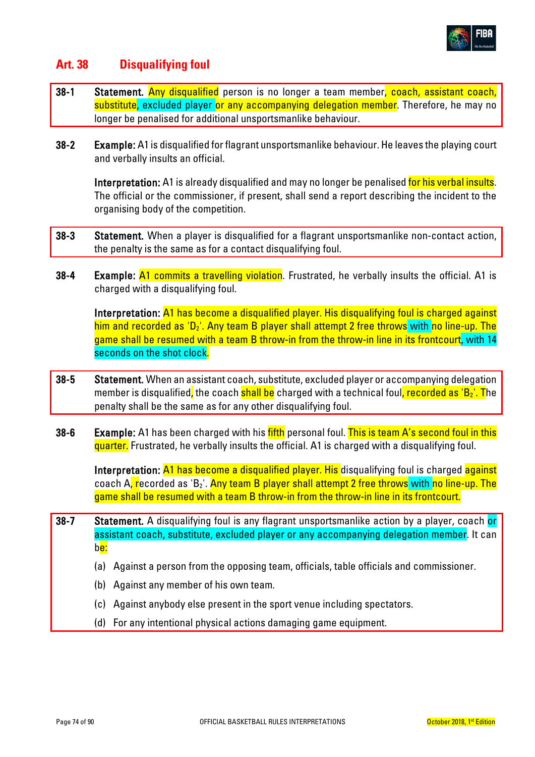## Art. 38 Disqualifying foul

**38-1 Statement.** Any disqualified person is no longer a team member, coach, assistant coach, substitute, excluded player or any accompanying delegation member. Therefore, he may no longer be penalised for additional unsportsmanlike behaviour.

**38-2 Example:** A1 is disqualified for flagrant unsportsmanlike behaviour. He leaves the playing court and verbally insults an official.

**Interpretation:** A1 is already disqualified and may no longer be penalised for his verbal insults. The official or the commissioner, if present, shall send a report describing the incident to the organising body of the competition.

**38-3 Statement.** When a player is disqualified for a flagrant unsportsmanlike non-contact action, the penalty is the same as for a contact disqualifying foul.

**38-4 Example:** A1 commits a travelling violation. Frustrated, he verbally insults the official. A1 is charged with a disqualifying foul.

**Interpretation:** A1 has become a disqualified player. His disqualifying foul is charged against him and recorded as '$D_2$'. Any team B player shall attempt 2 free throws with no line-up. The game shall be resumed with a team B throw-in from the throw-in line in its frontcourt, with 14 seconds on the shot clock.

**38-5 Statement.** When an assistant coach, substitute, excluded player or accompanying delegation member is disqualified, the coach shall be charged with a technical foul, recorded as '$B_2$'. The penalty shall be the same as for any other disqualifying foul.

**38-6 Example:** A1 has been charged with his fifth personal foul. This is team A's second foul in this quarter. Frustrated, he verbally insults the official. A1 is charged with a disqualifying foul.

**Interpretation:** A1 has become a disqualified player. His disqualifying foul is charged against coach A, recorded as '$B_2$'. Any team B player shall attempt 2 free throws with no line-up. The game shall be resumed with a team B throw-in from the throw-in line in its frontcourt.

**38-7 Statement.** A disqualifying foul is any flagrant unsportsmanlike action by a player, coach or assistant coach, substitute, excluded player or any accompanying delegation member. It can be:

(a) Against a person from the opposing team, officials, table officials and commissioner.

(b) Against any member of his own team.

(c) Against anybody else present in the sport venue including spectators.

(d) For any intentional physical actions damaging game equipment.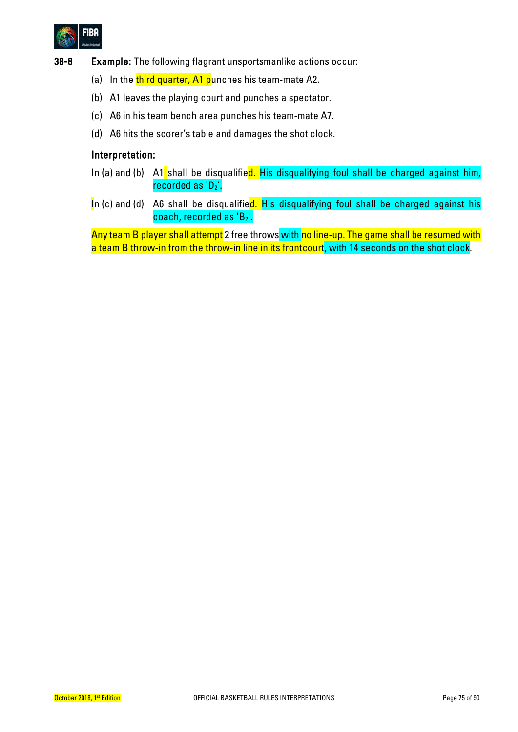**38-8 Example:** The following flagrant unsportsmanlike actions occur:

(a) In the third quarter, A1 punches his team-mate A2.

(b) A1 leaves the playing court and punches a spectator.

(c) A6 in his team bench area punches his team-mate A7.

(d) A6 hits the scorer's table and damages the shot clock.

**Interpretation:**

In (a) and (b) A1 shall be disqualified. His disqualifying foul shall be charged against him, recorded as '$D_2$'.

In (c) and (d) A6 shall be disqualified. His disqualifying foul shall be charged against his coach, recorded as '$B_2$'.

Any team B player shall attempt 2 free throws with no line-up. The game shall be resumed with a team B throw-in from the throw-in line in its frontcourt, with 14 seconds on the shot clock.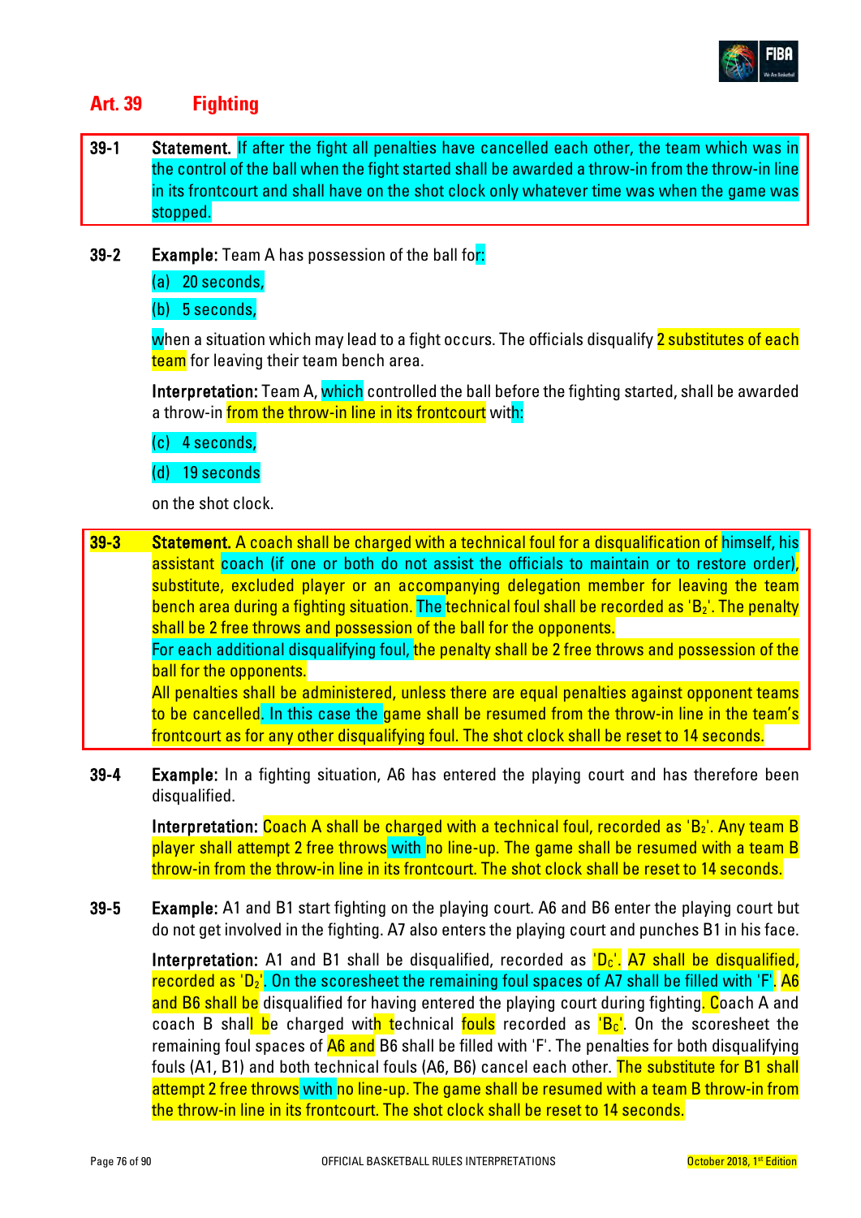## Art. 39 Fighting

**39-1 Statement.** If after the fight all penalties have cancelled each other, the team which was in the control of the ball when the fight started shall be awarded a throw-in from the throw-in line in its frontcourt and shall have on the shot clock only whatever time was when the game was stopped.

**39-2 Example:** Team A has possession of the ball for:

(a) 20 seconds,

(b) 5 seconds,

when a situation which may lead to a fight occurs. The officials disqualify 2 substitutes of each team for leaving their team bench area.

**Interpretation:** Team A, which controlled the ball before the fighting started, shall be awarded a throw-in from the throw-in line in its frontcourt with:

(c) 4 seconds,

(d) 19 seconds

on the shot clock.

**39-3 Statement.** A coach shall be charged with a technical foul for a disqualification of himself, his assistant coach (if one or both do not assist the officials to maintain or to restore order), substitute, excluded player or an accompanying delegation member for leaving the team bench area during a fighting situation. The technical foul shall be recorded as '$B_2$'. The penalty shall be 2 free throws and possession of the ball for the opponents.
For each additional disqualifying foul, the penalty shall be 2 free throws and possession of the ball for the opponents.
All penalties shall be administered, unless there are equal penalties against opponent teams to be cancelled. In this case the game shall be resumed from the throw-in line in the team's frontcourt as for any other disqualifying foul. The shot clock shall be reset to 14 seconds.

**39-4 Example:** In a fighting situation, A6 has entered the playing court and has therefore been disqualified.

**Interpretation:** Coach A shall be charged with a technical foul, recorded as '$B_2$'. Any team B player shall attempt 2 free throws with no line-up. The game shall be resumed with a team B throw-in from the throw-in line in its frontcourt. The shot clock shall be reset to 14 seconds.

**39-5 Example:** A1 and B1 start fighting on the playing court. A6 and B6 enter the playing court but do not get involved in the fighting. A7 also enters the playing court and punches B1 in his face.

**Interpretation:** A1 and B1 shall be disqualified, recorded as '$D_C$'. A7 shall be disqualified, recorded as '$D_2$'. On the scoresheet the remaining foul spaces of A7 shall be filled with 'F'. A6 and B6 shall be disqualified for having entered the playing court during fighting. Coach A and coach B shall be charged with technical fouls recorded as '$B_C$'. On the scoresheet the remaining foul spaces of A6 and B6 shall be filled with 'F'. The penalties for both disqualifying fouls (A1, B1) and both technical fouls (A6, B6) cancel each other. The substitute for B1 shall attempt 2 free throws with no line-up. The game shall be resumed with a team B throw-in from the throw-in line in its frontcourt. The shot clock shall be reset to 14 seconds.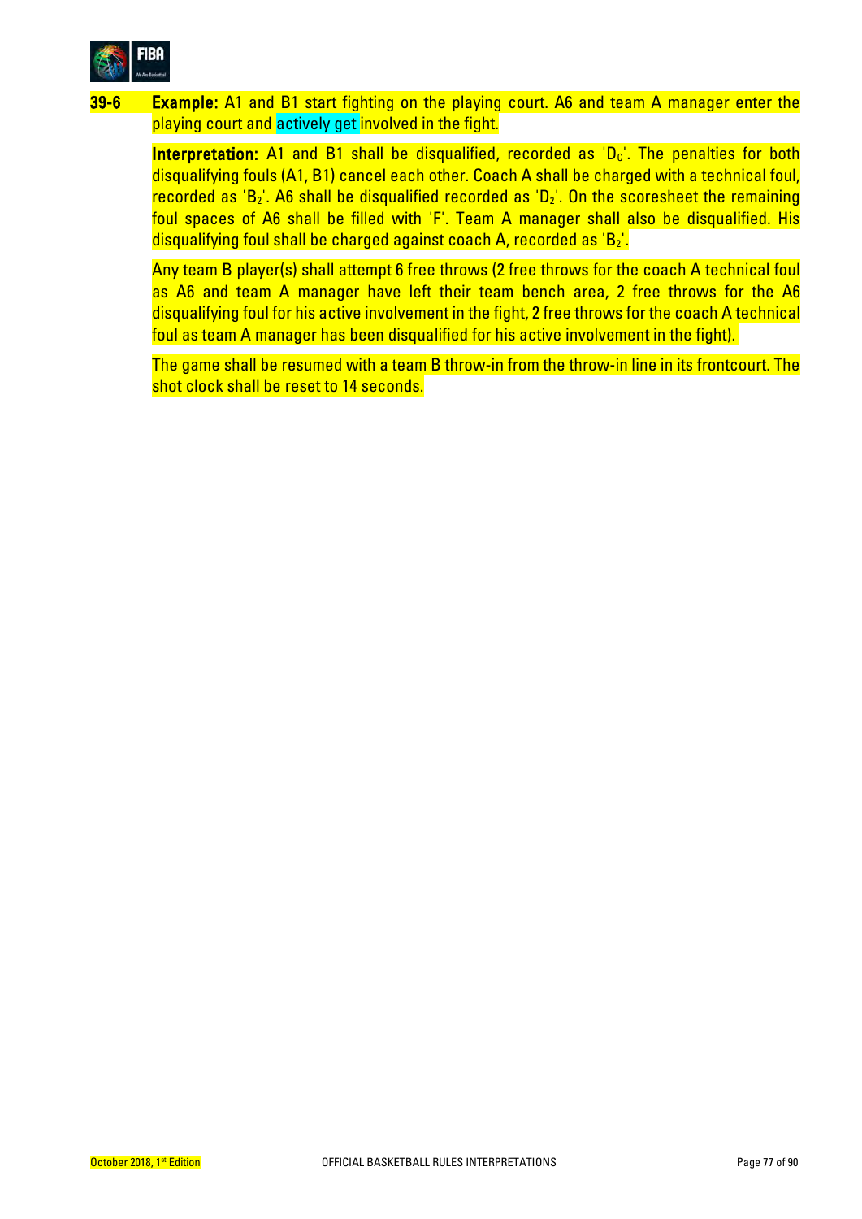**39-6** **Example:** A1 and B1 start fighting on the playing court. A6 and team A manager enter the playing court and actively get involved in the fight.

**Interpretation:** A1 and B1 shall be disqualified, recorded as '$D_C$'. The penalties for both disqualifying fouls (A1, B1) cancel each other. Coach A shall be charged with a technical foul, recorded as '$B_2$'. A6 shall be disqualified recorded as '$D_2$'. On the scoresheet the remaining foul spaces of A6 shall be filled with 'F'. Team A manager shall also be disqualified. His disqualifying foul shall be charged against coach A, recorded as '$B_2$'.

Any team B player(s) shall attempt 6 free throws (2 free throws for the coach A technical foul as A6 and team A manager have left their team bench area, 2 free throws for the A6 disqualifying foul for his active involvement in the fight, 2 free throws for the coach A technical foul as team A manager has been disqualified for his active involvement in the fight).

The game shall be resumed with a team B throw-in from the throw-in line in its frontcourt. The shot clock shall be reset to 14 seconds.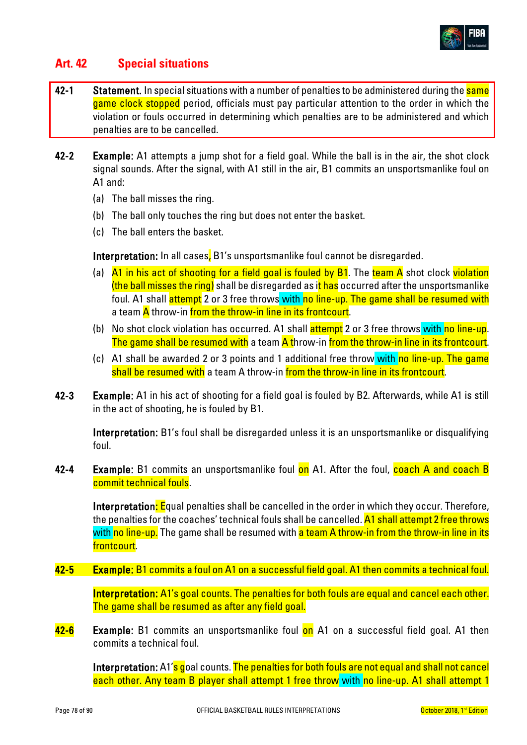## Art. 42 Special situations

**42-1 Statement.** In special situations with a number of penalties to be administered during the same game clock stopped period, officials must pay particular attention to the order in which the violation or fouls occurred in determining which penalties are to be administered and which penalties are to be cancelled.

**42-2 Example:** A1 attempts a jump shot for a field goal. While the ball is in the air, the shot clock signal sounds. After the signal, with A1 still in the air, B1 commits an unsportsmanlike foul on A1 and:

(a) The ball misses the ring.

(b) The ball only touches the ring but does not enter the basket.

(c) The ball enters the basket.

**Interpretation:** In all cases, B1's unsportsmanlike foul cannot be disregarded.

(a) A1 in his act of shooting for a field goal is fouled by B1. The team A shot clock violation (the ball misses the ring) shall be disregarded as it has occurred after the unsportsmanlike foul. A1 shall attempt 2 or 3 free throws with no line-up. The game shall be resumed with a team A throw-in from the throw-in line in its frontcourt.

(b) No shot clock violation has occurred. A1 shall attempt 2 or 3 free throws with no line-up. The game shall be resumed with a team A throw-in from the throw-in line in its frontcourt.

(c) A1 shall be awarded 2 or 3 points and 1 additional free throw with no line-up. The game shall be resumed with a team A throw-in from the throw-in line in its frontcourt.

**42-3 Example:** A1 in his act of shooting for a field goal is fouled by B2. Afterwards, while A1 is still in the act of shooting, he is fouled by B1.

**Interpretation:** B1's foul shall be disregarded unless it is an unsportsmanlike or disqualifying foul.

**42-4 Example:** B1 commits an unsportsmanlike foul on A1. After the foul, coach A and coach B commit technical fouls.

**Interpretation:** Equal penalties shall be cancelled in the order in which they occur. Therefore, the penalties for the coaches' technical fouls shall be cancelled. A1 shall attempt 2 free throws with no line-up. The game shall be resumed with a team A throw-in from the throw-in line in its frontcourt.

**42-5 Example:** B1 commits a foul on A1 on a successful field goal. A1 then commits a technical foul.

**Interpretation:** A1's goal counts. The penalties for both fouls are equal and cancel each other. The game shall be resumed as after any field goal.

**42-6 Example:** B1 commits an unsportsmanlike foul on A1 on a successful field goal. A1 then commits a technical foul.

**Interpretation:** A1's goal counts. The penalties for both fouls are not equal and shall not cancel each other. Any team B player shall attempt 1 free throw with no line-up. A1 shall attempt 1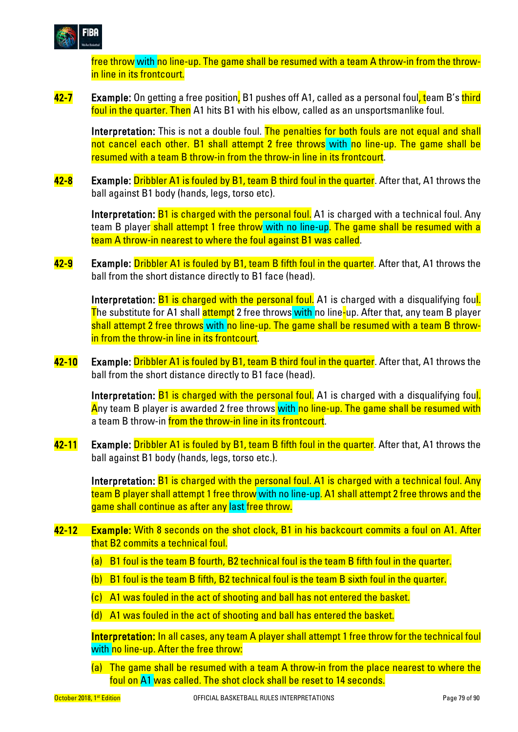free throw with no line-up. The game shall be resumed with a team A throw-in from the throw-in line in its frontcourt.

**42-7** **Example:** On getting a free position, B1 pushes off A1, called as a personal foul, team B's third foul in the quarter. Then A1 hits B1 with his elbow, called as an unsportsmanlike foul.

**Interpretation:** This is not a double foul. The penalties for both fouls are not equal and shall not cancel each other. B1 shall attempt 2 free throws with no line-up. The game shall be resumed with a team B throw-in from the throw-in line in its frontcourt.

**42-8** **Example:** Dribbler A1 is fouled by B1, team B third foul in the quarter. After that, A1 throws the ball against B1 body (hands, legs, torso etc).

**Interpretation:** B1 is charged with the personal foul. A1 is charged with a technical foul. Any team B player shall attempt 1 free throw with no line-up. The game shall be resumed with a team A throw-in nearest to where the foul against B1 was called.

**42-9** **Example:** Dribbler A1 is fouled by B1, team B fifth foul in the quarter. After that, A1 throws the ball from the short distance directly to B1 face (head).

**Interpretation:** B1 is charged with the personal foul. A1 is charged with a disqualifying foul. The substitute for A1 shall attempt 2 free throws with no line-up. After that, any team B player shall attempt 2 free throws with no line-up. The game shall be resumed with a team B throw-in from the throw-in line in its frontcourt.

**42-10** **Example:** Dribbler A1 is fouled by B1, team B third foul in the quarter. After that, A1 throws the ball from the short distance directly to B1 face (head).

**Interpretation:** B1 is charged with the personal foul. A1 is charged with a disqualifying foul. Any team B player is awarded 2 free throws with no line-up. The game shall be resumed with a team B throw-in from the throw-in line in its frontcourt.

**42-11** **Example:** Dribbler A1 is fouled by B1, team B fifth foul in the quarter. After that, A1 throws the ball against B1 body (hands, legs, torso etc.).

**Interpretation:** B1 is charged with the personal foul. A1 is charged with a technical foul. Any team B player shall attempt 1 free throw with no line-up. A1 shall attempt 2 free throws and the game shall continue as after any last free throw.

**42-12** **Example:** With 8 seconds on the shot clock, B1 in his backcourt commits a foul on A1. After that B2 commits a technical foul.

(a) B1 foul is the team B fourth, B2 technical foul is the team B fifth foul in the quarter.

(b) B1 foul is the team B fifth, B2 technical foul is the team B sixth foul in the quarter.

(c) A1 was fouled in the act of shooting and ball has not entered the basket.

(d) A1 was fouled in the act of shooting and ball has entered the basket.

**Interpretation:** In all cases, any team A player shall attempt 1 free throw for the technical foul with no line-up. After the free throw:

(a) The game shall be resumed with a team A throw-in from the place nearest to where the foul on A1 was called. The shot clock shall be reset to 14 seconds.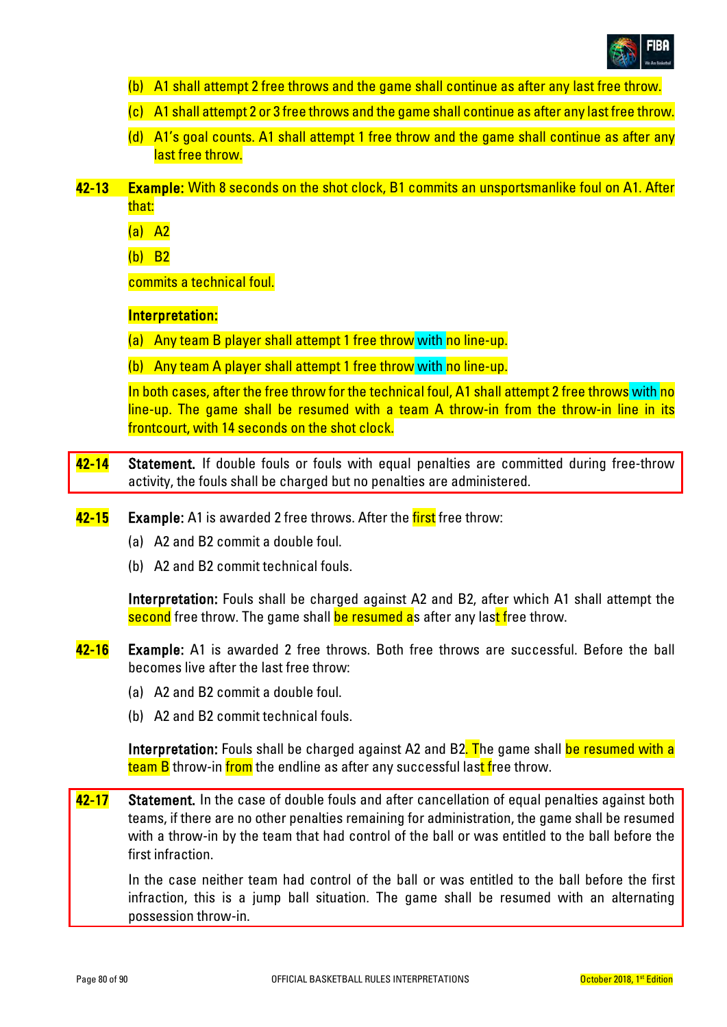(b) A1 shall attempt 2 free throws and the game shall continue as after any last free throw.

(c) A1 shall attempt 2 or 3 free throws and the game shall continue as after any last free throw.

(d) A1's goal counts. A1 shall attempt 1 free throw and the game shall continue as after any last free throw.

**42-13** **Example:** With 8 seconds on the shot clock, B1 commits an unsportsmanlike foul on A1. After that:

(a) A2

(b) B2

commits a technical foul.

**Interpretation:**

(a) Any team B player shall attempt 1 free throw with no line-up.

(b) Any team A player shall attempt 1 free throw with no line-up.

In both cases, after the free throw for the technical foul, A1 shall attempt 2 free throws with no line-up. The game shall be resumed with a team A throw-in from the throw-in line in its frontcourt, with 14 seconds on the shot clock.

**42-14** **Statement.** If double fouls or fouls with equal penalties are committed during free-throw activity, the fouls shall be charged but no penalties are administered.

**42-15** **Example:** A1 is awarded 2 free throws. After the first free throw:

(a) A2 and B2 commit a double foul.

(b) A2 and B2 commit technical fouls.

**Interpretation:** Fouls shall be charged against A2 and B2, after which A1 shall attempt the second free throw. The game shall be resumed as after any last free throw.

**42-16** **Example:** A1 is awarded 2 free throws. Both free throws are successful. Before the ball becomes live after the last free throw:

(a) A2 and B2 commit a double foul.

(b) A2 and B2 commit technical fouls.

**Interpretation:** Fouls shall be charged against A2 and B2. The game shall be resumed with a team B throw-in from the endline as after any successful last free throw.

**42-17** **Statement.** In the case of double fouls and after cancellation of equal penalties against both teams, if there are no other penalties remaining for administration, the game shall be resumed with a throw-in by the team that had control of the ball or was entitled to the ball before the first infraction.

In the case neither team had control of the ball or was entitled to the ball before the first infraction, this is a jump ball situation. The game shall be resumed with an alternating possession throw-in.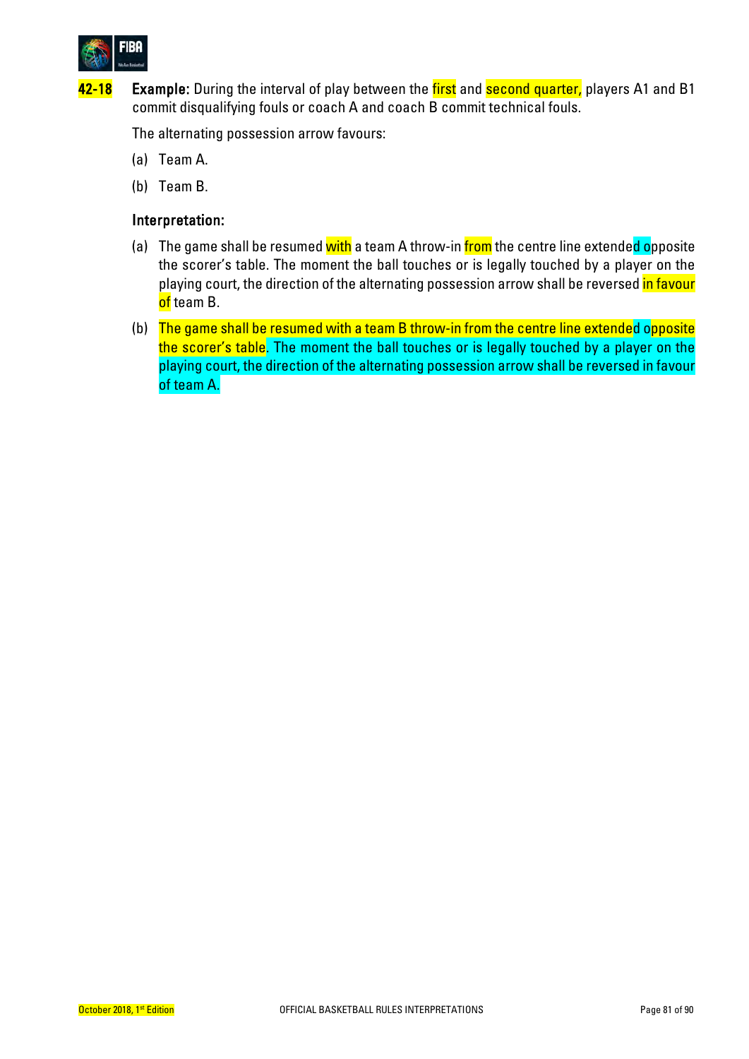**42-18** **Example:** During the interval of play between the first and second quarter, players A1 and B1 commit disqualifying fouls or coach A and coach B commit technical fouls.

The alternating possession arrow favours:

(a) Team A.

(b) Team B.

**Interpretation:**

(a) The game shall be resumed with a team A throw-in from the centre line extended opposite the scorer's table. The moment the ball touches or is legally touched by a player on the playing court, the direction of the alternating possession arrow shall be reversed in favour of team B.

(b) The game shall be resumed with a team B throw-in from the centre line extended opposite the scorer's table. The moment the ball touches or is legally touched by a player on the playing court, the direction of the alternating possession arrow shall be reversed in favour of team A.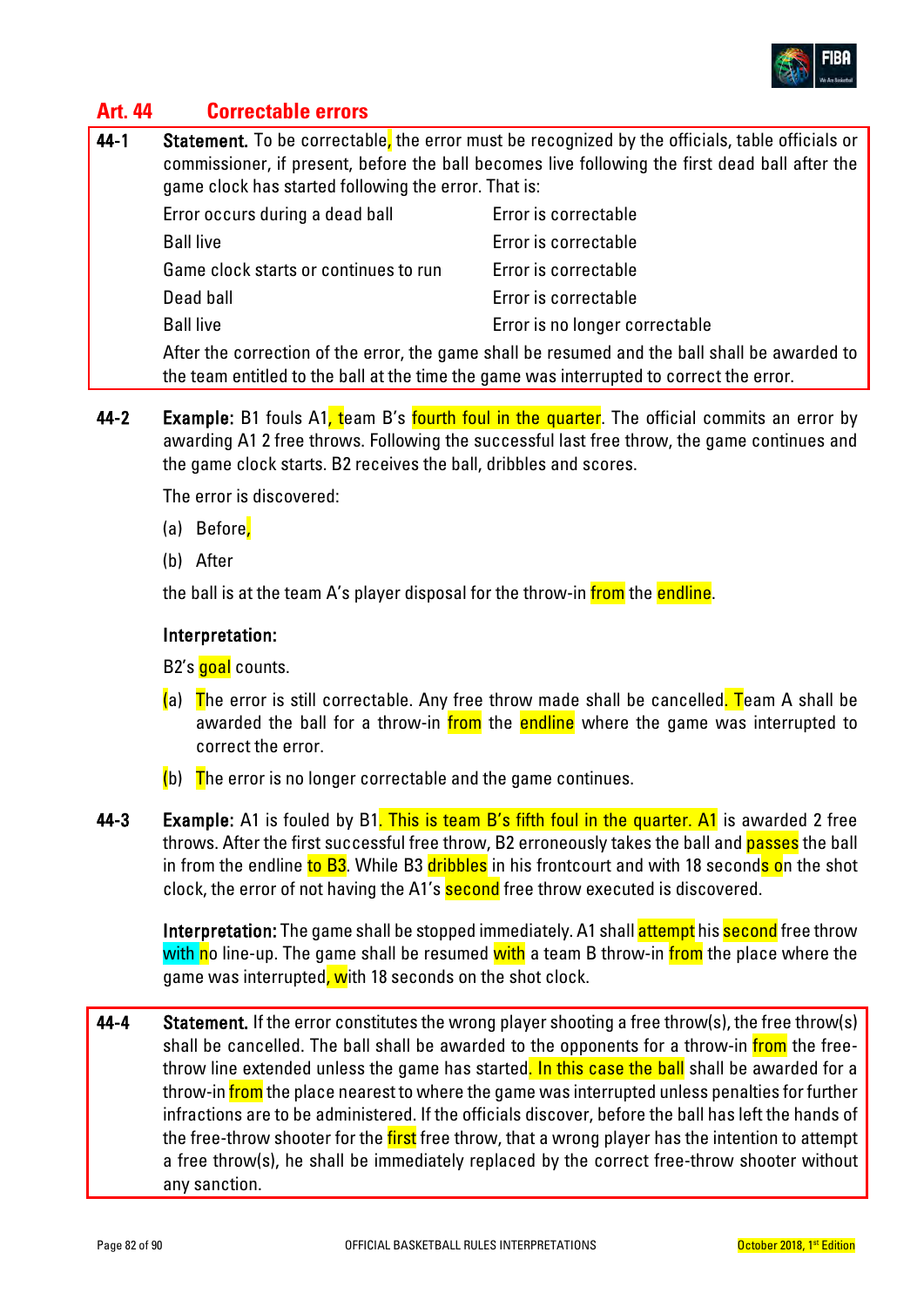## Art. 44 Correctable errors

**44-1 Statement.** To be correctable, the error must be recognized by the officials, table officials or commissioner, if present, before the ball becomes live following the first dead ball after the game clock has started following the error. That is:

| | |
|---|---|
| Error occurs during a dead ball | Error is correctable |
| Ball live | Error is correctable |
| Game clock starts or continues to run | Error is correctable |
| Dead ball | Error is correctable |
| Ball live | Error is no longer correctable |

After the correction of the error, the game shall be resumed and the ball shall be awarded to the team entitled to the ball at the time the game was interrupted to correct the error.

**44-2 Example:** B1 fouls A1, team B's fourth foul in the quarter. The official commits an error by awarding A1 2 free throws. Following the successful last free throw, the game continues and the game clock starts. B2 receives the ball, dribbles and scores.

The error is discovered:

(a) Before,

(b) After

the ball is at the team A's player disposal for the throw-in from the endline.

**Interpretation:**

B2's goal counts.

(a) The error is still correctable. Any free throw made shall be cancelled. Team A shall be awarded the ball for a throw-in from the endline where the game was interrupted to correct the error.

(b) The error is no longer correctable and the game continues.

**44-3 Example:** A1 is fouled by B1. This is team B's fifth foul in the quarter. A1 is awarded 2 free throws. After the first successful free throw, B2 erroneously takes the ball and passes the ball in from the endline to B3. While B3 dribbles in his frontcourt and with 18 seconds on the shot clock, the error of not having the A1's second free throw executed is discovered.

**Interpretation:** The game shall be stopped immediately. A1 shall attempt his second free throw with no line-up. The game shall be resumed with a team B throw-in from the place where the game was interrupted, with 18 seconds on the shot clock.

**44-4 Statement.** If the error constitutes the wrong player shooting a free throw(s), the free throw(s) shall be cancelled. The ball shall be awarded to the opponents for a throw-in from the free-throw line extended unless the game has started. In this case the ball shall be awarded for a throw-in from the place nearest to where the game was interrupted unless penalties for further infractions are to be administered. If the officials discover, before the ball has left the hands of the free-throw shooter for the first free throw, that a wrong player has the intention to attempt a free throw(s), he shall be immediately replaced by the correct free-throw shooter without any sanction.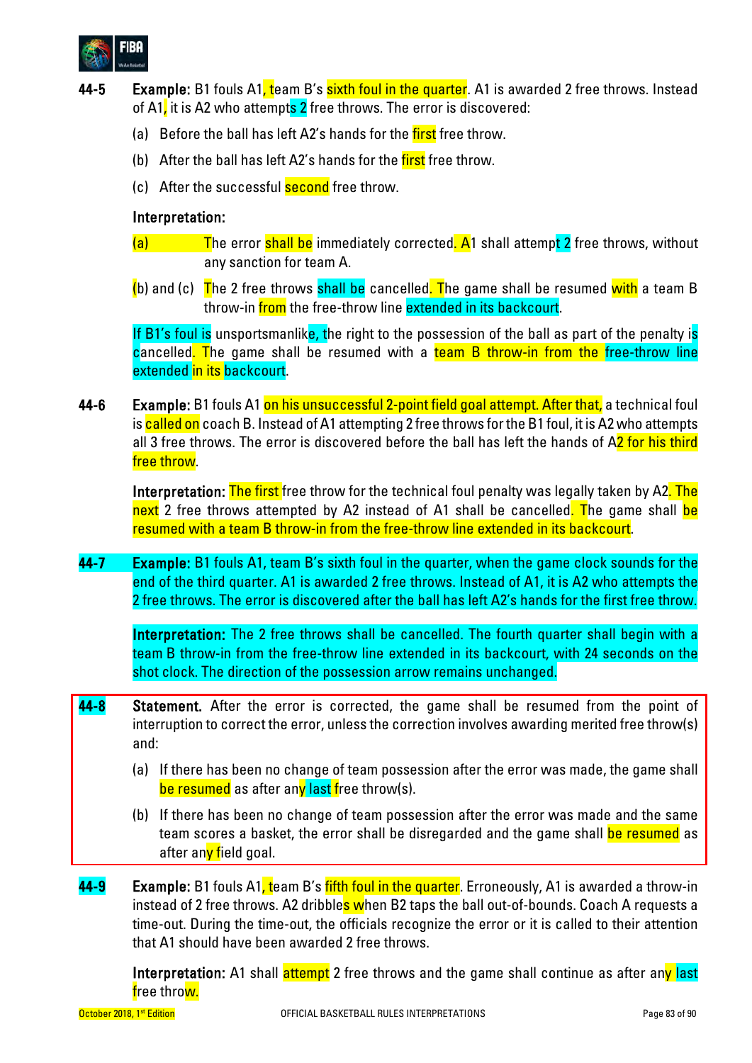**44-5** **Example:** B1 fouls A1, team B's sixth foul in the quarter. A1 is awarded 2 free throws. Instead of A1, it is A2 who attempts 2 free throws. The error is discovered:

(a) Before the ball has left A2's hands for the first free throw.

(b) After the ball has left A2's hands for the first free throw.

(c) After the successful second free throw.

**Interpretation:**

(a) The error shall be immediately corrected. A1 shall attempt 2 free throws, without any sanction for team A.

(b) and (c) The 2 free throws shall be cancelled. The game shall be resumed with a team B throw-in from the free-throw line extended in its backcourt.

If B1's foul is unsportsmanlike, the right to the possession of the ball as part of the penalty is cancelled. The game shall be resumed with a team B throw-in from the free-throw line extended in its backcourt.

**44-6** **Example:** B1 fouls A1 on his unsuccessful 2-point field goal attempt. After that, a technical foul is called on coach B. Instead of A1 attempting 2 free throws for the B1 foul, it is A2 who attempts all 3 free throws. The error is discovered before the ball has left the hands of A2 for his third free throw.

**Interpretation:** The first free throw for the technical foul penalty was legally taken by A2. The next 2 free throws attempted by A2 instead of A1 shall be cancelled. The game shall be resumed with a team B throw-in from the free-throw line extended in its backcourt.

**44-7** **Example:** B1 fouls A1, team B's sixth foul in the quarter, when the game clock sounds for the end of the third quarter. A1 is awarded 2 free throws. Instead of A1, it is A2 who attempts the 2 free throws. The error is discovered after the ball has left A2's hands for the first free throw.

**Interpretation:** The 2 free throws shall be cancelled. The fourth quarter shall begin with a team B throw-in from the free-throw line extended in its backcourt, with 24 seconds on the shot clock. The direction of the possession arrow remains unchanged.

**44-8** **Statement.** After the error is corrected, the game shall be resumed from the point of interruption to correct the error, unless the correction involves awarding merited free throw(s) and:

(a) If there has been no change of team possession after the error was made, the game shall be resumed as after any last free throw(s).

(b) If there has been no change of team possession after the error was made and the same team scores a basket, the error shall be disregarded and the game shall be resumed as after any field goal.

**44-9** **Example:** B1 fouls A1, team B's fifth foul in the quarter. Erroneously, A1 is awarded a throw-in instead of 2 free throws. A2 dribbles when B2 taps the ball out-of-bounds. Coach A requests a time-out. During the time-out, the officials recognize the error or it is called to their attention that A1 should have been awarded 2 free throws.

**Interpretation:** A1 shall attempt 2 free throws and the game shall continue as after any last free throw.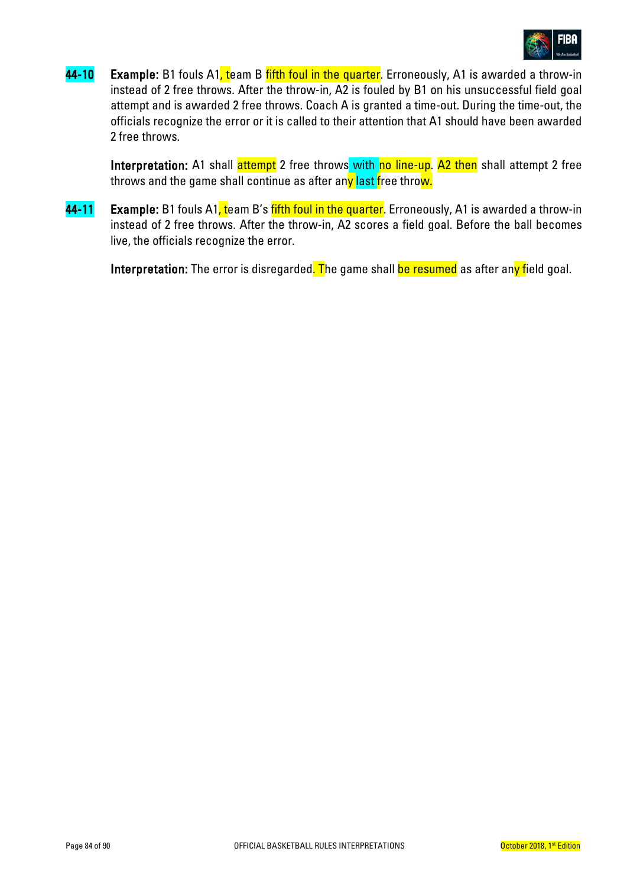**44-10** **Example:** B1 fouls A1, team B fifth foul in the quarter. Erroneously, A1 is awarded a throw-in instead of 2 free throws. After the throw-in, A2 is fouled by B1 on his unsuccessful field goal attempt and is awarded 2 free throws. Coach A is granted a time-out. During the time-out, the officials recognize the error or it is called to their attention that A1 should have been awarded 2 free throws.

**Interpretation:** A1 shall attempt 2 free throws with no line-up. A2 then shall attempt 2 free throws and the game shall continue as after any last free throw.

**44-11** **Example:** B1 fouls A1, team B's fifth foul in the quarter. Erroneously, A1 is awarded a throw-in instead of 2 free throws. After the throw-in, A2 scores a field goal. Before the ball becomes live, the officials recognize the error.

**Interpretation:** The error is disregarded. The game shall be resumed as after any field goal.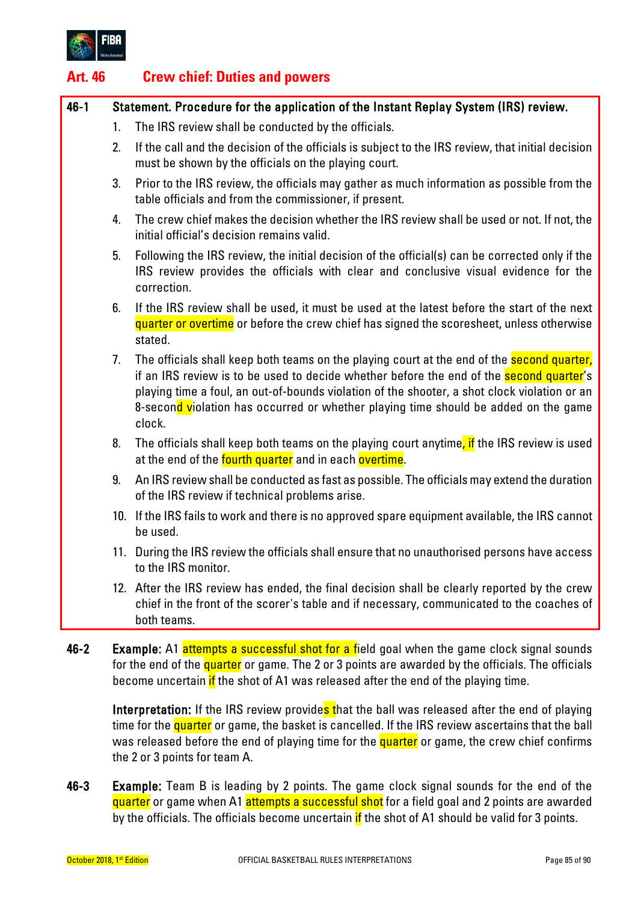## Art. 46 Crew chief: Duties and powers

**46-1 Statement. Procedure for the application of the Instant Replay System (IRS) review.**

1. The IRS review shall be conducted by the officials.
2. If the call and the decision of the officials is subject to the IRS review, that initial decision must be shown by the officials on the playing court.
3. Prior to the IRS review, the officials may gather as much information as possible from the table officials and from the commissioner, if present.
4. The crew chief makes the decision whether the IRS review shall be used or not. If not, the initial official's decision remains valid.
5. Following the IRS review, the initial decision of the official(s) can be corrected only if the IRS review provides the officials with clear and conclusive visual evidence for the correction.
6. If the IRS review shall be used, it must be used at the latest before the start of the next quarter or overtime or before the crew chief has signed the scoresheet, unless otherwise stated.
7. The officials shall keep both teams on the playing court at the end of the second quarter, if an IRS review is to be used to decide whether before the end of the second quarter's playing time a foul, an out-of-bounds violation of the shooter, a shot clock violation or an 8-second violation has occurred or whether playing time should be added on the game clock.
8. The officials shall keep both teams on the playing court anytime, if the IRS review is used at the end of the fourth quarter and in each overtime.
9. An IRS review shall be conducted as fast as possible. The officials may extend the duration of the IRS review if technical problems arise.
10. If the IRS fails to work and there is no approved spare equipment available, the IRS cannot be used.
11. During the IRS review the officials shall ensure that no unauthorised persons have access to the IRS monitor.
12. After the IRS review has ended, the final decision shall be clearly reported by the crew chief in the front of the scorer's table and if necessary, communicated to the coaches of both teams.

**46-2 Example:** A1 attempts a successful shot for a field goal when the game clock signal sounds for the end of the quarter or game. The 2 or 3 points are awarded by the officials. The officials become uncertain if the shot of A1 was released after the end of the playing time.

**Interpretation:** If the IRS review provides that the ball was released after the end of playing time for the quarter or game, the basket is cancelled. If the IRS review ascertains that the ball was released before the end of playing time for the quarter or game, the crew chief confirms the 2 or 3 points for team A.

**46-3 Example:** Team B is leading by 2 points. The game clock signal sounds for the end of the quarter or game when A1 attempts a successful shot for a field goal and 2 points are awarded by the officials. The officials become uncertain if the shot of A1 should be valid for 3 points.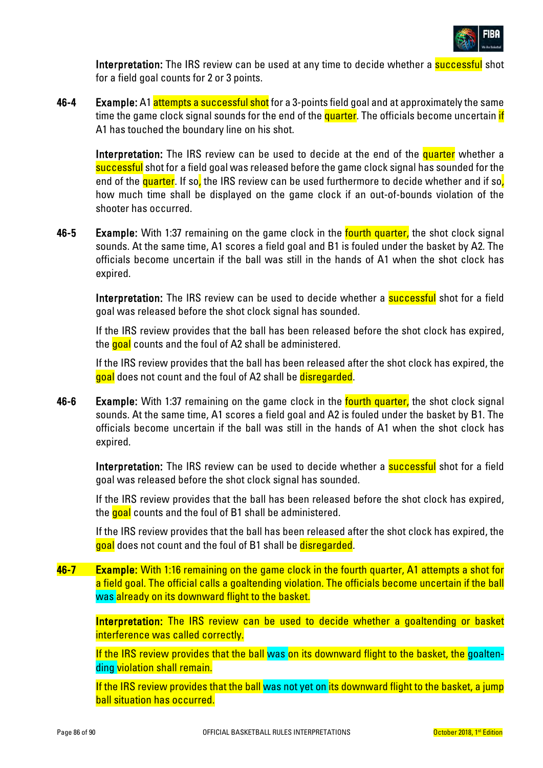**Interpretation:** The IRS review can be used at any time to decide whether a successful shot for a field goal counts for 2 or 3 points.

**46-4** **Example:** A1 attempts a successful shot for a 3-points field goal and at approximately the same time the game clock signal sounds for the end of the quarter. The officials become uncertain if A1 has touched the boundary line on his shot.

**Interpretation:** The IRS review can be used to decide at the end of the quarter whether a successful shot for a field goal was released before the game clock signal has sounded for the end of the quarter. If so, the IRS review can be used furthermore to decide whether and if so, how much time shall be displayed on the game clock if an out-of-bounds violation of the shooter has occurred.

**46-5** **Example:** With 1:37 remaining on the game clock in the fourth quarter, the shot clock signal sounds. At the same time, A1 scores a field goal and B1 is fouled under the basket by A2. The officials become uncertain if the ball was still in the hands of A1 when the shot clock has expired.

**Interpretation:** The IRS review can be used to decide whether a successful shot for a field goal was released before the shot clock signal has sounded.

If the IRS review provides that the ball has been released before the shot clock has expired, the goal counts and the foul of A2 shall be administered.

If the IRS review provides that the ball has been released after the shot clock has expired, the goal does not count and the foul of A2 shall be disregarded.

**46-6** **Example:** With 1:37 remaining on the game clock in the fourth quarter, the shot clock signal sounds. At the same time, A1 scores a field goal and A2 is fouled under the basket by B1. The officials become uncertain if the ball was still in the hands of A1 when the shot clock has expired.

**Interpretation:** The IRS review can be used to decide whether a successful shot for a field goal was released before the shot clock signal has sounded.

If the IRS review provides that the ball has been released before the shot clock has expired, the goal counts and the foul of B1 shall be administered.

If the IRS review provides that the ball has been released after the shot clock has expired, the goal does not count and the foul of B1 shall be disregarded.

**46-7** **Example:** With 1:16 remaining on the game clock in the fourth quarter, A1 attempts a shot for a field goal. The official calls a goaltending violation. The officials become uncertain if the ball was already on its downward flight to the basket.

**Interpretation:** The IRS review can be used to decide whether a goaltending or basket interference was called correctly.

If the IRS review provides that the ball was on its downward flight to the basket, the goaltending violation shall remain.

If the IRS review provides that the ball was not yet on its downward flight to the basket, a jump ball situation has occurred.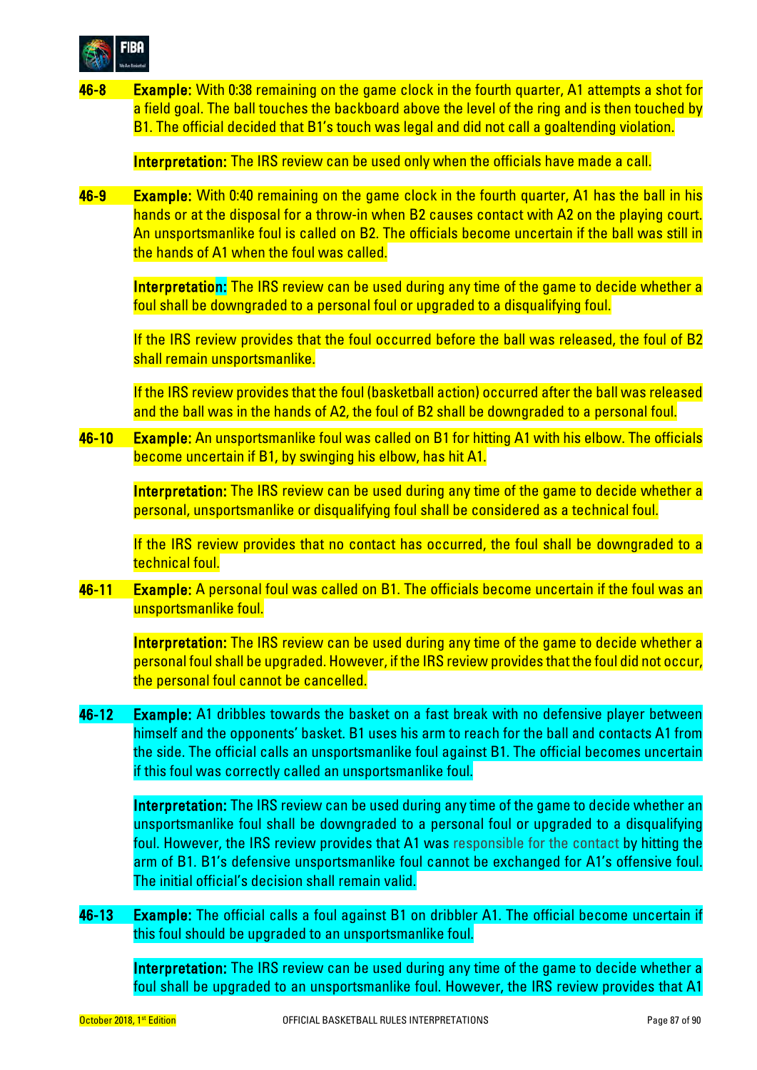**46-8** **Example:** With 0:38 remaining on the game clock in the fourth quarter, A1 attempts a shot for a field goal. The ball touches the backboard above the level of the ring and is then touched by B1. The official decided that B1's touch was legal and did not call a goaltending violation.

**Interpretation:** The IRS review can be used only when the officials have made a call.

**46-9** **Example:** With 0:40 remaining on the game clock in the fourth quarter, A1 has the ball in his hands or at the disposal for a throw-in when B2 causes contact with A2 on the playing court. An unsportsmanlike foul is called on B2. The officials become uncertain if the ball was still in the hands of A1 when the foul was called.

**Interpretation:** The IRS review can be used during any time of the game to decide whether a foul shall be downgraded to a personal foul or upgraded to a disqualifying foul.

If the IRS review provides that the foul occurred before the ball was released, the foul of B2 shall remain unsportsmanlike.

If the IRS review provides that the foul (basketball action) occurred after the ball was released and the ball was in the hands of A2, the foul of B2 shall be downgraded to a personal foul.

**46-10** **Example:** An unsportsmanlike foul was called on B1 for hitting A1 with his elbow. The officials become uncertain if B1, by swinging his elbow, has hit A1.

**Interpretation:** The IRS review can be used during any time of the game to decide whether a personal, unsportsmanlike or disqualifying foul shall be considered as a technical foul.

If the IRS review provides that no contact has occurred, the foul shall be downgraded to a technical foul.

**46-11** **Example:** A personal foul was called on B1. The officials become uncertain if the foul was an unsportsmanlike foul.

**Interpretation:** The IRS review can be used during any time of the game to decide whether a personal foul shall be upgraded. However, if the IRS review provides that the foul did not occur, the personal foul cannot be cancelled.

**46-12** **Example:** A1 dribbles towards the basket on a fast break with no defensive player between himself and the opponents' basket. B1 uses his arm to reach for the ball and contacts A1 from the side. The official calls an unsportsmanlike foul against B1. The official becomes uncertain if this foul was correctly called an unsportsmanlike foul.

**Interpretation:** The IRS review can be used during any time of the game to decide whether an unsportsmanlike foul shall be downgraded to a personal foul or upgraded to a disqualifying foul. However, the IRS review provides that A1 was responsible for the contact by hitting the arm of B1. B1's defensive unsportsmanlike foul cannot be exchanged for A1's offensive foul. The initial official's decision shall remain valid.

**46-13** **Example:** The official calls a foul against B1 on dribbler A1. The official become uncertain if this foul should be upgraded to an unsportsmanlike foul.

**Interpretation:** The IRS review can be used during any time of the game to decide whether a foul shall be upgraded to an unsportsmanlike foul. However, the IRS review provides that A1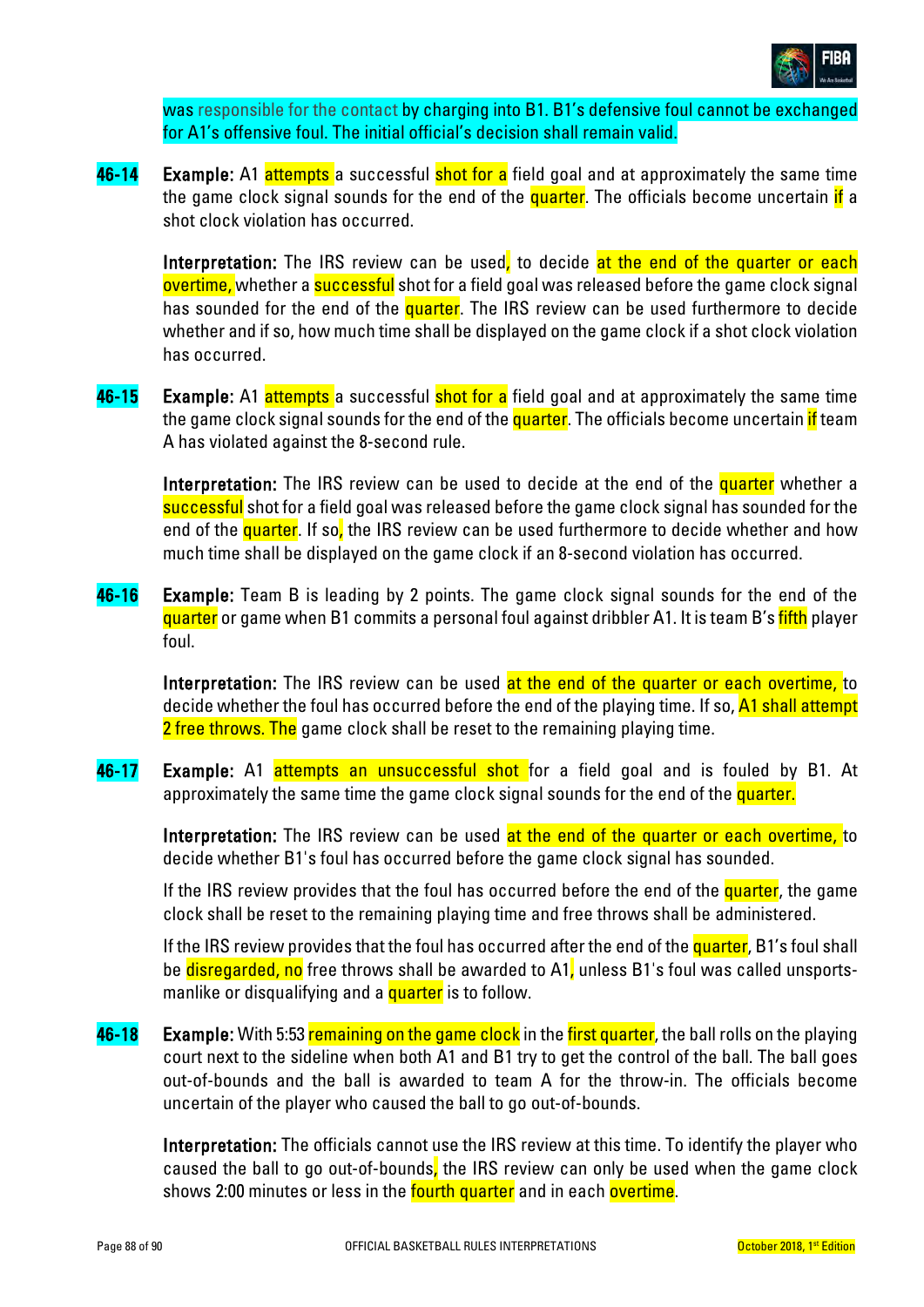was responsible for the contact by charging into B1. B1's defensive foul cannot be exchanged for A1's offensive foul. The initial official's decision shall remain valid.

**46-14** **Example:** A1 attempts a successful shot for a field goal and at approximately the same time the game clock signal sounds for the end of the quarter. The officials become uncertain if a shot clock violation has occurred.

**Interpretation:** The IRS review can be used, to decide at the end of the quarter or each overtime, whether a successful shot for a field goal was released before the game clock signal has sounded for the end of the quarter. The IRS review can be used furthermore to decide whether and if so, how much time shall be displayed on the game clock if a shot clock violation has occurred.

**46-15** **Example:** A1 attempts a successful shot for a field goal and at approximately the same time the game clock signal sounds for the end of the quarter. The officials become uncertain if team A has violated against the 8-second rule.

**Interpretation:** The IRS review can be used to decide at the end of the quarter whether a successful shot for a field goal was released before the game clock signal has sounded for the end of the quarter. If so, the IRS review can be used furthermore to decide whether and how much time shall be displayed on the game clock if an 8-second violation has occurred.

**46-16** **Example:** Team B is leading by 2 points. The game clock signal sounds for the end of the quarter or game when B1 commits a personal foul against dribbler A1. It is team B's fifth player foul.

**Interpretation:** The IRS review can be used at the end of the quarter or each overtime, to decide whether the foul has occurred before the end of the playing time. If so, A1 shall attempt 2 free throws. The game clock shall be reset to the remaining playing time.

**46-17** **Example:** A1 attempts an unsuccessful shot for a field goal and is fouled by B1. At approximately the same time the game clock signal sounds for the end of the quarter.

**Interpretation:** The IRS review can be used at the end of the quarter or each overtime, to decide whether B1's foul has occurred before the game clock signal has sounded.

If the IRS review provides that the foul has occurred before the end of the quarter, the game clock shall be reset to the remaining playing time and free throws shall be administered.

If the IRS review provides that the foul has occurred after the end of the quarter, B1's foul shall be disregarded, no free throws shall be awarded to A1, unless B1's foul was called unsportsmanlike or disqualifying and a quarter is to follow.

**46-18** **Example:** With 5:53 remaining on the game clock in the first quarter, the ball rolls on the playing court next to the sideline when both A1 and B1 try to get the control of the ball. The ball goes out-of-bounds and the ball is awarded to team A for the throw-in. The officials become uncertain of the player who caused the ball to go out-of-bounds.

**Interpretation:** The officials cannot use the IRS review at this time. To identify the player who caused the ball to go out-of-bounds, the IRS review can only be used when the game clock shows 2:00 minutes or less in the fourth quarter and in each overtime.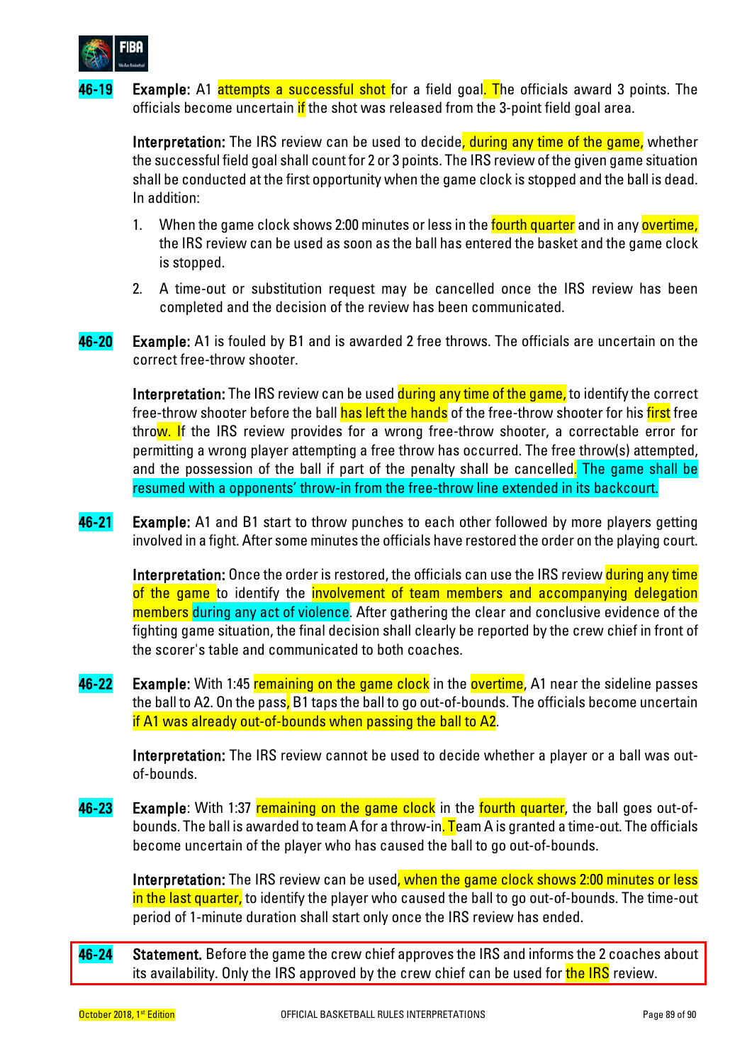**46-19** **Example:** A1 attempts a successful shot for a field goal. The officials award 3 points. The officials become uncertain if the shot was released from the 3-point field goal area.

**Interpretation:** The IRS review can be used to decide, during any time of the game, whether the successful field goal shall count for 2 or 3 points. The IRS review of the given game situation shall be conducted at the first opportunity when the game clock is stopped and the ball is dead. In addition:

1. When the game clock shows 2:00 minutes or less in the fourth quarter and in any overtime, the IRS review can be used as soon as the ball has entered the basket and the game clock is stopped.
2. A time-out or substitution request may be cancelled once the IRS review has been completed and the decision of the review has been communicated.

**46-20** **Example:** A1 is fouled by B1 and is awarded 2 free throws. The officials are uncertain on the correct free-throw shooter.

**Interpretation:** The IRS review can be used during any time of the game, to identify the correct free-throw shooter before the ball has left the hands of the free-throw shooter for his first free throw. If the IRS review provides for a wrong free-throw shooter, a correctable error for permitting a wrong player attempting a free throw has occurred. The free throw(s) attempted, and the possession of the ball if part of the penalty shall be cancelled. The game shall be resumed with a opponents' throw-in from the free-throw line extended in its backcourt.

**46-21** **Example:** A1 and B1 start to throw punches to each other followed by more players getting involved in a fight. After some minutes the officials have restored the order on the playing court.

**Interpretation:** Once the order is restored, the officials can use the IRS review during any time of the game to identify the involvement of team members and accompanying delegation members during any act of violence. After gathering the clear and conclusive evidence of the fighting game situation, the final decision shall clearly be reported by the crew chief in front of the scorer's table and communicated to both coaches.

**46-22** **Example:** With 1:45 remaining on the game clock in the overtime, A1 near the sideline passes the ball to A2. On the pass, B1 taps the ball to go out-of-bounds. The officials become uncertain if A1 was already out-of-bounds when passing the ball to A2.

**Interpretation:** The IRS review cannot be used to decide whether a player or a ball was out-of-bounds.

**46-23** **Example:** With 1:37 remaining on the game clock in the fourth quarter, the ball goes out-of-bounds. The ball is awarded to team A for a throw-in. Team A is granted a time-out. The officials become uncertain of the player who has caused the ball to go out-of-bounds.

**Interpretation:** The IRS review can be used, when the game clock shows 2:00 minutes or less in the last quarter, to identify the player who caused the ball to go out-of-bounds. The time-out period of 1-minute duration shall start only once the IRS review has ended.

**46-24** **Statement.** Before the game the crew chief approves the IRS and informs the 2 coaches about its availability. Only the IRS approved by the crew chief can be used for the IRS review.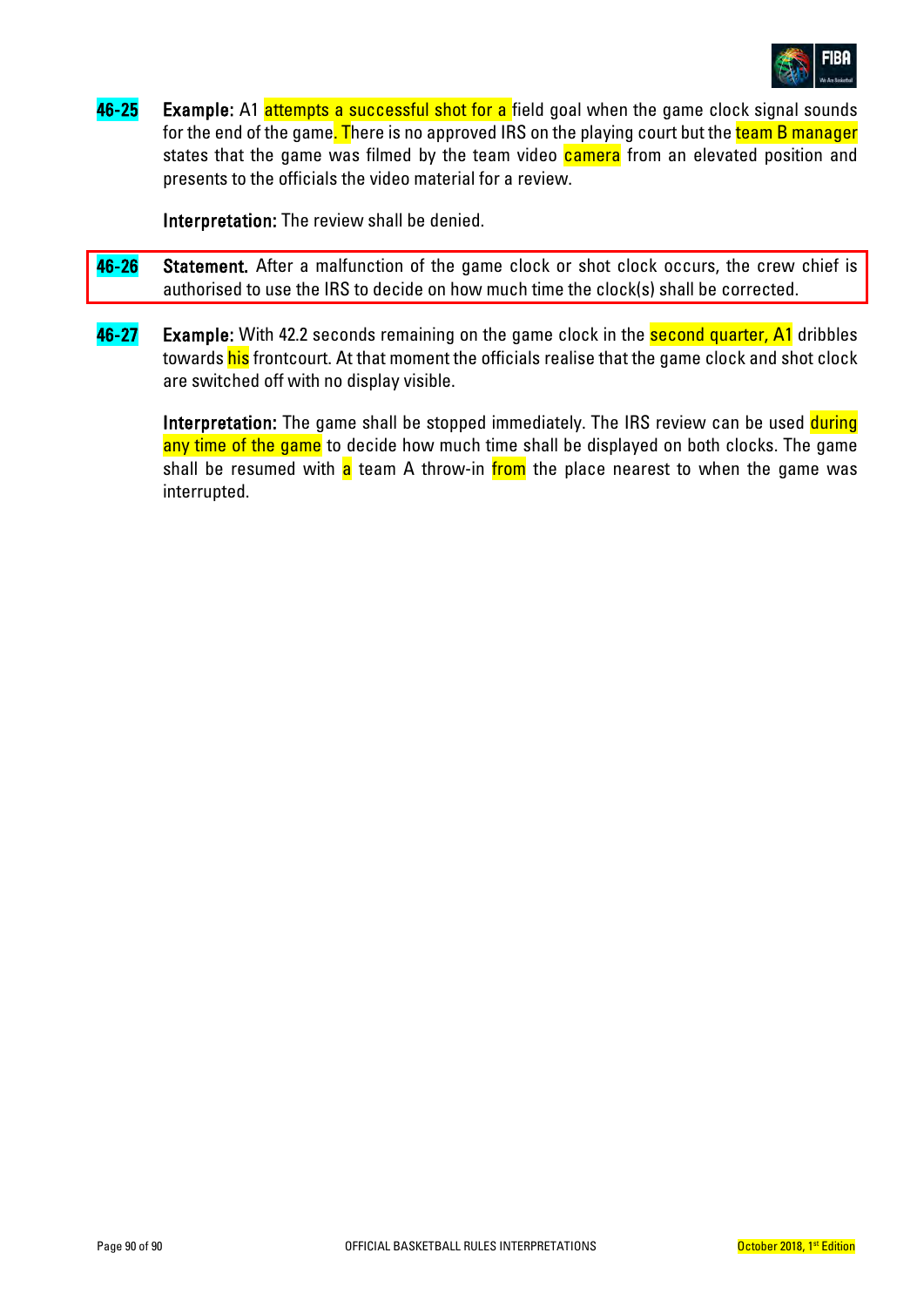**46-25** **Example:** A1 attempts a successful shot for a field goal when the game clock signal sounds for the end of the game. There is no approved IRS on the playing court but the team B manager states that the game was filmed by the team video camera from an elevated position and presents to the officials the video material for a review.

**Interpretation:** The review shall be denied.

**46-26** **Statement.** After a malfunction of the game clock or shot clock occurs, the crew chief is authorised to use the IRS to decide on how much time the clock(s) shall be corrected.

**46-27** **Example:** With 42.2 seconds remaining on the game clock in the second quarter, A1 dribbles towards his frontcourt. At that moment the officials realise that the game clock and shot clock are switched off with no display visible.

**Interpretation:** The game shall be stopped immediately. The IRS review can be used during any time of the game to decide how much time shall be displayed on both clocks. The game shall be resumed with a team A throw-in from the place nearest to when the game was interrupted.